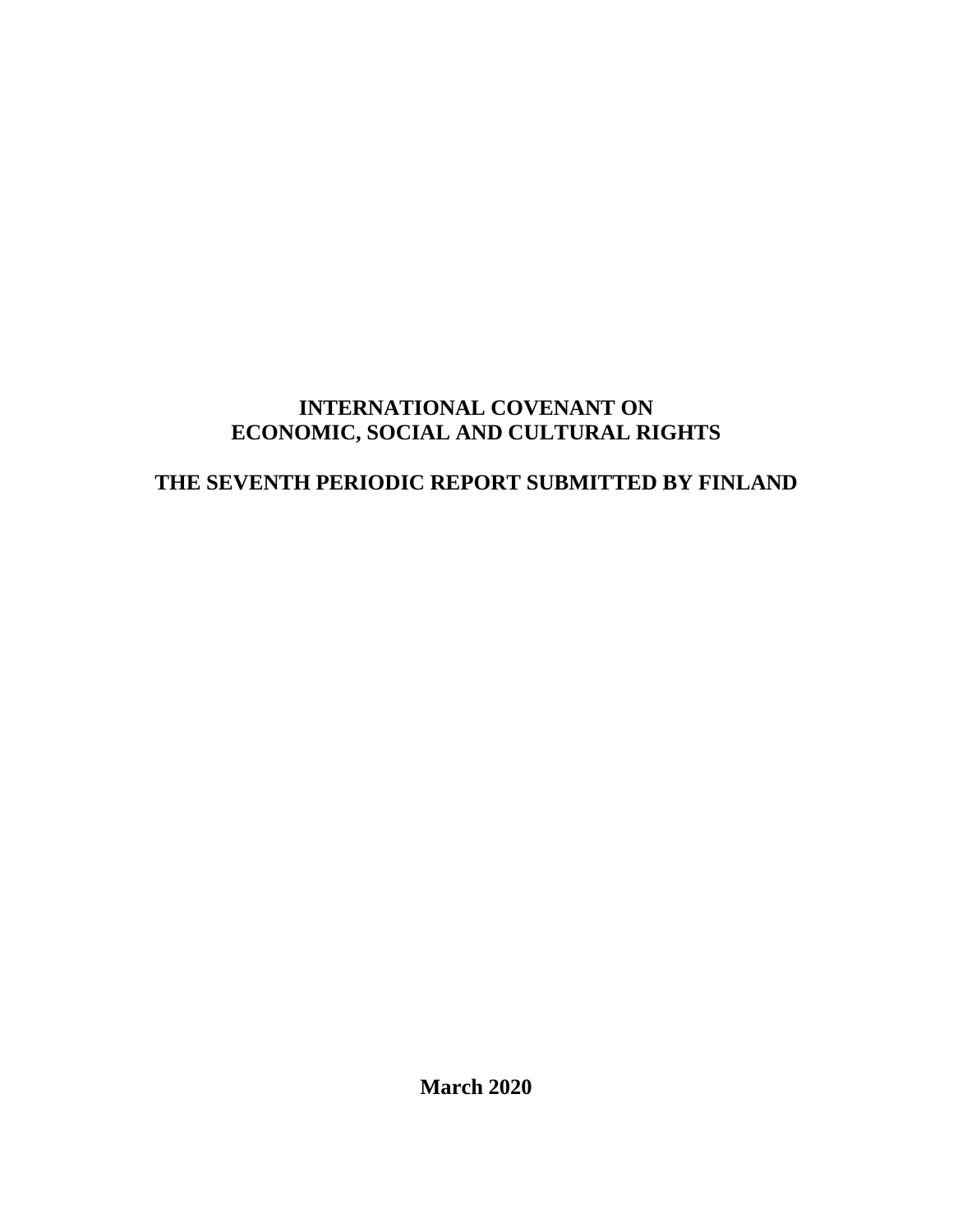# INTERNATIONAL COVENANT ON ECONOMIC, SOCIAL AND CULTURAL RIGHTS

# THE SEVENTH PERIODIC REPORT SUBMITTED BY FINLAND

**March 2020**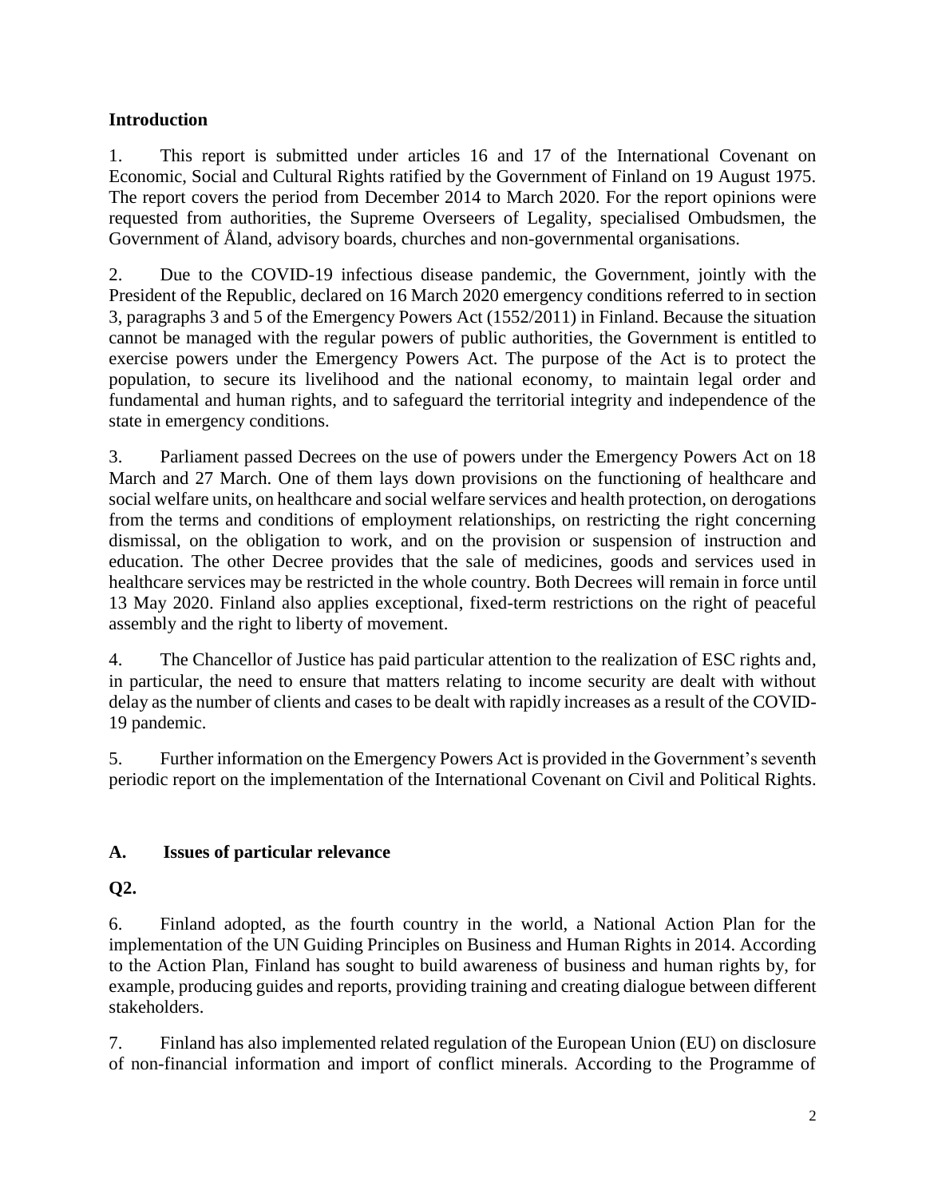## Introduction

1. This report is submitted under articles 16 and 17 of the International Covenant on Economic, Social and Cultural Rights ratified by the Government of Finland on 19 August 1975. The report covers the period from December 2014 to March 2020. For the report opinions were requested from authorities, the Supreme Overseers of Legality, specialised Ombudsmen, the Government of Åland, advisory boards, churches and non-governmental organisations.

2. Due to the COVID-19 infectious disease pandemic, the Government, jointly with the President of the Republic, declared on 16 March 2020 emergency conditions referred to in section 3, paragraphs 3 and 5 of the Emergency Powers Act (1552/2011) in Finland. Because the situation cannot be managed with the regular powers of public authorities, the Government is entitled to exercise powers under the Emergency Powers Act. The purpose of the Act is to protect the population, to secure its livelihood and the national economy, to maintain legal order and fundamental and human rights, and to safeguard the territorial integrity and independence of the state in emergency conditions.

3. Parliament passed Decrees on the use of powers under the Emergency Powers Act on 18 March and 27 March. One of them lays down provisions on the functioning of healthcare and social welfare units, on healthcare and social welfare services and health protection, on derogations from the terms and conditions of employment relationships, on restricting the right concerning dismissal, on the obligation to work, and on the provision or suspension of instruction and education. The other Decree provides that the sale of medicines, goods and services used in healthcare services may be restricted in the whole country. Both Decrees will remain in force until 13 May 2020. Finland also applies exceptional, fixed-term restrictions on the right of peaceful assembly and the right to liberty of movement.

4. The Chancellor of Justice has paid particular attention to the realization of ESC rights and, in particular, the need to ensure that matters relating to income security are dealt with without delay as the number of clients and cases to be dealt with rapidly increases as a result of the COVID-19 pandemic.

5. Further information on the Emergency Powers Act is provided in the Government's seventh periodic report on the implementation of the International Covenant on Civil and Political Rights.

## A. Issues of particular relevance

### Q2.

6. Finland adopted, as the fourth country in the world, a National Action Plan for the implementation of the UN Guiding Principles on Business and Human Rights in 2014. According to the Action Plan, Finland has sought to build awareness of business and human rights by, for example, producing guides and reports, providing training and creating dialogue between different stakeholders.

7. Finland has also implemented related regulation of the European Union (EU) on disclosure of non-financial information and import of conflict minerals. According to the Programme of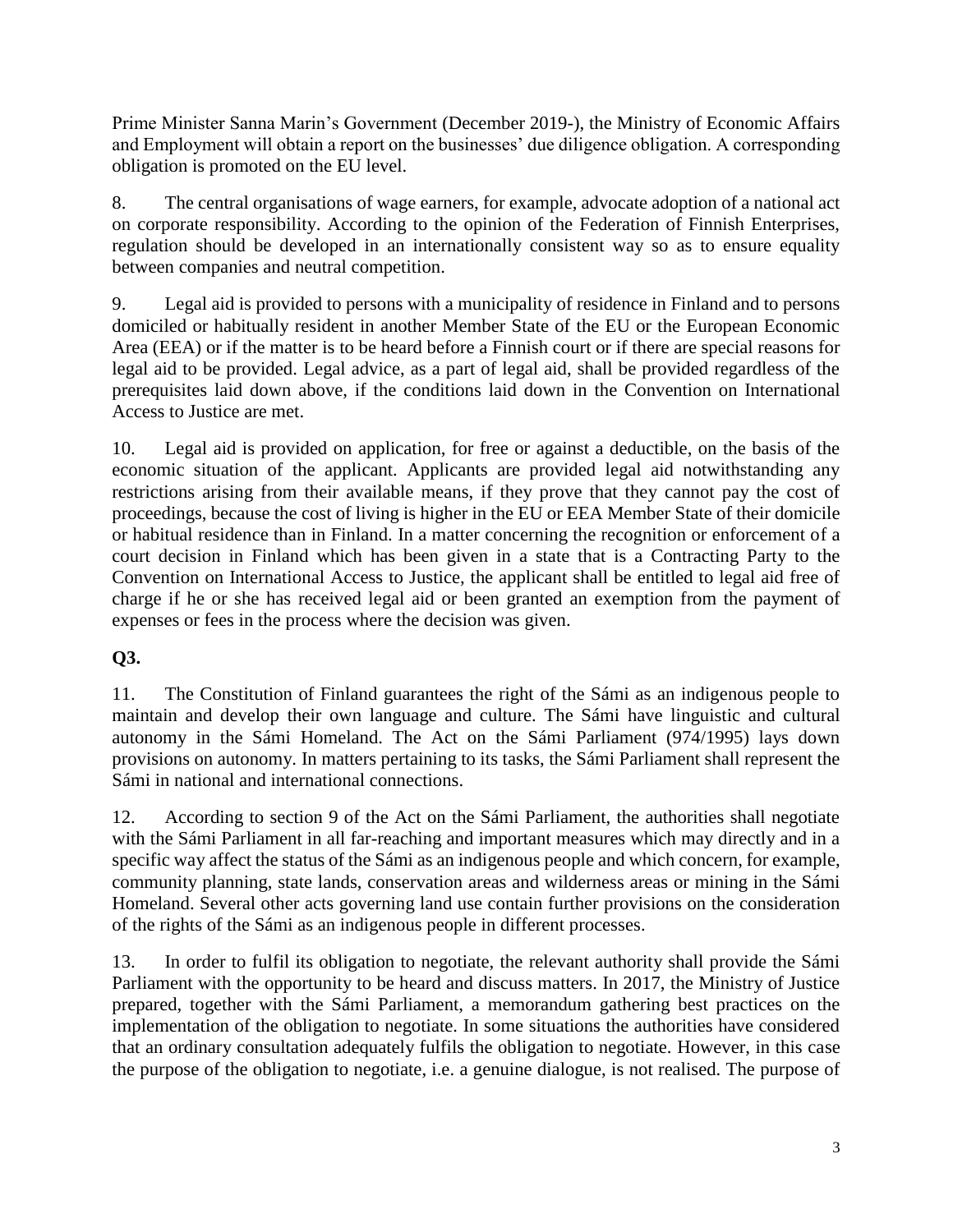Prime Minister Sanna Marin's Government (December 2019-), the Ministry of Economic Affairs and Employment will obtain a report on the businesses' due diligence obligation. A corresponding obligation is promoted on the EU level.

8. The central organisations of wage earners, for example, advocate adoption of a national act on corporate responsibility. According to the opinion of the Federation of Finnish Enterprises, regulation should be developed in an internationally consistent way so as to ensure equality between companies and neutral competition.

9. Legal aid is provided to persons with a municipality of residence in Finland and to persons domiciled or habitually resident in another Member State of the EU or the European Economic Area (EEA) or if the matter is to be heard before a Finnish court or if there are special reasons for legal aid to be provided. Legal advice, as a part of legal aid, shall be provided regardless of the prerequisites laid down above, if the conditions laid down in the Convention on International Access to Justice are met.

10. Legal aid is provided on application, for free or against a deductible, on the basis of the economic situation of the applicant. Applicants are provided legal aid notwithstanding any restrictions arising from their available means, if they prove that they cannot pay the cost of proceedings, because the cost of living is higher in the EU or EEA Member State of their domicile or habitual residence than in Finland. In a matter concerning the recognition or enforcement of a court decision in Finland which has been given in a state that is a Contracting Party to the Convention on International Access to Justice, the applicant shall be entitled to legal aid free of charge if he or she has received legal aid or been granted an exemption from the payment of expenses or fees in the process where the decision was given.

**Q3.**

11. The Constitution of Finland guarantees the right of the Sámi as an indigenous people to maintain and develop their own language and culture. The Sámi have linguistic and cultural autonomy in the Sámi Homeland. The Act on the Sámi Parliament (974/1995) lays down provisions on autonomy. In matters pertaining to its tasks, the Sámi Parliament shall represent the Sámi in national and international connections.

12. According to section 9 of the Act on the Sámi Parliament, the authorities shall negotiate with the Sámi Parliament in all far-reaching and important measures which may directly and in a specific way affect the status of the Sámi as an indigenous people and which concern, for example, community planning, state lands, conservation areas and wilderness areas or mining in the Sámi Homeland. Several other acts governing land use contain further provisions on the consideration of the rights of the Sámi as an indigenous people in different processes.

13. In order to fulfil its obligation to negotiate, the relevant authority shall provide the Sámi Parliament with the opportunity to be heard and discuss matters. In 2017, the Ministry of Justice prepared, together with the Sámi Parliament, a memorandum gathering best practices on the implementation of the obligation to negotiate. In some situations the authorities have considered that an ordinary consultation adequately fulfils the obligation to negotiate. However, in this case the purpose of the obligation to negotiate, i.e. a genuine dialogue, is not realised. The purpose of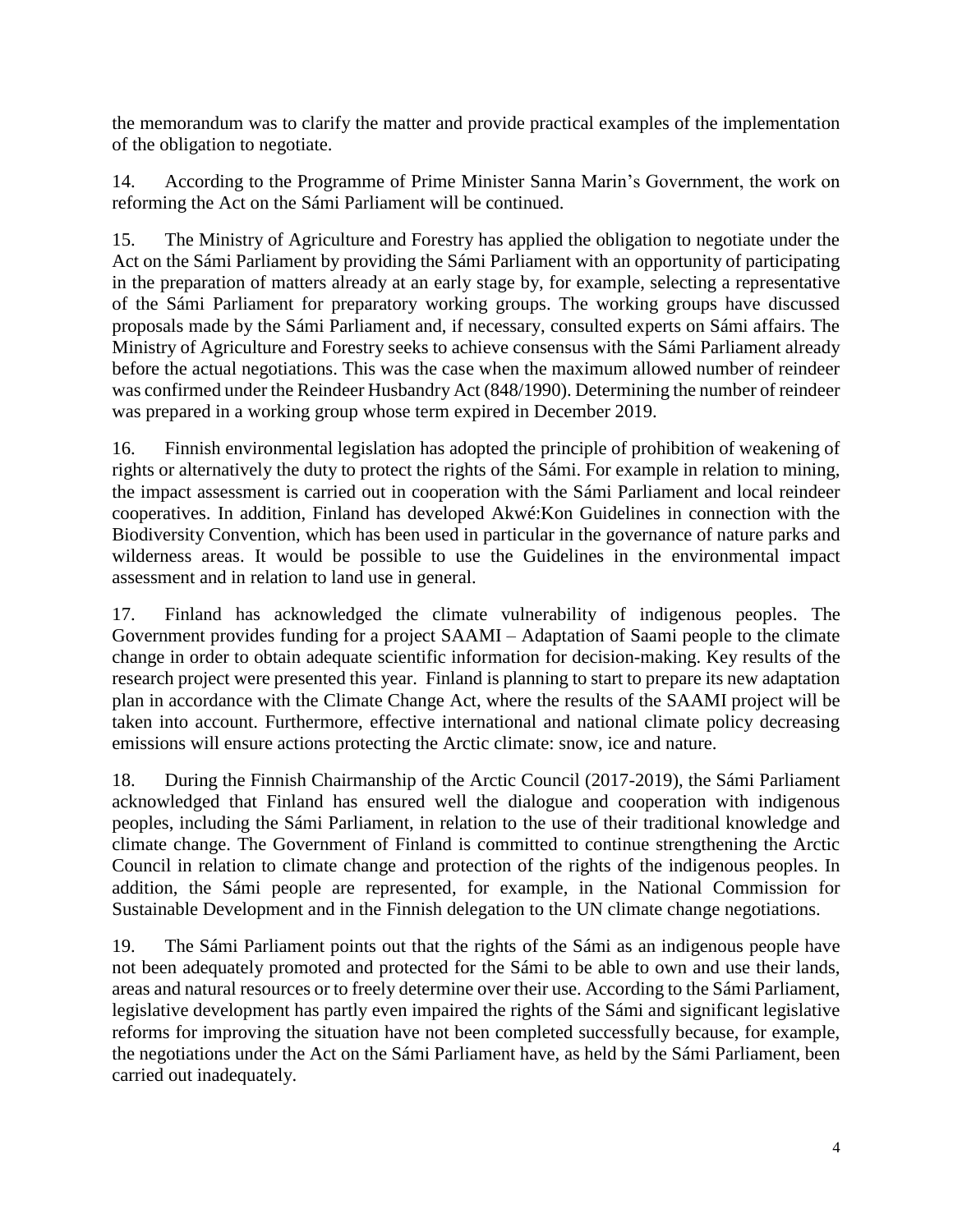the memorandum was to clarify the matter and provide practical examples of the implementation of the obligation to negotiate.

14. According to the Programme of Prime Minister Sanna Marin's Government, the work on reforming the Act on the Sámi Parliament will be continued.

15. The Ministry of Agriculture and Forestry has applied the obligation to negotiate under the Act on the Sámi Parliament by providing the Sámi Parliament with an opportunity of participating in the preparation of matters already at an early stage by, for example, selecting a representative of the Sámi Parliament for preparatory working groups. The working groups have discussed proposals made by the Sámi Parliament and, if necessary, consulted experts on Sámi affairs. The Ministry of Agriculture and Forestry seeks to achieve consensus with the Sámi Parliament already before the actual negotiations. This was the case when the maximum allowed number of reindeer was confirmed under the Reindeer Husbandry Act (848/1990). Determining the number of reindeer was prepared in a working group whose term expired in December 2019.

16. Finnish environmental legislation has adopted the principle of prohibition of weakening of rights or alternatively the duty to protect the rights of the Sámi. For example in relation to mining, the impact assessment is carried out in cooperation with the Sámi Parliament and local reindeer cooperatives. In addition, Finland has developed Akwé:Kon Guidelines in connection with the Biodiversity Convention, which has been used in particular in the governance of nature parks and wilderness areas. It would be possible to use the Guidelines in the environmental impact assessment and in relation to land use in general.

17. Finland has acknowledged the climate vulnerability of indigenous peoples. The Government provides funding for a project SAAMI – Adaptation of Saami people to the climate change in order to obtain adequate scientific information for decision-making. Key results of the research project were presented this year. Finland is planning to start to prepare its new adaptation plan in accordance with the Climate Change Act, where the results of the SAAMI project will be taken into account. Furthermore, effective international and national climate policy decreasing emissions will ensure actions protecting the Arctic climate: snow, ice and nature.

18. During the Finnish Chairmanship of the Arctic Council (2017-2019), the Sámi Parliament acknowledged that Finland has ensured well the dialogue and cooperation with indigenous peoples, including the Sámi Parliament, in relation to the use of their traditional knowledge and climate change. The Government of Finland is committed to continue strengthening the Arctic Council in relation to climate change and protection of the rights of the indigenous peoples. In addition, the Sámi people are represented, for example, in the National Commission for Sustainable Development and in the Finnish delegation to the UN climate change negotiations.

19. The Sámi Parliament points out that the rights of the Sámi as an indigenous people have not been adequately promoted and protected for the Sámi to be able to own and use their lands, areas and natural resources or to freely determine over their use. According to the Sámi Parliament, legislative development has partly even impaired the rights of the Sámi and significant legislative reforms for improving the situation have not been completed successfully because, for example, the negotiations under the Act on the Sámi Parliament have, as held by the Sámi Parliament, been carried out inadequately.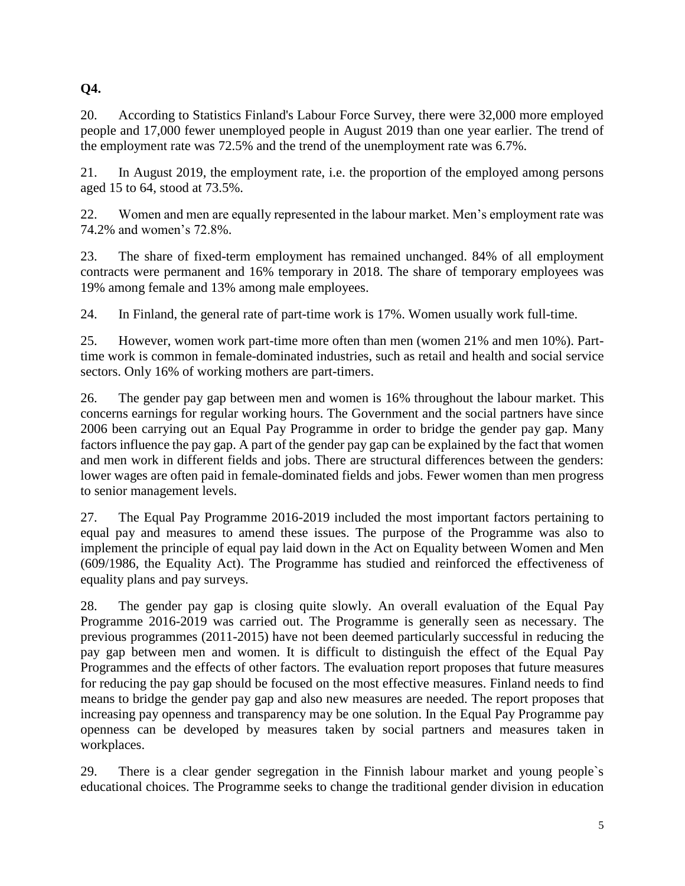**Q4.**

20. According to Statistics Finland's Labour Force Survey, there were 32,000 more employed people and 17,000 fewer unemployed people in August 2019 than one year earlier. The trend of the employment rate was 72.5% and the trend of the unemployment rate was 6.7%.

21. In August 2019, the employment rate, i.e. the proportion of the employed among persons aged 15 to 64, stood at 73.5%.

22. Women and men are equally represented in the labour market. Men's employment rate was 74.2% and women's 72.8%.

23. The share of fixed-term employment has remained unchanged. 84% of all employment contracts were permanent and 16% temporary in 2018. The share of temporary employees was 19% among female and 13% among male employees.

24. In Finland, the general rate of part-time work is 17%. Women usually work full-time.

25. However, women work part-time more often than men (women 21% and men 10%). Part-time work is common in female-dominated industries, such as retail and health and social service sectors. Only 16% of working mothers are part-timers.

26. The gender pay gap between men and women is 16% throughout the labour market. This concerns earnings for regular working hours. The Government and the social partners have since 2006 been carrying out an Equal Pay Programme in order to bridge the gender pay gap. Many factors influence the pay gap. A part of the gender pay gap can be explained by the fact that women and men work in different fields and jobs. There are structural differences between the genders: lower wages are often paid in female-dominated fields and jobs. Fewer women than men progress to senior management levels.

27. The Equal Pay Programme 2016-2019 included the most important factors pertaining to equal pay and measures to amend these issues. The purpose of the Programme was also to implement the principle of equal pay laid down in the Act on Equality between Women and Men (609/1986, the Equality Act). The Programme has studied and reinforced the effectiveness of equality plans and pay surveys.

28. The gender pay gap is closing quite slowly. An overall evaluation of the Equal Pay Programme 2016-2019 was carried out. The Programme is generally seen as necessary. The previous programmes (2011-2015) have not been deemed particularly successful in reducing the pay gap between men and women. It is difficult to distinguish the effect of the Equal Pay Programmes and the effects of other factors. The evaluation report proposes that future measures for reducing the pay gap should be focused on the most effective measures. Finland needs to find means to bridge the gender pay gap and also new measures are needed. The report proposes that increasing pay openness and transparency may be one solution. In the Equal Pay Programme pay openness can be developed by measures taken by social partners and measures taken in workplaces.

29. There is a clear gender segregation in the Finnish labour market and young people`s educational choices. The Programme seeks to change the traditional gender division in education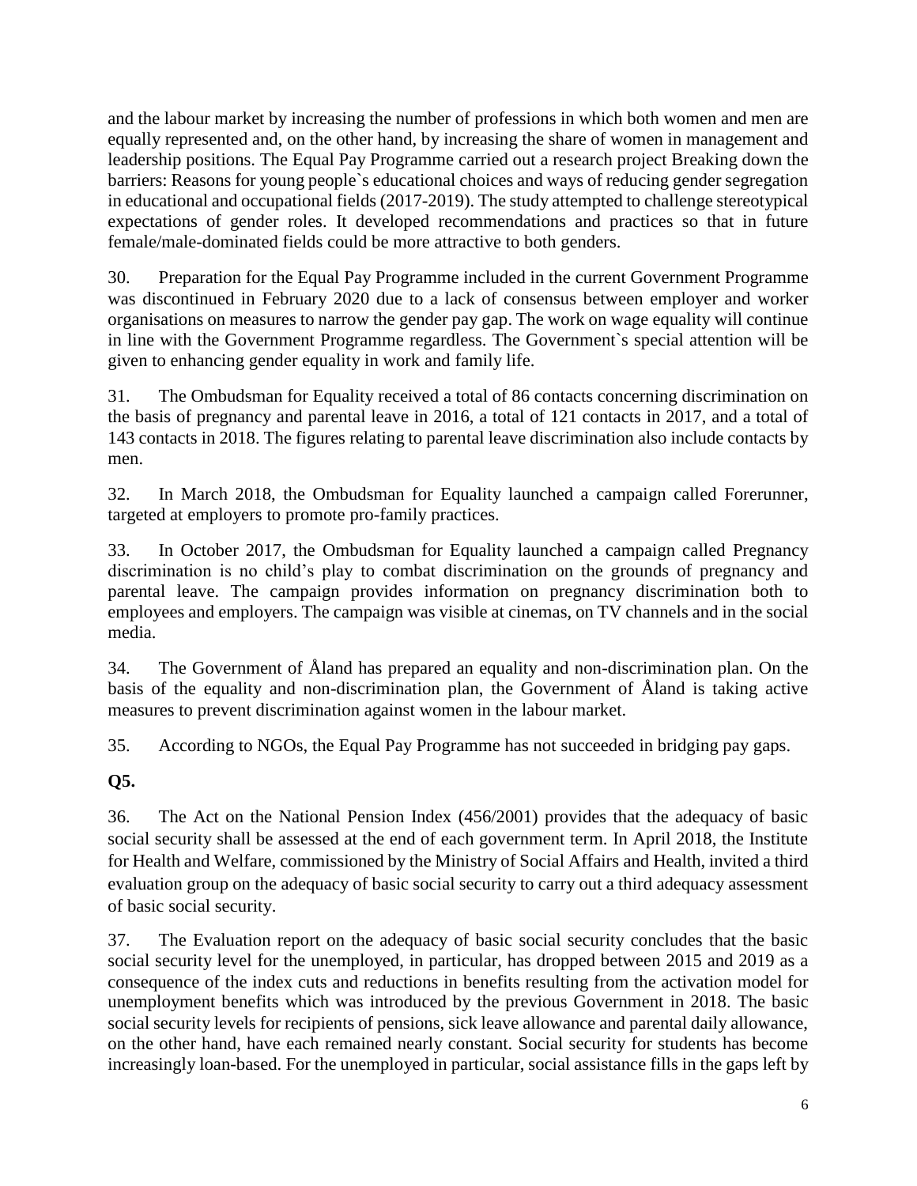and the labour market by increasing the number of professions in which both women and men are equally represented and, on the other hand, by increasing the share of women in management and leadership positions. The Equal Pay Programme carried out a research project Breaking down the barriers: Reasons for young people`s educational choices and ways of reducing gender segregation in educational and occupational fields (2017-2019). The study attempted to challenge stereotypical expectations of gender roles. It developed recommendations and practices so that in future female/male-dominated fields could be more attractive to both genders.

30. Preparation for the Equal Pay Programme included in the current Government Programme was discontinued in February 2020 due to a lack of consensus between employer and worker organisations on measures to narrow the gender pay gap. The work on wage equality will continue in line with the Government Programme regardless. The Government`s special attention will be given to enhancing gender equality in work and family life.

31. The Ombudsman for Equality received a total of 86 contacts concerning discrimination on the basis of pregnancy and parental leave in 2016, a total of 121 contacts in 2017, and a total of 143 contacts in 2018. The figures relating to parental leave discrimination also include contacts by men.

32. In March 2018, the Ombudsman for Equality launched a campaign called Forerunner, targeted at employers to promote pro-family practices.

33. In October 2017, the Ombudsman for Equality launched a campaign called Pregnancy discrimination is no child's play to combat discrimination on the grounds of pregnancy and parental leave. The campaign provides information on pregnancy discrimination both to employees and employers. The campaign was visible at cinemas, on TV channels and in the social media.

34. The Government of Åland has prepared an equality and non-discrimination plan. On the basis of the equality and non-discrimination plan, the Government of Åland is taking active measures to prevent discrimination against women in the labour market.

35. According to NGOs, the Equal Pay Programme has not succeeded in bridging pay gaps.

**Q5.**

36. The Act on the National Pension Index (456/2001) provides that the adequacy of basic social security shall be assessed at the end of each government term. In April 2018, the Institute for Health and Welfare, commissioned by the Ministry of Social Affairs and Health, invited a third evaluation group on the adequacy of basic social security to carry out a third adequacy assessment of basic social security.

37. The Evaluation report on the adequacy of basic social security concludes that the basic social security level for the unemployed, in particular, has dropped between 2015 and 2019 as a consequence of the index cuts and reductions in benefits resulting from the activation model for unemployment benefits which was introduced by the previous Government in 2018. The basic social security levels for recipients of pensions, sick leave allowance and parental daily allowance, on the other hand, have each remained nearly constant. Social security for students has become increasingly loan-based. For the unemployed in particular, social assistance fills in the gaps left by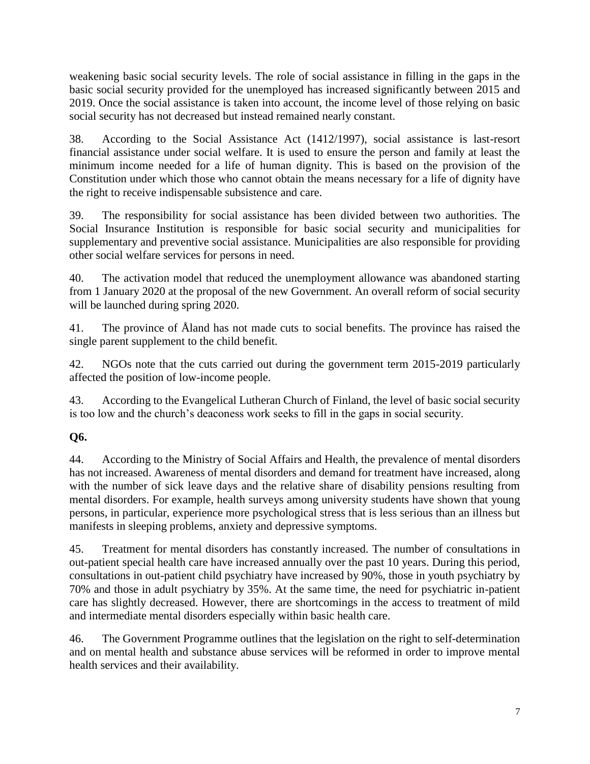weakening basic social security levels. The role of social assistance in filling in the gaps in the basic social security provided for the unemployed has increased significantly between 2015 and 2019. Once the social assistance is taken into account, the income level of those relying on basic social security has not decreased but instead remained nearly constant.

38. According to the Social Assistance Act (1412/1997), social assistance is last-resort financial assistance under social welfare. It is used to ensure the person and family at least the minimum income needed for a life of human dignity. This is based on the provision of the Constitution under which those who cannot obtain the means necessary for a life of dignity have the right to receive indispensable subsistence and care.

39. The responsibility for social assistance has been divided between two authorities. The Social Insurance Institution is responsible for basic social security and municipalities for supplementary and preventive social assistance. Municipalities are also responsible for providing other social welfare services for persons in need.

40. The activation model that reduced the unemployment allowance was abandoned starting from 1 January 2020 at the proposal of the new Government. An overall reform of social security will be launched during spring 2020.

41. The province of Åland has not made cuts to social benefits. The province has raised the single parent supplement to the child benefit.

42. NGOs note that the cuts carried out during the government term 2015-2019 particularly affected the position of low-income people.

43. According to the Evangelical Lutheran Church of Finland, the level of basic social security is too low and the church's deaconess work seeks to fill in the gaps in social security.

**Q6.**

44. According to the Ministry of Social Affairs and Health, the prevalence of mental disorders has not increased. Awareness of mental disorders and demand for treatment have increased, along with the number of sick leave days and the relative share of disability pensions resulting from mental disorders. For example, health surveys among university students have shown that young persons, in particular, experience more psychological stress that is less serious than an illness but manifests in sleeping problems, anxiety and depressive symptoms.

45. Treatment for mental disorders has constantly increased. The number of consultations in out-patient special health care have increased annually over the past 10 years. During this period, consultations in out-patient child psychiatry have increased by 90%, those in youth psychiatry by 70% and those in adult psychiatry by 35%. At the same time, the need for psychiatric in-patient care has slightly decreased. However, there are shortcomings in the access to treatment of mild and intermediate mental disorders especially within basic health care.

46. The Government Programme outlines that the legislation on the right to self-determination and on mental health and substance abuse services will be reformed in order to improve mental health services and their availability.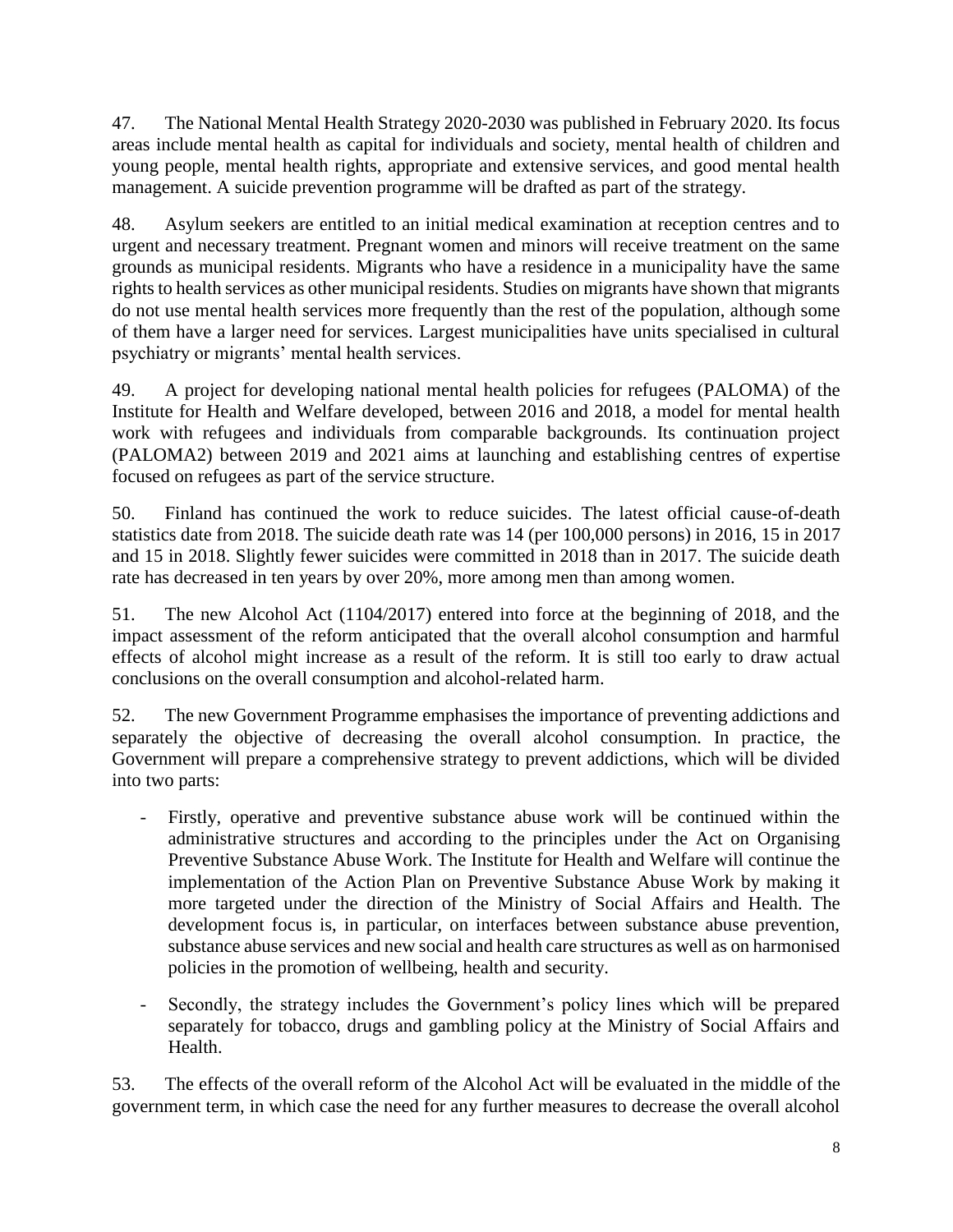47. The National Mental Health Strategy 2020-2030 was published in February 2020. Its focus areas include mental health as capital for individuals and society, mental health of children and young people, mental health rights, appropriate and extensive services, and good mental health management. A suicide prevention programme will be drafted as part of the strategy.

48. Asylum seekers are entitled to an initial medical examination at reception centres and to urgent and necessary treatment. Pregnant women and minors will receive treatment on the same grounds as municipal residents. Migrants who have a residence in a municipality have the same rights to health services as other municipal residents. Studies on migrants have shown that migrants do not use mental health services more frequently than the rest of the population, although some of them have a larger need for services. Largest municipalities have units specialised in cultural psychiatry or migrants' mental health services.

49. A project for developing national mental health policies for refugees (PALOMA) of the Institute for Health and Welfare developed, between 2016 and 2018, a model for mental health work with refugees and individuals from comparable backgrounds. Its continuation project (PALOMA2) between 2019 and 2021 aims at launching and establishing centres of expertise focused on refugees as part of the service structure.

50. Finland has continued the work to reduce suicides. The latest official cause-of-death statistics date from 2018. The suicide death rate was 14 (per 100,000 persons) in 2016, 15 in 2017 and 15 in 2018. Slightly fewer suicides were committed in 2018 than in 2017. The suicide death rate has decreased in ten years by over 20%, more among men than among women.

51. The new Alcohol Act (1104/2017) entered into force at the beginning of 2018, and the impact assessment of the reform anticipated that the overall alcohol consumption and harmful effects of alcohol might increase as a result of the reform. It is still too early to draw actual conclusions on the overall consumption and alcohol-related harm.

52. The new Government Programme emphasises the importance of preventing addictions and separately the objective of decreasing the overall alcohol consumption. In practice, the Government will prepare a comprehensive strategy to prevent addictions, which will be divided into two parts:

- Firstly, operative and preventive substance abuse work will be continued within the administrative structures and according to the principles under the Act on Organising Preventive Substance Abuse Work. The Institute for Health and Welfare will continue the implementation of the Action Plan on Preventive Substance Abuse Work by making it more targeted under the direction of the Ministry of Social Affairs and Health. The development focus is, in particular, on interfaces between substance abuse prevention, substance abuse services and new social and health care structures as well as on harmonised policies in the promotion of wellbeing, health and security.

- Secondly, the strategy includes the Government's policy lines which will be prepared separately for tobacco, drugs and gambling policy at the Ministry of Social Affairs and Health.

53. The effects of the overall reform of the Alcohol Act will be evaluated in the middle of the government term, in which case the need for any further measures to decrease the overall alcohol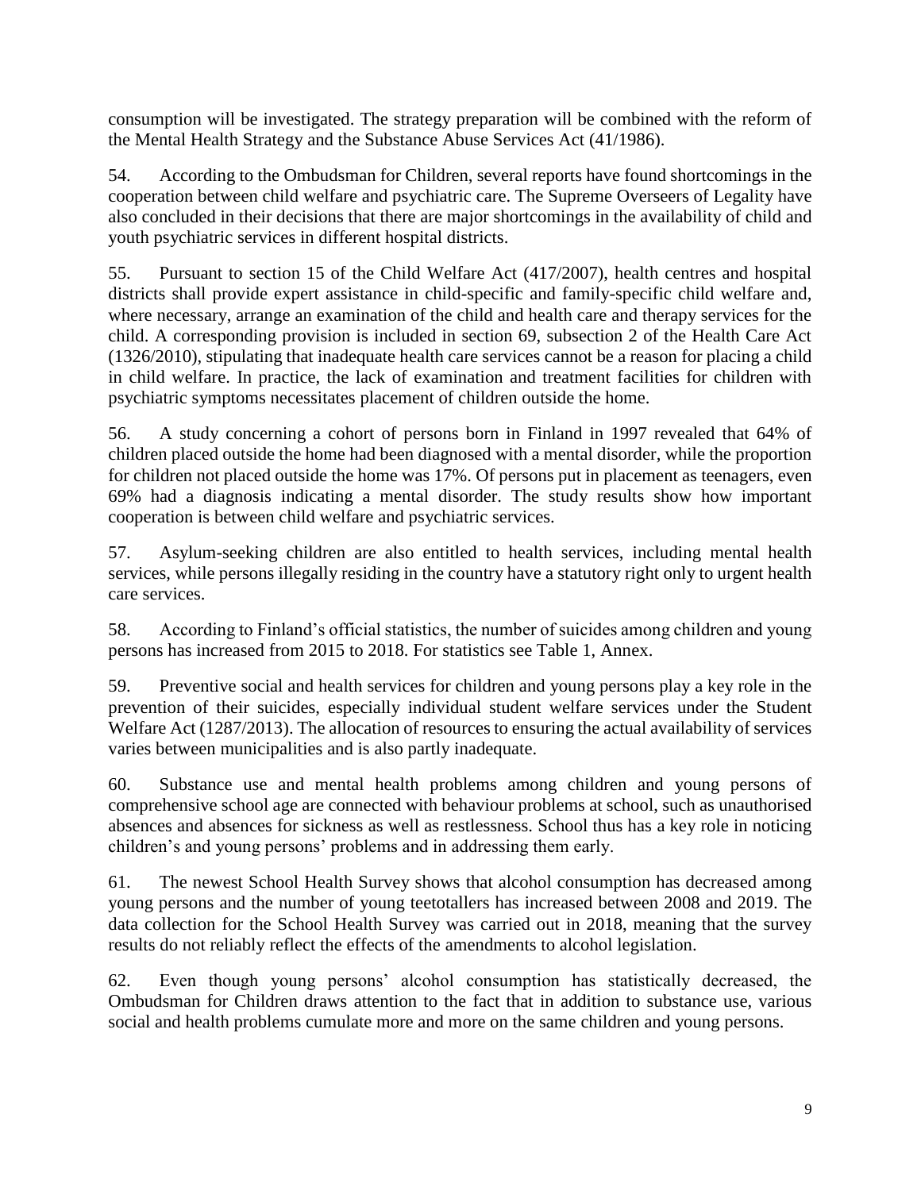consumption will be investigated. The strategy preparation will be combined with the reform of the Mental Health Strategy and the Substance Abuse Services Act (41/1986).

54. According to the Ombudsman for Children, several reports have found shortcomings in the cooperation between child welfare and psychiatric care. The Supreme Overseers of Legality have also concluded in their decisions that there are major shortcomings in the availability of child and youth psychiatric services in different hospital districts.

55. Pursuant to section 15 of the Child Welfare Act (417/2007), health centres and hospital districts shall provide expert assistance in child-specific and family-specific child welfare and, where necessary, arrange an examination of the child and health care and therapy services for the child. A corresponding provision is included in section 69, subsection 2 of the Health Care Act (1326/2010), stipulating that inadequate health care services cannot be a reason for placing a child in child welfare. In practice, the lack of examination and treatment facilities for children with psychiatric symptoms necessitates placement of children outside the home.

56. A study concerning a cohort of persons born in Finland in 1997 revealed that 64% of children placed outside the home had been diagnosed with a mental disorder, while the proportion for children not placed outside the home was 17%. Of persons put in placement as teenagers, even 69% had a diagnosis indicating a mental disorder. The study results show how important cooperation is between child welfare and psychiatric services.

57. Asylum-seeking children are also entitled to health services, including mental health services, while persons illegally residing in the country have a statutory right only to urgent health care services.

58. According to Finland's official statistics, the number of suicides among children and young persons has increased from 2015 to 2018. For statistics see Table 1, Annex.

59. Preventive social and health services for children and young persons play a key role in the prevention of their suicides, especially individual student welfare services under the Student Welfare Act (1287/2013). The allocation of resources to ensuring the actual availability of services varies between municipalities and is also partly inadequate.

60. Substance use and mental health problems among children and young persons of comprehensive school age are connected with behaviour problems at school, such as unauthorised absences and absences for sickness as well as restlessness. School thus has a key role in noticing children's and young persons' problems and in addressing them early.

61. The newest School Health Survey shows that alcohol consumption has decreased among young persons and the number of young teetotallers has increased between 2008 and 2019. The data collection for the School Health Survey was carried out in 2018, meaning that the survey results do not reliably reflect the effects of the amendments to alcohol legislation.

62. Even though young persons' alcohol consumption has statistically decreased, the Ombudsman for Children draws attention to the fact that in addition to substance use, various social and health problems cumulate more and more on the same children and young persons.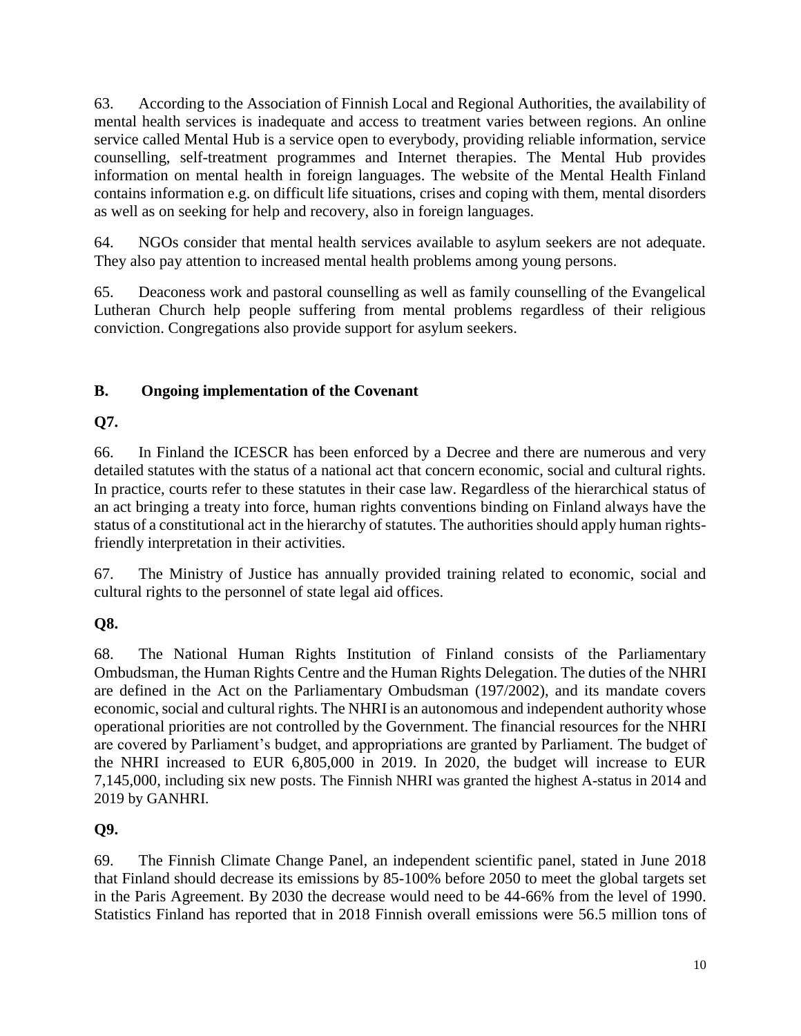63. According to the Association of Finnish Local and Regional Authorities, the availability of mental health services is inadequate and access to treatment varies between regions. An online service called Mental Hub is a service open to everybody, providing reliable information, service counselling, self-treatment programmes and Internet therapies. The Mental Hub provides information on mental health in foreign languages. The website of the Mental Health Finland contains information e.g. on difficult life situations, crises and coping with them, mental disorders as well as on seeking for help and recovery, also in foreign languages.

64. NGOs consider that mental health services available to asylum seekers are not adequate. They also pay attention to increased mental health problems among young persons.

65. Deaconess work and pastoral counselling as well as family counselling of the Evangelical Lutheran Church help people suffering from mental problems regardless of their religious conviction. Congregations also provide support for asylum seekers.

## B. Ongoing implementation of the Covenant

### Q7.

66. In Finland the ICESCR has been enforced by a Decree and there are numerous and very detailed statutes with the status of a national act that concern economic, social and cultural rights. In practice, courts refer to these statutes in their case law. Regardless of the hierarchical status of an act bringing a treaty into force, human rights conventions binding on Finland always have the status of a constitutional act in the hierarchy of statutes. The authorities should apply human rights-friendly interpretation in their activities.

67. The Ministry of Justice has annually provided training related to economic, social and cultural rights to the personnel of state legal aid offices.

### Q8.

68. The National Human Rights Institution of Finland consists of the Parliamentary Ombudsman, the Human Rights Centre and the Human Rights Delegation. The duties of the NHRI are defined in the Act on the Parliamentary Ombudsman (197/2002), and its mandate covers economic, social and cultural rights. The NHRI is an autonomous and independent authority whose operational priorities are not controlled by the Government. The financial resources for the NHRI are covered by Parliament's budget, and appropriations are granted by Parliament. The budget of the NHRI increased to EUR 6,805,000 in 2019. In 2020, the budget will increase to EUR 7,145,000, including six new posts. The Finnish NHRI was granted the highest A-status in 2014 and 2019 by GANHRI.

### Q9.

69. The Finnish Climate Change Panel, an independent scientific panel, stated in June 2018 that Finland should decrease its emissions by 85-100% before 2050 to meet the global targets set in the Paris Agreement. By 2030 the decrease would need to be 44-66% from the level of 1990. Statistics Finland has reported that in 2018 Finnish overall emissions were 56.5 million tons of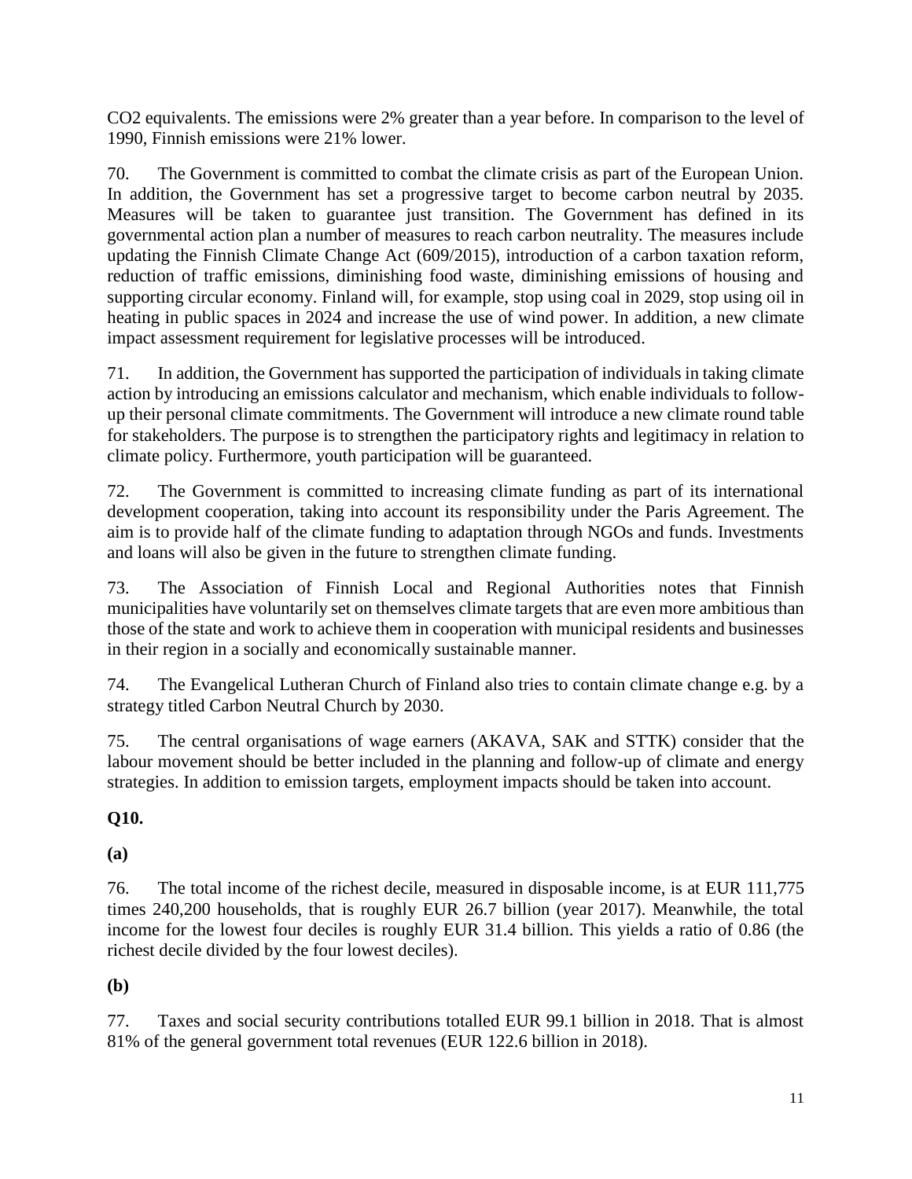$CO_2$ equivalents. The emissions were 2% greater than a year before. In comparison to the level of 1990, Finnish emissions were 21% lower.

70. The Government is committed to combat the climate crisis as part of the European Union. In addition, the Government has set a progressive target to become carbon neutral by 2035. Measures will be taken to guarantee just transition. The Government has defined in its governmental action plan a number of measures to reach carbon neutrality. The measures include updating the Finnish Climate Change Act (609/2015), introduction of a carbon taxation reform, reduction of traffic emissions, diminishing food waste, diminishing emissions of housing and supporting circular economy. Finland will, for example, stop using coal in 2029, stop using oil in heating in public spaces in 2024 and increase the use of wind power. In addition, a new climate impact assessment requirement for legislative processes will be introduced.

71. In addition, the Government has supported the participation of individuals in taking climate action by introducing an emissions calculator and mechanism, which enable individuals to follow-up their personal climate commitments. The Government will introduce a new climate round table for stakeholders. The purpose is to strengthen the participatory rights and legitimacy in relation to climate policy. Furthermore, youth participation will be guaranteed.

72. The Government is committed to increasing climate funding as part of its international development cooperation, taking into account its responsibility under the Paris Agreement. The aim is to provide half of the climate funding to adaptation through NGOs and funds. Investments and loans will also be given in the future to strengthen climate funding.

73. The Association of Finnish Local and Regional Authorities notes that Finnish municipalities have voluntarily set on themselves climate targets that are even more ambitious than those of the state and work to achieve them in cooperation with municipal residents and businesses in their region in a socially and economically sustainable manner.

74. The Evangelical Lutheran Church of Finland also tries to contain climate change e.g. by a strategy titled Carbon Neutral Church by 2030.

75. The central organisations of wage earners (AKAVA, SAK and STTK) consider that the labour movement should be better included in the planning and follow-up of climate and energy strategies. In addition to emission targets, employment impacts should be taken into account.

**Q10.**

**(a)**

76. The total income of the richest decile, measured in disposable income, is at EUR 111,775 times 240,200 households, that is roughly EUR 26.7 billion (year 2017). Meanwhile, the total income for the lowest four deciles is roughly EUR 31.4 billion. This yields a ratio of 0.86 (the richest decile divided by the four lowest deciles).

**(b)**

77. Taxes and social security contributions totalled EUR 99.1 billion in 2018. That is almost 81% of the general government total revenues (EUR 122.6 billion in 2018).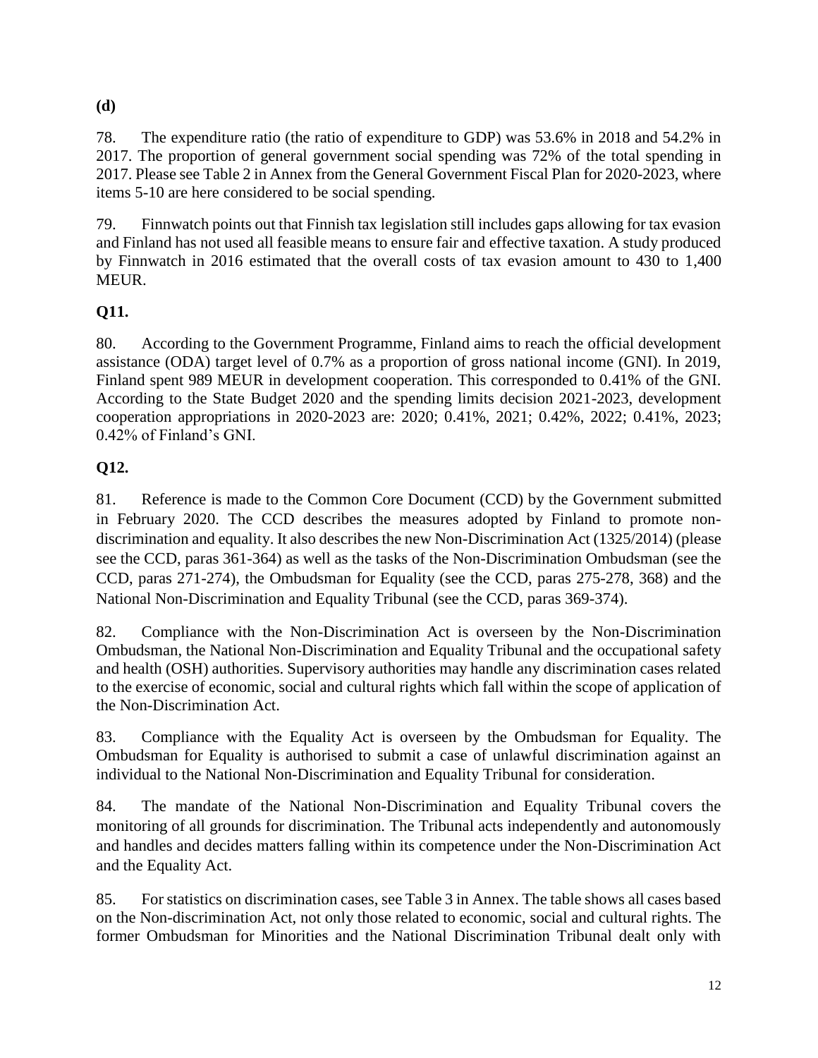**(d)**

78. The expenditure ratio (the ratio of expenditure to GDP) was 53.6% in 2018 and 54.2% in 2017. The proportion of general government social spending was 72% of the total spending in 2017. Please see Table 2 in Annex from the General Government Fiscal Plan for 2020-2023, where items 5-10 are here considered to be social spending.

79. Finnwatch points out that Finnish tax legislation still includes gaps allowing for tax evasion and Finland has not used all feasible means to ensure fair and effective taxation. A study produced by Finnwatch in 2016 estimated that the overall costs of tax evasion amount to 430 to 1,400 MEUR.

**Q11.**

80. According to the Government Programme, Finland aims to reach the official development assistance (ODA) target level of 0.7% as a proportion of gross national income (GNI). In 2019, Finland spent 989 MEUR in development cooperation. This corresponded to 0.41% of the GNI. According to the State Budget 2020 and the spending limits decision 2021-2023, development cooperation appropriations in 2020-2023 are: 2020; 0.41%, 2021; 0.42%, 2022; 0.41%, 2023; 0.42% of Finland's GNI.

**Q12.**

81. Reference is made to the Common Core Document (CCD) by the Government submitted in February 2020. The CCD describes the measures adopted by Finland to promote non-discrimination and equality. It also describes the new Non-Discrimination Act (1325/2014) (please see the CCD, paras 361-364) as well as the tasks of the Non-Discrimination Ombudsman (see the CCD, paras 271-274), the Ombudsman for Equality (see the CCD, paras 275-278, 368) and the National Non-Discrimination and Equality Tribunal (see the CCD, paras 369-374).

82. Compliance with the Non-Discrimination Act is overseen by the Non-Discrimination Ombudsman, the National Non-Discrimination and Equality Tribunal and the occupational safety and health (OSH) authorities. Supervisory authorities may handle any discrimination cases related to the exercise of economic, social and cultural rights which fall within the scope of application of the Non-Discrimination Act.

83. Compliance with the Equality Act is overseen by the Ombudsman for Equality. The Ombudsman for Equality is authorised to submit a case of unlawful discrimination against an individual to the National Non-Discrimination and Equality Tribunal for consideration.

84. The mandate of the National Non-Discrimination and Equality Tribunal covers the monitoring of all grounds for discrimination. The Tribunal acts independently and autonomously and handles and decides matters falling within its competence under the Non-Discrimination Act and the Equality Act.

85. For statistics on discrimination cases, see Table 3 in Annex. The table shows all cases based on the Non-discrimination Act, not only those related to economic, social and cultural rights. The former Ombudsman for Minorities and the National Discrimination Tribunal dealt only with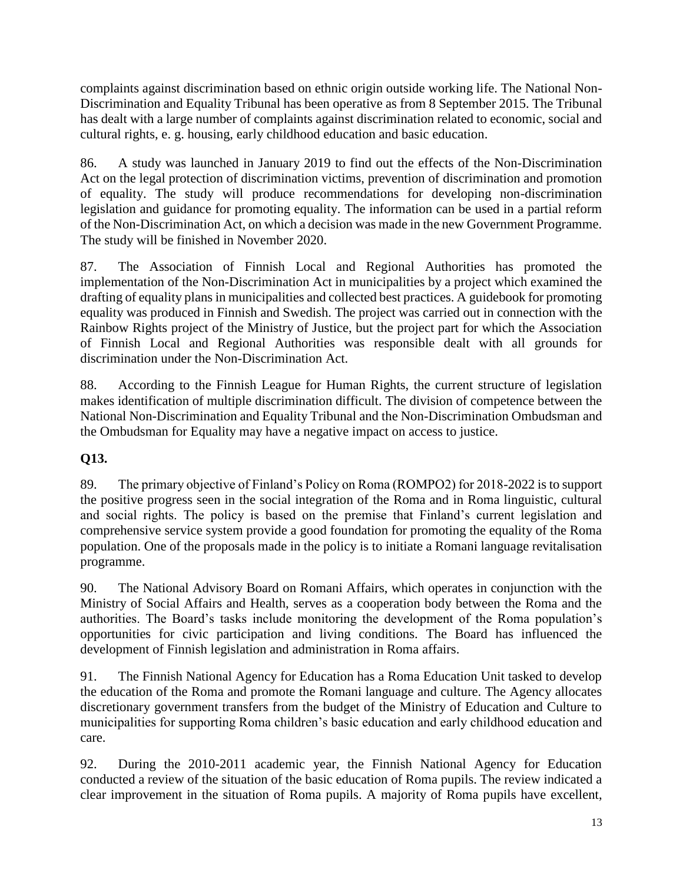complaints against discrimination based on ethnic origin outside working life. The National Non-Discrimination and Equality Tribunal has been operative as from 8 September 2015. The Tribunal has dealt with a large number of complaints against discrimination related to economic, social and cultural rights, e. g. housing, early childhood education and basic education.

86. A study was launched in January 2019 to find out the effects of the Non-Discrimination Act on the legal protection of discrimination victims, prevention of discrimination and promotion of equality. The study will produce recommendations for developing non-discrimination legislation and guidance for promoting equality. The information can be used in a partial reform of the Non-Discrimination Act, on which a decision was made in the new Government Programme. The study will be finished in November 2020.

87. The Association of Finnish Local and Regional Authorities has promoted the implementation of the Non-Discrimination Act in municipalities by a project which examined the drafting of equality plans in municipalities and collected best practices. A guidebook for promoting equality was produced in Finnish and Swedish. The project was carried out in connection with the Rainbow Rights project of the Ministry of Justice, but the project part for which the Association of Finnish Local and Regional Authorities was responsible dealt with all grounds for discrimination under the Non-Discrimination Act.

88. According to the Finnish League for Human Rights, the current structure of legislation makes identification of multiple discrimination difficult. The division of competence between the National Non-Discrimination and Equality Tribunal and the Non-Discrimination Ombudsman and the Ombudsman for Equality may have a negative impact on access to justice.

**Q13.**

89. The primary objective of Finland's Policy on Roma (ROMPO2) for 2018-2022 is to support the positive progress seen in the social integration of the Roma and in Roma linguistic, cultural and social rights. The policy is based on the premise that Finland's current legislation and comprehensive service system provide a good foundation for promoting the equality of the Roma population. One of the proposals made in the policy is to initiate a Romani language revitalisation programme.

90. The National Advisory Board on Romani Affairs, which operates in conjunction with the Ministry of Social Affairs and Health, serves as a cooperation body between the Roma and the authorities. The Board's tasks include monitoring the development of the Roma population's opportunities for civic participation and living conditions. The Board has influenced the development of Finnish legislation and administration in Roma affairs.

91. The Finnish National Agency for Education has a Roma Education Unit tasked to develop the education of the Roma and promote the Romani language and culture. The Agency allocates discretionary government transfers from the budget of the Ministry of Education and Culture to municipalities for supporting Roma children's basic education and early childhood education and care.

92. During the 2010-2011 academic year, the Finnish National Agency for Education conducted a review of the situation of the basic education of Roma pupils. The review indicated a clear improvement in the situation of Roma pupils. A majority of Roma pupils have excellent,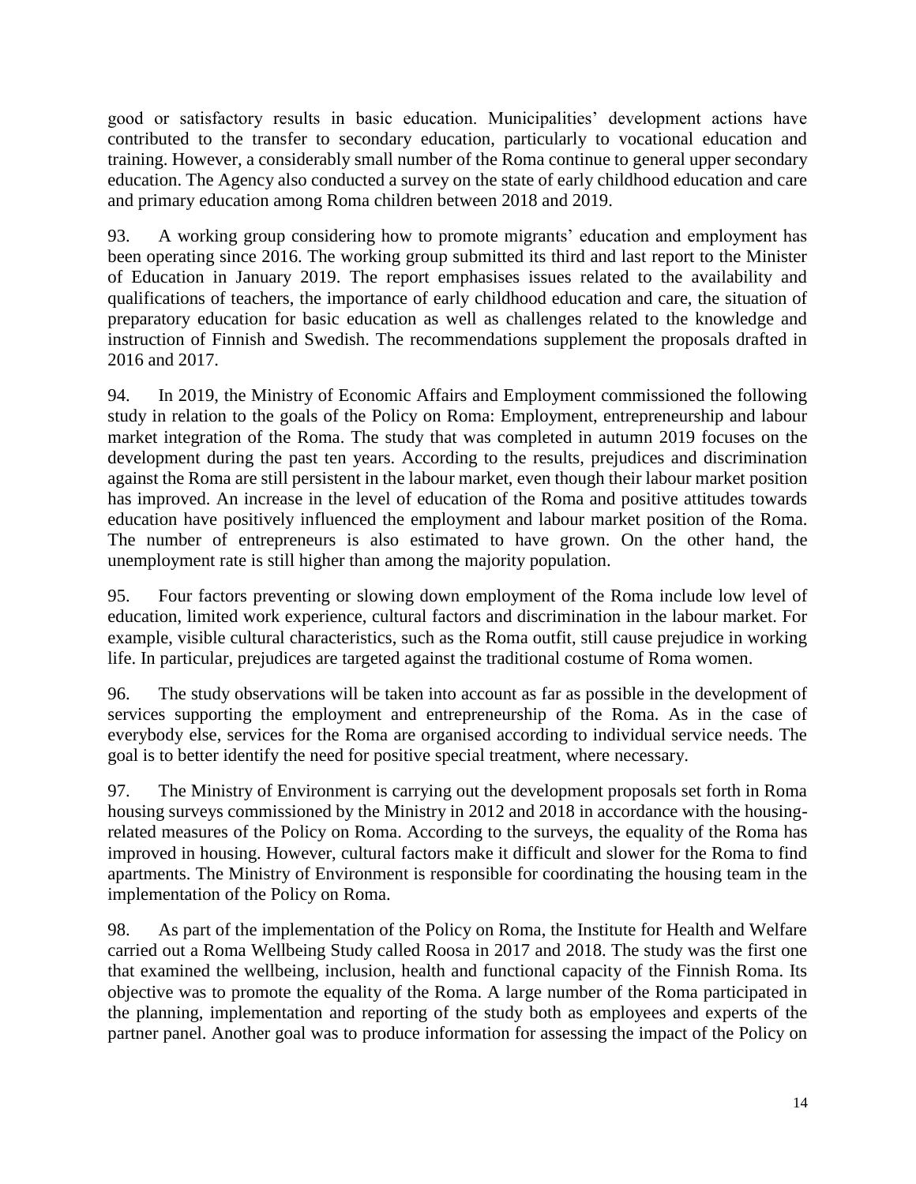good or satisfactory results in basic education. Municipalities' development actions have contributed to the transfer to secondary education, particularly to vocational education and training. However, a considerably small number of the Roma continue to general upper secondary education. The Agency also conducted a survey on the state of early childhood education and care and primary education among Roma children between 2018 and 2019.

93. A working group considering how to promote migrants' education and employment has been operating since 2016. The working group submitted its third and last report to the Minister of Education in January 2019. The report emphasises issues related to the availability and qualifications of teachers, the importance of early childhood education and care, the situation of preparatory education for basic education as well as challenges related to the knowledge and instruction of Finnish and Swedish. The recommendations supplement the proposals drafted in 2016 and 2017.

94. In 2019, the Ministry of Economic Affairs and Employment commissioned the following study in relation to the goals of the Policy on Roma: Employment, entrepreneurship and labour market integration of the Roma. The study that was completed in autumn 2019 focuses on the development during the past ten years. According to the results, prejudices and discrimination against the Roma are still persistent in the labour market, even though their labour market position has improved. An increase in the level of education of the Roma and positive attitudes towards education have positively influenced the employment and labour market position of the Roma. The number of entrepreneurs is also estimated to have grown. On the other hand, the unemployment rate is still higher than among the majority population.

95. Four factors preventing or slowing down employment of the Roma include low level of education, limited work experience, cultural factors and discrimination in the labour market. For example, visible cultural characteristics, such as the Roma outfit, still cause prejudice in working life. In particular, prejudices are targeted against the traditional costume of Roma women.

96. The study observations will be taken into account as far as possible in the development of services supporting the employment and entrepreneurship of the Roma. As in the case of everybody else, services for the Roma are organised according to individual service needs. The goal is to better identify the need for positive special treatment, where necessary.

97. The Ministry of Environment is carrying out the development proposals set forth in Roma housing surveys commissioned by the Ministry in 2012 and 2018 in accordance with the housing-related measures of the Policy on Roma. According to the surveys, the equality of the Roma has improved in housing. However, cultural factors make it difficult and slower for the Roma to find apartments. The Ministry of Environment is responsible for coordinating the housing team in the implementation of the Policy on Roma.

98. As part of the implementation of the Policy on Roma, the Institute for Health and Welfare carried out a Roma Wellbeing Study called Roosa in 2017 and 2018. The study was the first one that examined the wellbeing, inclusion, health and functional capacity of the Finnish Roma. Its objective was to promote the equality of the Roma. A large number of the Roma participated in the planning, implementation and reporting of the study both as employees and experts of the partner panel. Another goal was to produce information for assessing the impact of the Policy on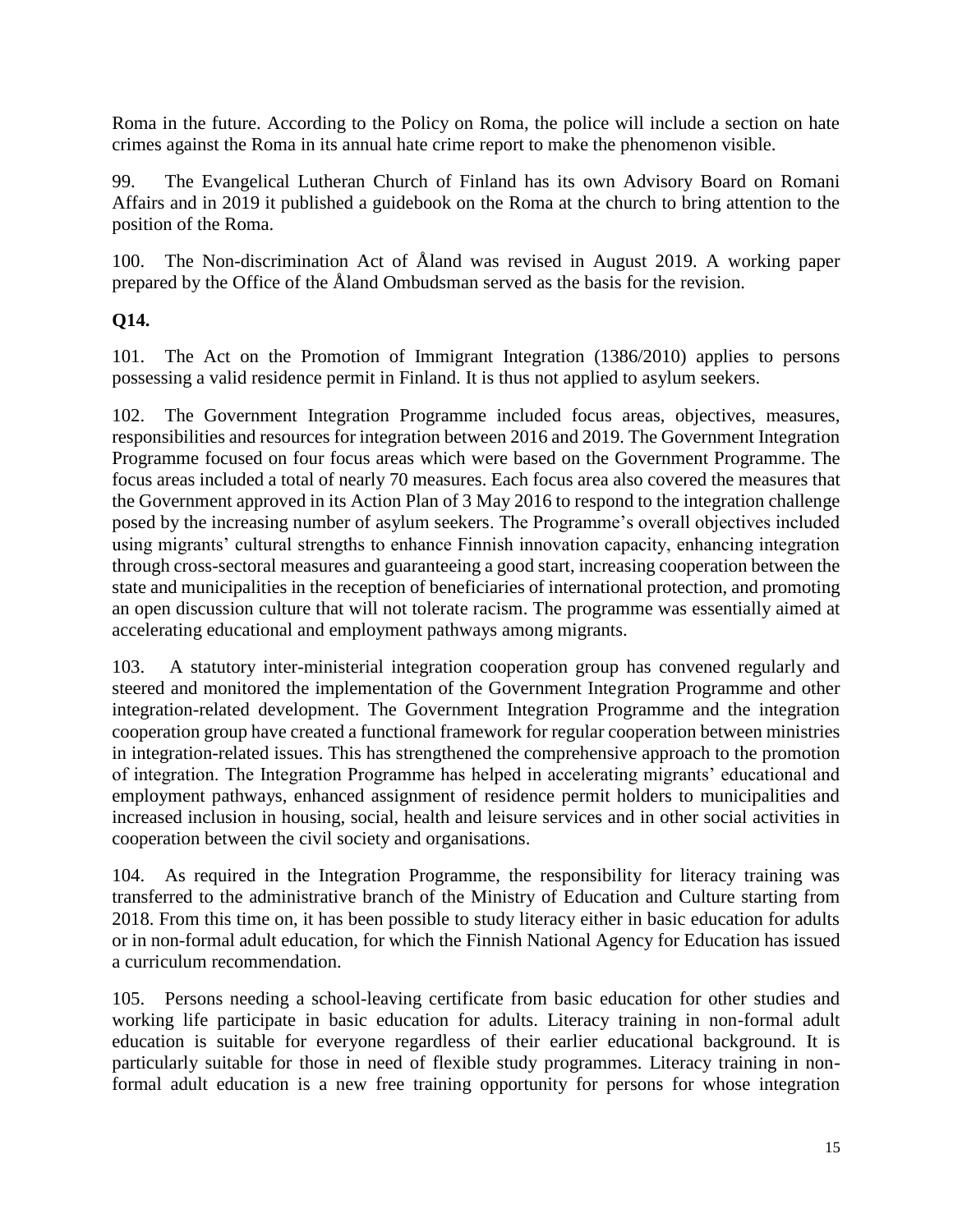Roma in the future. According to the Policy on Roma, the police will include a section on hate crimes against the Roma in its annual hate crime report to make the phenomenon visible.

99. The Evangelical Lutheran Church of Finland has its own Advisory Board on Romani Affairs and in 2019 it published a guidebook on the Roma at the church to bring attention to the position of the Roma.

100. The Non-discrimination Act of Åland was revised in August 2019. A working paper prepared by the Office of the Åland Ombudsman served as the basis for the revision.

**Q14.**

101. The Act on the Promotion of Immigrant Integration (1386/2010) applies to persons possessing a valid residence permit in Finland. It is thus not applied to asylum seekers.

102. The Government Integration Programme included focus areas, objectives, measures, responsibilities and resources for integration between 2016 and 2019. The Government Integration Programme focused on four focus areas which were based on the Government Programme. The focus areas included a total of nearly 70 measures. Each focus area also covered the measures that the Government approved in its Action Plan of 3 May 2016 to respond to the integration challenge posed by the increasing number of asylum seekers. The Programme's overall objectives included using migrants' cultural strengths to enhance Finnish innovation capacity, enhancing integration through cross-sectoral measures and guaranteeing a good start, increasing cooperation between the state and municipalities in the reception of beneficiaries of international protection, and promoting an open discussion culture that will not tolerate racism. The programme was essentially aimed at accelerating educational and employment pathways among migrants.

103. A statutory inter-ministerial integration cooperation group has convened regularly and steered and monitored the implementation of the Government Integration Programme and other integration-related development. The Government Integration Programme and the integration cooperation group have created a functional framework for regular cooperation between ministries in integration-related issues. This has strengthened the comprehensive approach to the promotion of integration. The Integration Programme has helped in accelerating migrants' educational and employment pathways, enhanced assignment of residence permit holders to municipalities and increased inclusion in housing, social, health and leisure services and in other social activities in cooperation between the civil society and organisations.

104. As required in the Integration Programme, the responsibility for literacy training was transferred to the administrative branch of the Ministry of Education and Culture starting from 2018. From this time on, it has been possible to study literacy either in basic education for adults or in non-formal adult education, for which the Finnish National Agency for Education has issued a curriculum recommendation.

105. Persons needing a school-leaving certificate from basic education for other studies and working life participate in basic education for adults. Literacy training in non-formal adult education is suitable for everyone regardless of their earlier educational background. It is particularly suitable for those in need of flexible study programmes. Literacy training in non-formal adult education is a new free training opportunity for persons for whose integration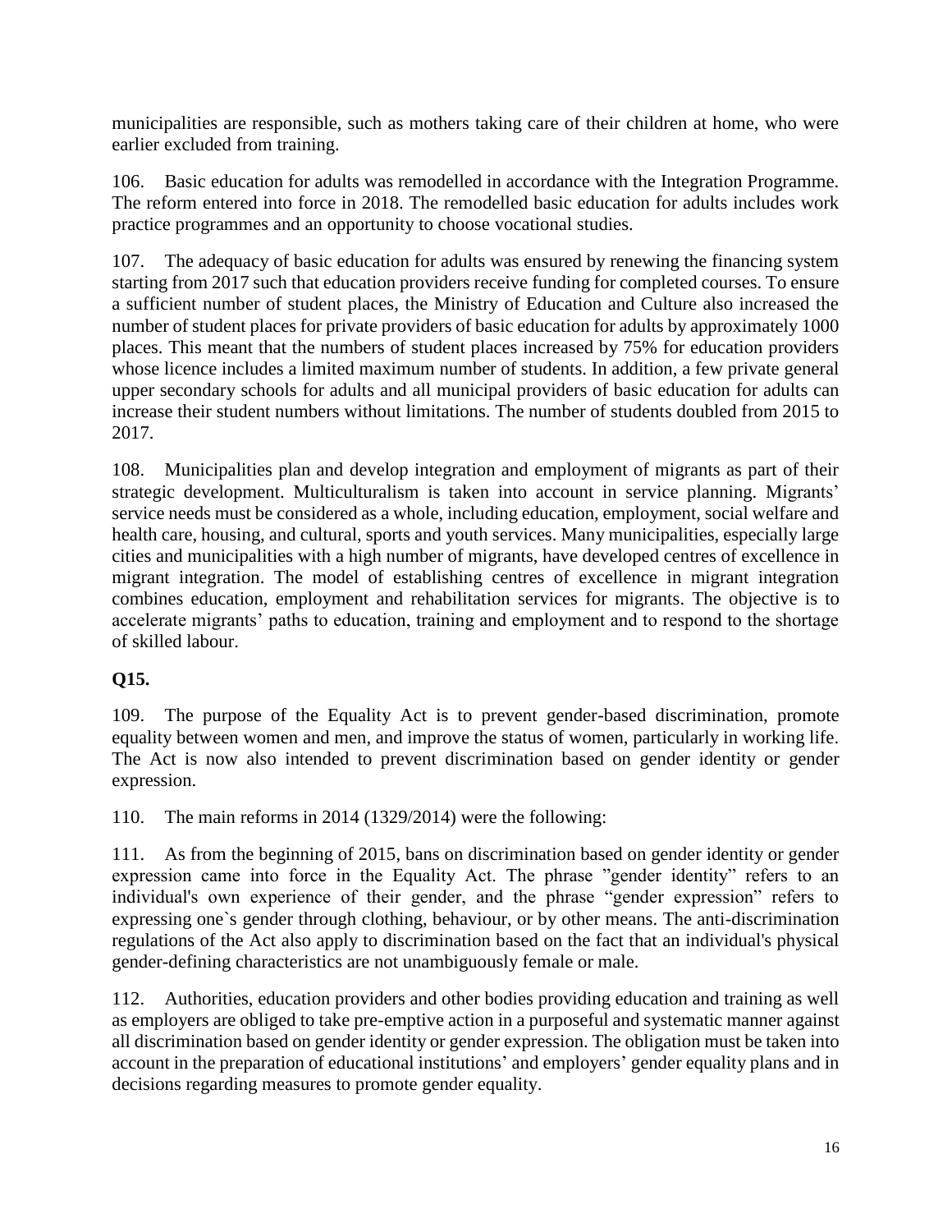municipalities are responsible, such as mothers taking care of their children at home, who were earlier excluded from training.

106. Basic education for adults was remodelled in accordance with the Integration Programme. The reform entered into force in 2018. The remodelled basic education for adults includes work practice programmes and an opportunity to choose vocational studies.

107. The adequacy of basic education for adults was ensured by renewing the financing system starting from 2017 such that education providers receive funding for completed courses. To ensure a sufficient number of student places, the Ministry of Education and Culture also increased the number of student places for private providers of basic education for adults by approximately 1000 places. This meant that the numbers of student places increased by 75% for education providers whose licence includes a limited maximum number of students. In addition, a few private general upper secondary schools for adults and all municipal providers of basic education for adults can increase their student numbers without limitations. The number of students doubled from 2015 to 2017.

108. Municipalities plan and develop integration and employment of migrants as part of their strategic development. Multiculturalism is taken into account in service planning. Migrants' service needs must be considered as a whole, including education, employment, social welfare and health care, housing, and cultural, sports and youth services. Many municipalities, especially large cities and municipalities with a high number of migrants, have developed centres of excellence in migrant integration. The model of establishing centres of excellence in migrant integration combines education, employment and rehabilitation services for migrants. The objective is to accelerate migrants' paths to education, training and employment and to respond to the shortage of skilled labour.

**Q15.**

109. The purpose of the Equality Act is to prevent gender-based discrimination, promote equality between women and men, and improve the status of women, particularly in working life. The Act is now also intended to prevent discrimination based on gender identity or gender expression.

110. The main reforms in 2014 (1329/2014) were the following:

111. As from the beginning of 2015, bans on discrimination based on gender identity or gender expression came into force in the Equality Act. The phrase "gender identity" refers to an individual's own experience of their gender, and the phrase "gender expression" refers to expressing one`s gender through clothing, behaviour, or by other means. The anti-discrimination regulations of the Act also apply to discrimination based on the fact that an individual's physical gender-defining characteristics are not unambiguously female or male.

112. Authorities, education providers and other bodies providing education and training as well as employers are obliged to take pre-emptive action in a purposeful and systematic manner against all discrimination based on gender identity or gender expression. The obligation must be taken into account in the preparation of educational institutions' and employers' gender equality plans and in decisions regarding measures to promote gender equality.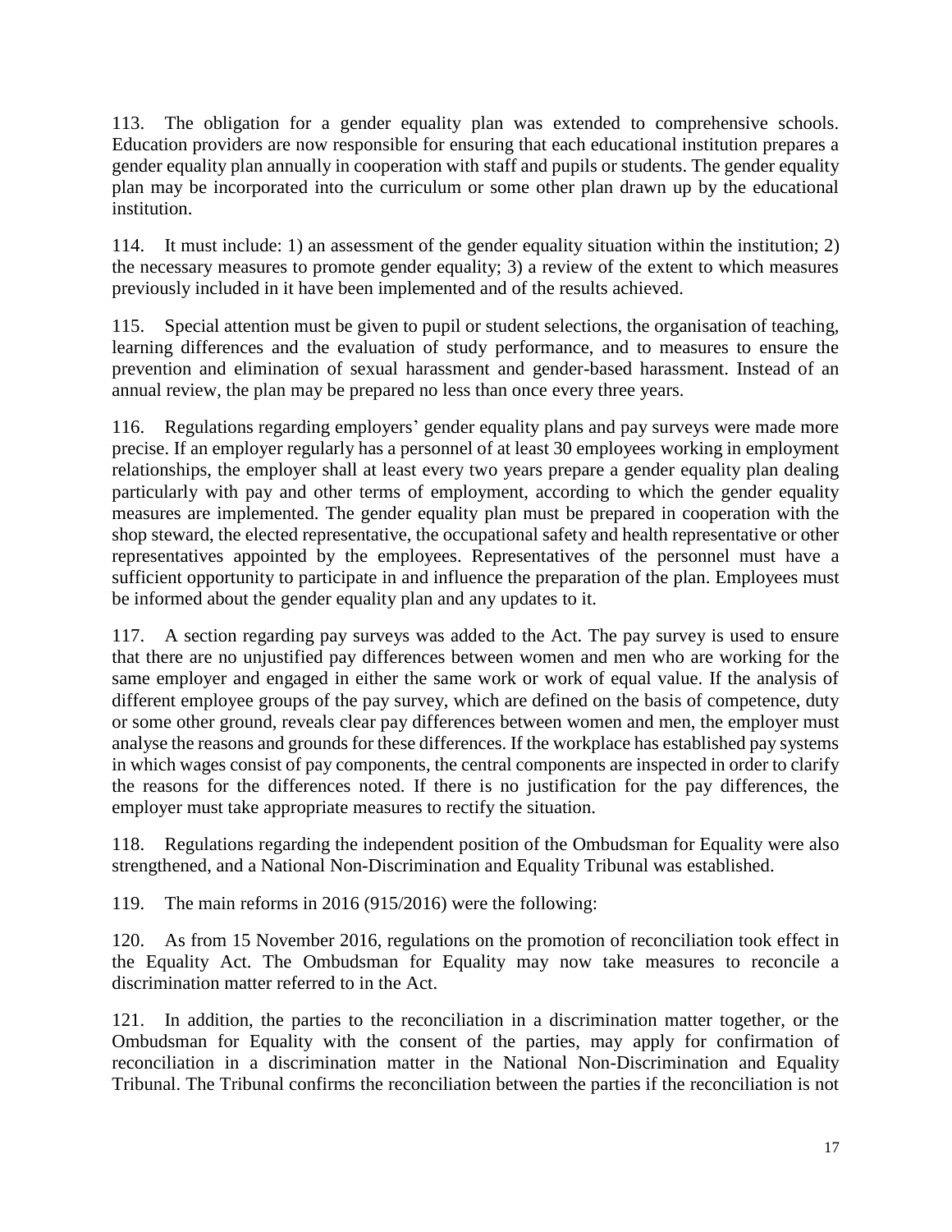113. The obligation for a gender equality plan was extended to comprehensive schools. Education providers are now responsible for ensuring that each educational institution prepares a gender equality plan annually in cooperation with staff and pupils or students. The gender equality plan may be incorporated into the curriculum or some other plan drawn up by the educational institution.

114. It must include: 1) an assessment of the gender equality situation within the institution; 2) the necessary measures to promote gender equality; 3) a review of the extent to which measures previously included in it have been implemented and of the results achieved.

115. Special attention must be given to pupil or student selections, the organisation of teaching, learning differences and the evaluation of study performance, and to measures to ensure the prevention and elimination of sexual harassment and gender-based harassment. Instead of an annual review, the plan may be prepared no less than once every three years.

116. Regulations regarding employers' gender equality plans and pay surveys were made more precise. If an employer regularly has a personnel of at least 30 employees working in employment relationships, the employer shall at least every two years prepare a gender equality plan dealing particularly with pay and other terms of employment, according to which the gender equality measures are implemented. The gender equality plan must be prepared in cooperation with the shop steward, the elected representative, the occupational safety and health representative or other representatives appointed by the employees. Representatives of the personnel must have a sufficient opportunity to participate in and influence the preparation of the plan. Employees must be informed about the gender equality plan and any updates to it.

117. A section regarding pay surveys was added to the Act. The pay survey is used to ensure that there are no unjustified pay differences between women and men who are working for the same employer and engaged in either the same work or work of equal value. If the analysis of different employee groups of the pay survey, which are defined on the basis of competence, duty or some other ground, reveals clear pay differences between women and men, the employer must analyse the reasons and grounds for these differences. If the workplace has established pay systems in which wages consist of pay components, the central components are inspected in order to clarify the reasons for the differences noted. If there is no justification for the pay differences, the employer must take appropriate measures to rectify the situation.

118. Regulations regarding the independent position of the Ombudsman for Equality were also strengthened, and a National Non-Discrimination and Equality Tribunal was established.

119. The main reforms in 2016 (915/2016) were the following:

120. As from 15 November 2016, regulations on the promotion of reconciliation took effect in the Equality Act. The Ombudsman for Equality may now take measures to reconcile a discrimination matter referred to in the Act.

121. In addition, the parties to the reconciliation in a discrimination matter together, or the Ombudsman for Equality with the consent of the parties, may apply for confirmation of reconciliation in a discrimination matter in the National Non-Discrimination and Equality Tribunal. The Tribunal confirms the reconciliation between the parties if the reconciliation is not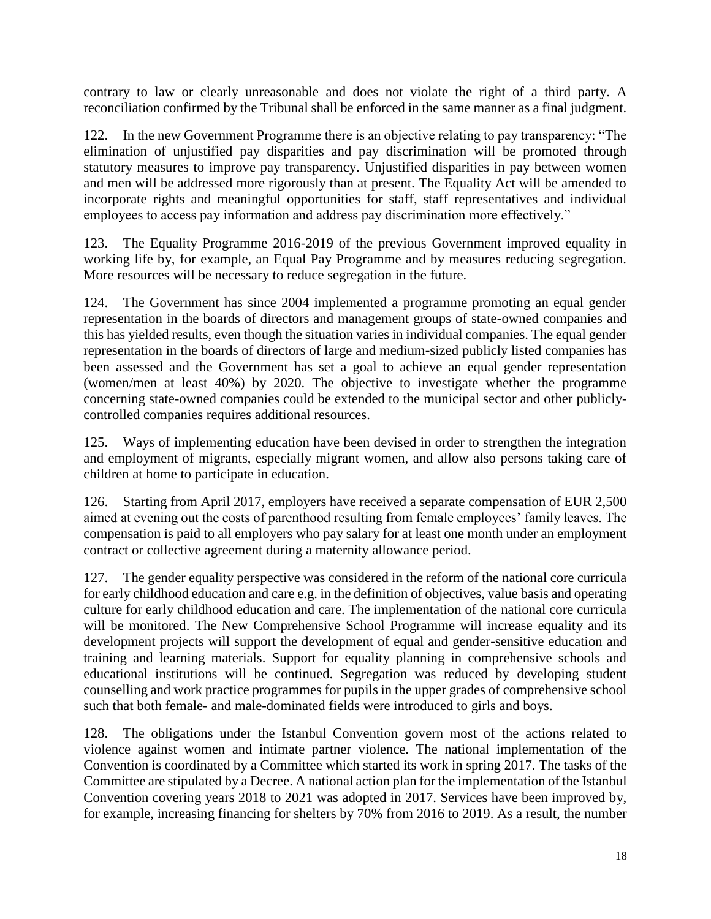contrary to law or clearly unreasonable and does not violate the right of a third party. A reconciliation confirmed by the Tribunal shall be enforced in the same manner as a final judgment.

122. In the new Government Programme there is an objective relating to pay transparency: "The elimination of unjustified pay disparities and pay discrimination will be promoted through statutory measures to improve pay transparency. Unjustified disparities in pay between women and men will be addressed more rigorously than at present. The Equality Act will be amended to incorporate rights and meaningful opportunities for staff, staff representatives and individual employees to access pay information and address pay discrimination more effectively."

123. The Equality Programme 2016-2019 of the previous Government improved equality in working life by, for example, an Equal Pay Programme and by measures reducing segregation. More resources will be necessary to reduce segregation in the future.

124. The Government has since 2004 implemented a programme promoting an equal gender representation in the boards of directors and management groups of state-owned companies and this has yielded results, even though the situation varies in individual companies. The equal gender representation in the boards of directors of large and medium-sized publicly listed companies has been assessed and the Government has set a goal to achieve an equal gender representation (women/men at least 40%) by 2020. The objective to investigate whether the programme concerning state-owned companies could be extended to the municipal sector and other publicly-controlled companies requires additional resources.

125. Ways of implementing education have been devised in order to strengthen the integration and employment of migrants, especially migrant women, and allow also persons taking care of children at home to participate in education.

126. Starting from April 2017, employers have received a separate compensation of EUR 2,500 aimed at evening out the costs of parenthood resulting from female employees' family leaves. The compensation is paid to all employers who pay salary for at least one month under an employment contract or collective agreement during a maternity allowance period.

127. The gender equality perspective was considered in the reform of the national core curricula for early childhood education and care e.g. in the definition of objectives, value basis and operating culture for early childhood education and care. The implementation of the national core curricula will be monitored. The New Comprehensive School Programme will increase equality and its development projects will support the development of equal and gender-sensitive education and training and learning materials. Support for equality planning in comprehensive schools and educational institutions will be continued. Segregation was reduced by developing student counselling and work practice programmes for pupils in the upper grades of comprehensive school such that both female- and male-dominated fields were introduced to girls and boys.

128. The obligations under the Istanbul Convention govern most of the actions related to violence against women and intimate partner violence. The national implementation of the Convention is coordinated by a Committee which started its work in spring 2017. The tasks of the Committee are stipulated by a Decree. A national action plan for the implementation of the Istanbul Convention covering years 2018 to 2021 was adopted in 2017. Services have been improved by, for example, increasing financing for shelters by 70% from 2016 to 2019. As a result, the number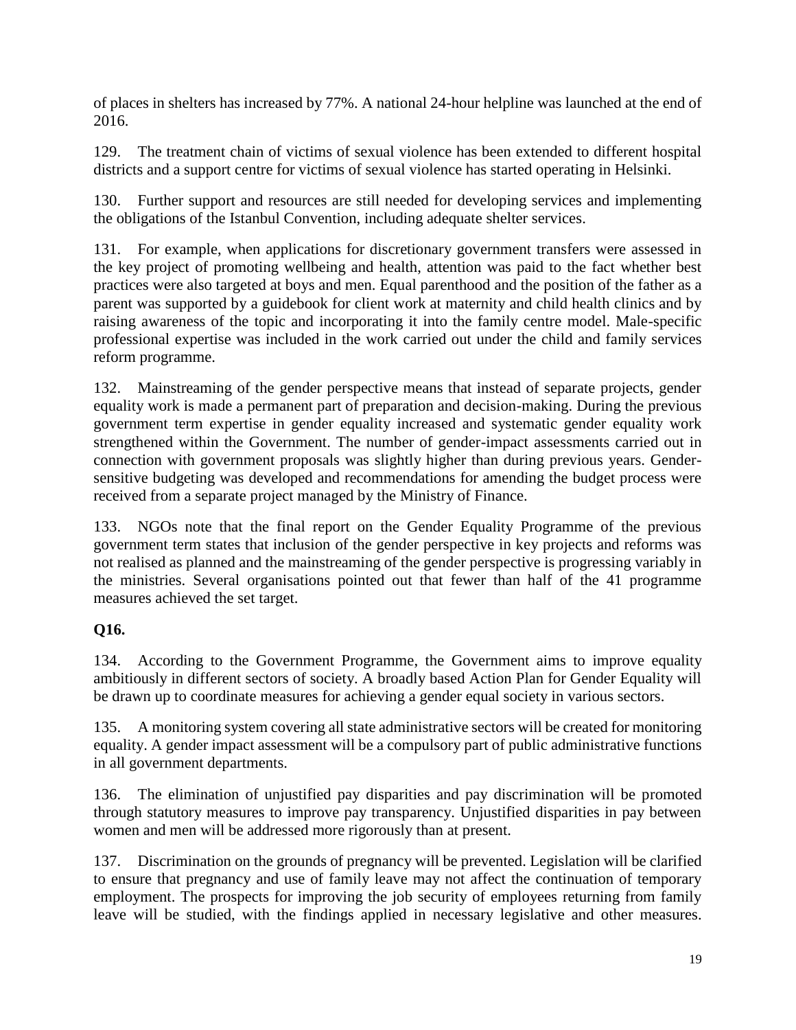of places in shelters has increased by 77%. A national 24-hour helpline was launched at the end of 2016.

129. The treatment chain of victims of sexual violence has been extended to different hospital districts and a support centre for victims of sexual violence has started operating in Helsinki.

130. Further support and resources are still needed for developing services and implementing the obligations of the Istanbul Convention, including adequate shelter services.

131. For example, when applications for discretionary government transfers were assessed in the key project of promoting wellbeing and health, attention was paid to the fact whether best practices were also targeted at boys and men. Equal parenthood and the position of the father as a parent was supported by a guidebook for client work at maternity and child health clinics and by raising awareness of the topic and incorporating it into the family centre model. Male-specific professional expertise was included in the work carried out under the child and family services reform programme.

132. Mainstreaming of the gender perspective means that instead of separate projects, gender equality work is made a permanent part of preparation and decision-making. During the previous government term expertise in gender equality increased and systematic gender equality work strengthened within the Government. The number of gender-impact assessments carried out in connection with government proposals was slightly higher than during previous years. Gender-sensitive budgeting was developed and recommendations for amending the budget process were received from a separate project managed by the Ministry of Finance.

133. NGOs note that the final report on the Gender Equality Programme of the previous government term states that inclusion of the gender perspective in key projects and reforms was not realised as planned and the mainstreaming of the gender perspective is progressing variably in the ministries. Several organisations pointed out that fewer than half of the 41 programme measures achieved the set target.

**Q16.**

134. According to the Government Programme, the Government aims to improve equality ambitiously in different sectors of society. A broadly based Action Plan for Gender Equality will be drawn up to coordinate measures for achieving a gender equal society in various sectors.

135. A monitoring system covering all state administrative sectors will be created for monitoring equality. A gender impact assessment will be a compulsory part of public administrative functions in all government departments.

136. The elimination of unjustified pay disparities and pay discrimination will be promoted through statutory measures to improve pay transparency. Unjustified disparities in pay between women and men will be addressed more rigorously than at present.

137. Discrimination on the grounds of pregnancy will be prevented. Legislation will be clarified to ensure that pregnancy and use of family leave may not affect the continuation of temporary employment. The prospects for improving the job security of employees returning from family leave will be studied, with the findings applied in necessary legislative and other measures.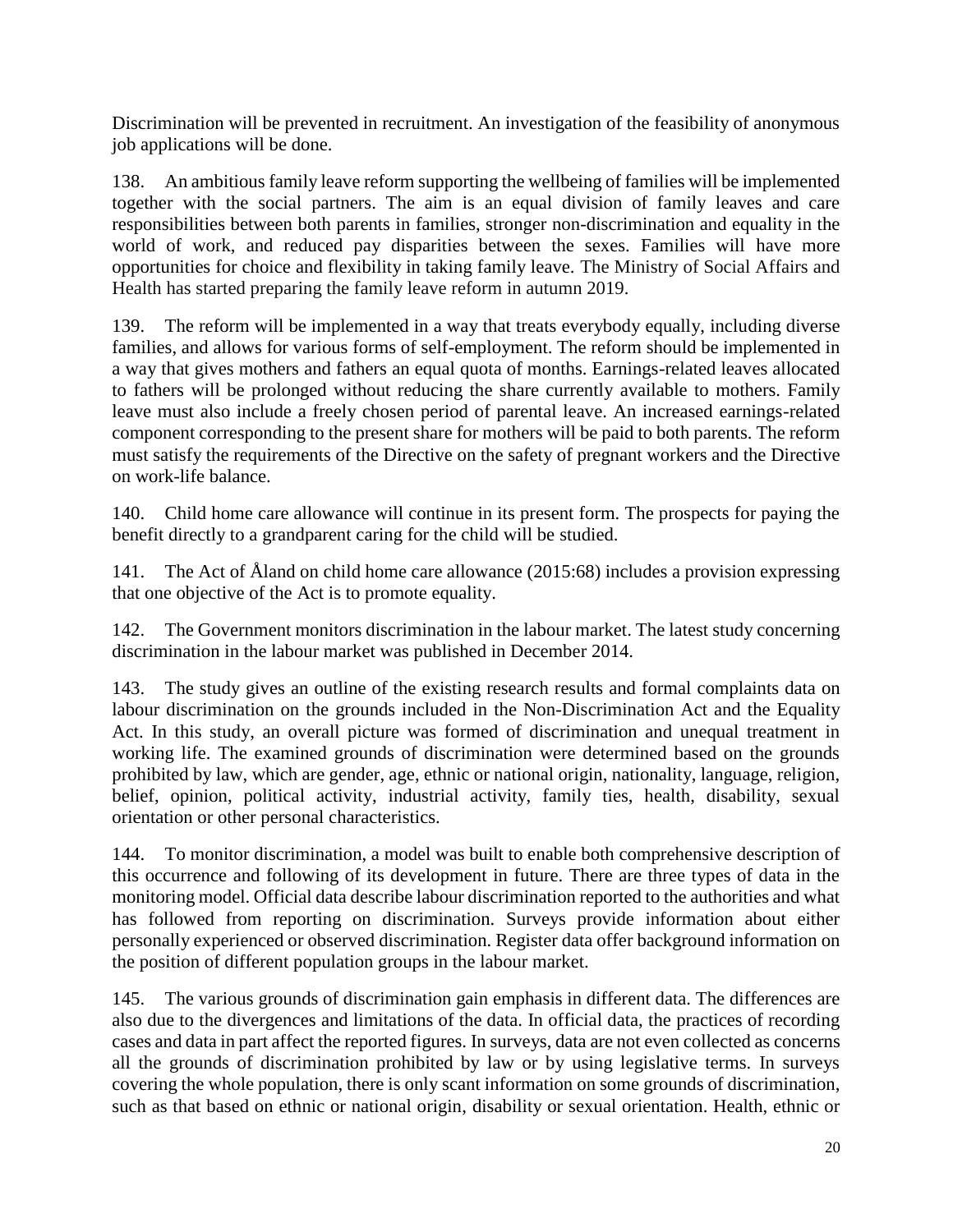Discrimination will be prevented in recruitment. An investigation of the feasibility of anonymous job applications will be done.

138. An ambitious family leave reform supporting the wellbeing of families will be implemented together with the social partners. The aim is an equal division of family leaves and care responsibilities between both parents in families, stronger non-discrimination and equality in the world of work, and reduced pay disparities between the sexes. Families will have more opportunities for choice and flexibility in taking family leave. The Ministry of Social Affairs and Health has started preparing the family leave reform in autumn 2019.

139. The reform will be implemented in a way that treats everybody equally, including diverse families, and allows for various forms of self-employment. The reform should be implemented in a way that gives mothers and fathers an equal quota of months. Earnings-related leaves allocated to fathers will be prolonged without reducing the share currently available to mothers. Family leave must also include a freely chosen period of parental leave. An increased earnings-related component corresponding to the present share for mothers will be paid to both parents. The reform must satisfy the requirements of the Directive on the safety of pregnant workers and the Directive on work-life balance.

140. Child home care allowance will continue in its present form. The prospects for paying the benefit directly to a grandparent caring for the child will be studied.

141. The Act of Åland on child home care allowance (2015:68) includes a provision expressing that one objective of the Act is to promote equality.

142. The Government monitors discrimination in the labour market. The latest study concerning discrimination in the labour market was published in December 2014.

143. The study gives an outline of the existing research results and formal complaints data on labour discrimination on the grounds included in the Non-Discrimination Act and the Equality Act. In this study, an overall picture was formed of discrimination and unequal treatment in working life. The examined grounds of discrimination were determined based on the grounds prohibited by law, which are gender, age, ethnic or national origin, nationality, language, religion, belief, opinion, political activity, industrial activity, family ties, health, disability, sexual orientation or other personal characteristics.

144. To monitor discrimination, a model was built to enable both comprehensive description of this occurrence and following of its development in future. There are three types of data in the monitoring model. Official data describe labour discrimination reported to the authorities and what has followed from reporting on discrimination. Surveys provide information about either personally experienced or observed discrimination. Register data offer background information on the position of different population groups in the labour market.

145. The various grounds of discrimination gain emphasis in different data. The differences are also due to the divergences and limitations of the data. In official data, the practices of recording cases and data in part affect the reported figures. In surveys, data are not even collected as concerns all the grounds of discrimination prohibited by law or by using legislative terms. In surveys covering the whole population, there is only scant information on some grounds of discrimination, such as that based on ethnic or national origin, disability or sexual orientation. Health, ethnic or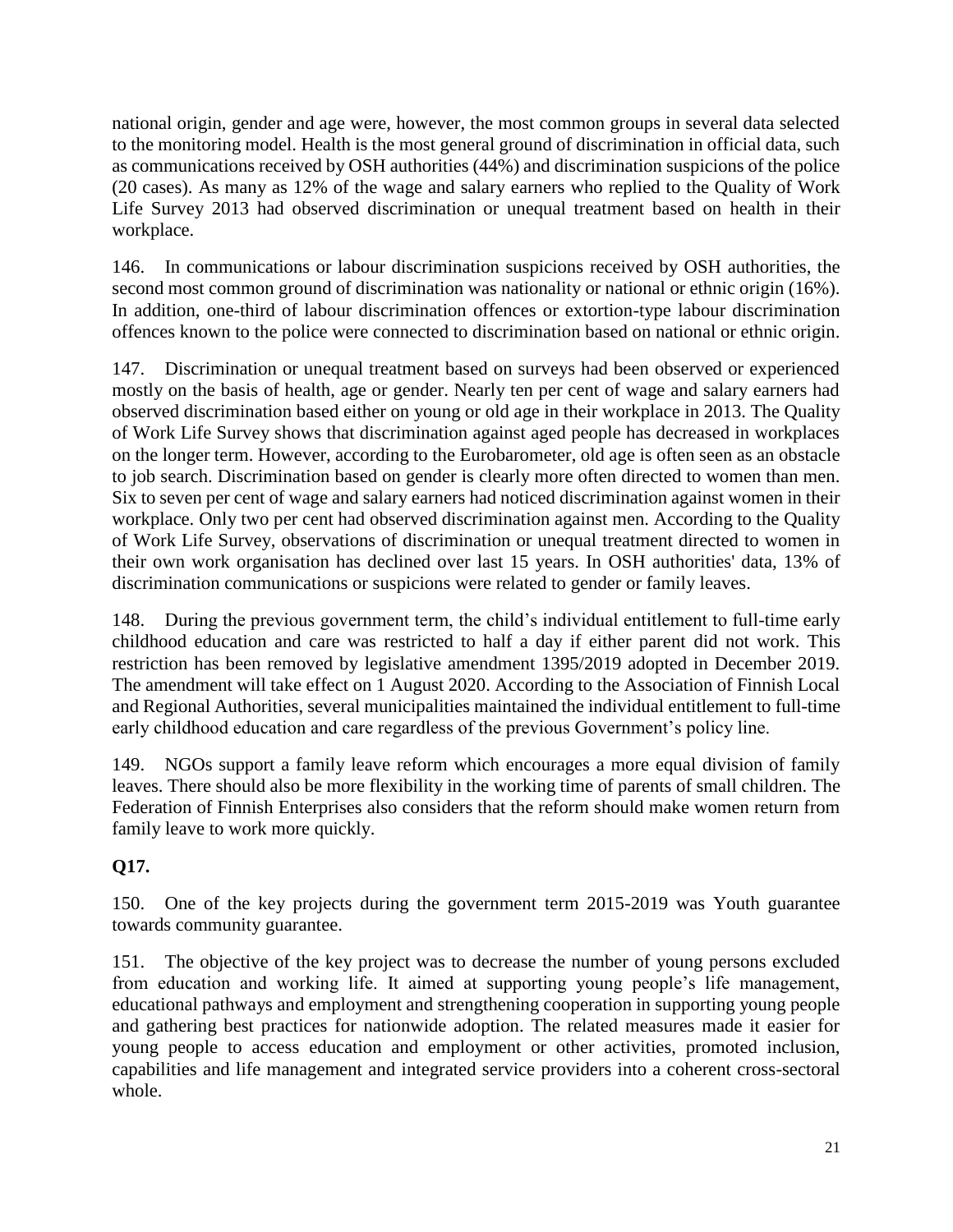national origin, gender and age were, however, the most common groups in several data selected to the monitoring model. Health is the most general ground of discrimination in official data, such as communications received by OSH authorities (44%) and discrimination suspicions of the police (20 cases). As many as 12% of the wage and salary earners who replied to the Quality of Work Life Survey 2013 had observed discrimination or unequal treatment based on health in their workplace.

146. In communications or labour discrimination suspicions received by OSH authorities, the second most common ground of discrimination was nationality or national or ethnic origin (16%). In addition, one-third of labour discrimination offences or extortion-type labour discrimination offences known to the police were connected to discrimination based on national or ethnic origin.

147. Discrimination or unequal treatment based on surveys had been observed or experienced mostly on the basis of health, age or gender. Nearly ten per cent of wage and salary earners had observed discrimination based either on young or old age in their workplace in 2013. The Quality of Work Life Survey shows that discrimination against aged people has decreased in workplaces on the longer term. However, according to the Eurobarometer, old age is often seen as an obstacle to job search. Discrimination based on gender is clearly more often directed to women than men. Six to seven per cent of wage and salary earners had noticed discrimination against women in their workplace. Only two per cent had observed discrimination against men. According to the Quality of Work Life Survey, observations of discrimination or unequal treatment directed to women in their own work organisation has declined over last 15 years. In OSH authorities' data, 13% of discrimination communications or suspicions were related to gender or family leaves.

148. During the previous government term, the child's individual entitlement to full-time early childhood education and care was restricted to half a day if either parent did not work. This restriction has been removed by legislative amendment 1395/2019 adopted in December 2019. The amendment will take effect on 1 August 2020. According to the Association of Finnish Local and Regional Authorities, several municipalities maintained the individual entitlement to full-time early childhood education and care regardless of the previous Government's policy line.

149. NGOs support a family leave reform which encourages a more equal division of family leaves. There should also be more flexibility in the working time of parents of small children. The Federation of Finnish Enterprises also considers that the reform should make women return from family leave to work more quickly.

**Q17.**

150. One of the key projects during the government term 2015-2019 was Youth guarantee towards community guarantee.

151. The objective of the key project was to decrease the number of young persons excluded from education and working life. It aimed at supporting young people's life management, educational pathways and employment and strengthening cooperation in supporting young people and gathering best practices for nationwide adoption. The related measures made it easier for young people to access education and employment or other activities, promoted inclusion, capabilities and life management and integrated service providers into a coherent cross-sectoral whole.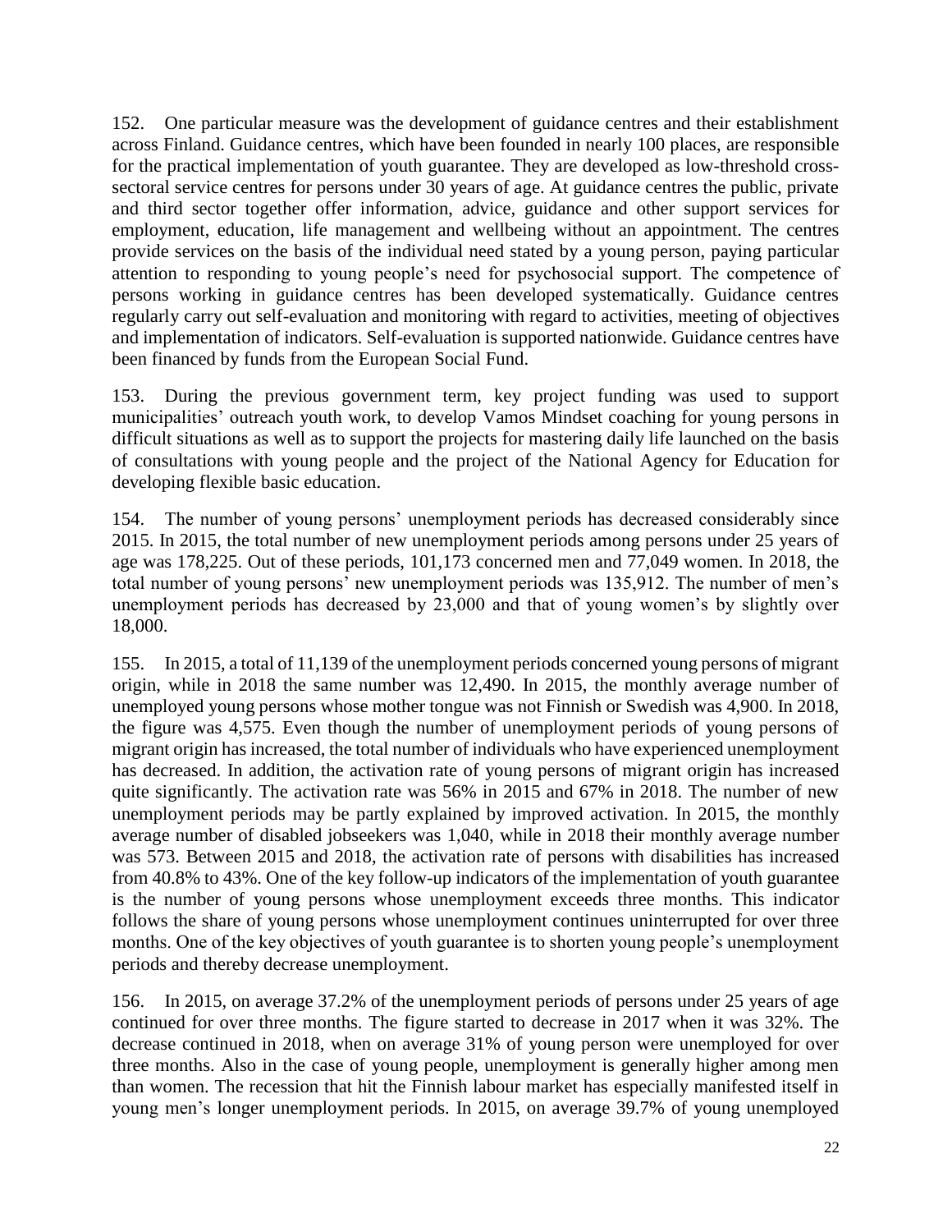152. One particular measure was the development of guidance centres and their establishment across Finland. Guidance centres, which have been founded in nearly 100 places, are responsible for the practical implementation of youth guarantee. They are developed as low-threshold cross-sectoral service centres for persons under 30 years of age. At guidance centres the public, private and third sector together offer information, advice, guidance and other support services for employment, education, life management and wellbeing without an appointment. The centres provide services on the basis of the individual need stated by a young person, paying particular attention to responding to young people's need for psychosocial support. The competence of persons working in guidance centres has been developed systematically. Guidance centres regularly carry out self-evaluation and monitoring with regard to activities, meeting of objectives and implementation of indicators. Self-evaluation is supported nationwide. Guidance centres have been financed by funds from the European Social Fund.

153. During the previous government term, key project funding was used to support municipalities' outreach youth work, to develop Vamos Mindset coaching for young persons in difficult situations as well as to support the projects for mastering daily life launched on the basis of consultations with young people and the project of the National Agency for Education for developing flexible basic education.

154. The number of young persons' unemployment periods has decreased considerably since 2015. In 2015, the total number of new unemployment periods among persons under 25 years of age was 178,225. Out of these periods, 101,173 concerned men and 77,049 women. In 2018, the total number of young persons' new unemployment periods was 135,912. The number of men's unemployment periods has decreased by 23,000 and that of young women's by slightly over 18,000.

155. In 2015, a total of 11,139 of the unemployment periods concerned young persons of migrant origin, while in 2018 the same number was 12,490. In 2015, the monthly average number of unemployed young persons whose mother tongue was not Finnish or Swedish was 4,900. In 2018, the figure was 4,575. Even though the number of unemployment periods of young persons of migrant origin has increased, the total number of individuals who have experienced unemployment has decreased. In addition, the activation rate of young persons of migrant origin has increased quite significantly. The activation rate was 56% in 2015 and 67% in 2018. The number of new unemployment periods may be partly explained by improved activation. In 2015, the monthly average number of disabled jobseekers was 1,040, while in 2018 their monthly average number was 573. Between 2015 and 2018, the activation rate of persons with disabilities has increased from 40.8% to 43%. One of the key follow-up indicators of the implementation of youth guarantee is the number of young persons whose unemployment exceeds three months. This indicator follows the share of young persons whose unemployment continues uninterrupted for over three months. One of the key objectives of youth guarantee is to shorten young people's unemployment periods and thereby decrease unemployment.

156. In 2015, on average 37.2% of the unemployment periods of persons under 25 years of age continued for over three months. The figure started to decrease in 2017 when it was 32%. The decrease continued in 2018, when on average 31% of young person were unemployed for over three months. Also in the case of young people, unemployment is generally higher among men than women. The recession that hit the Finnish labour market has especially manifested itself in young men's longer unemployment periods. In 2015, on average 39.7% of young unemployed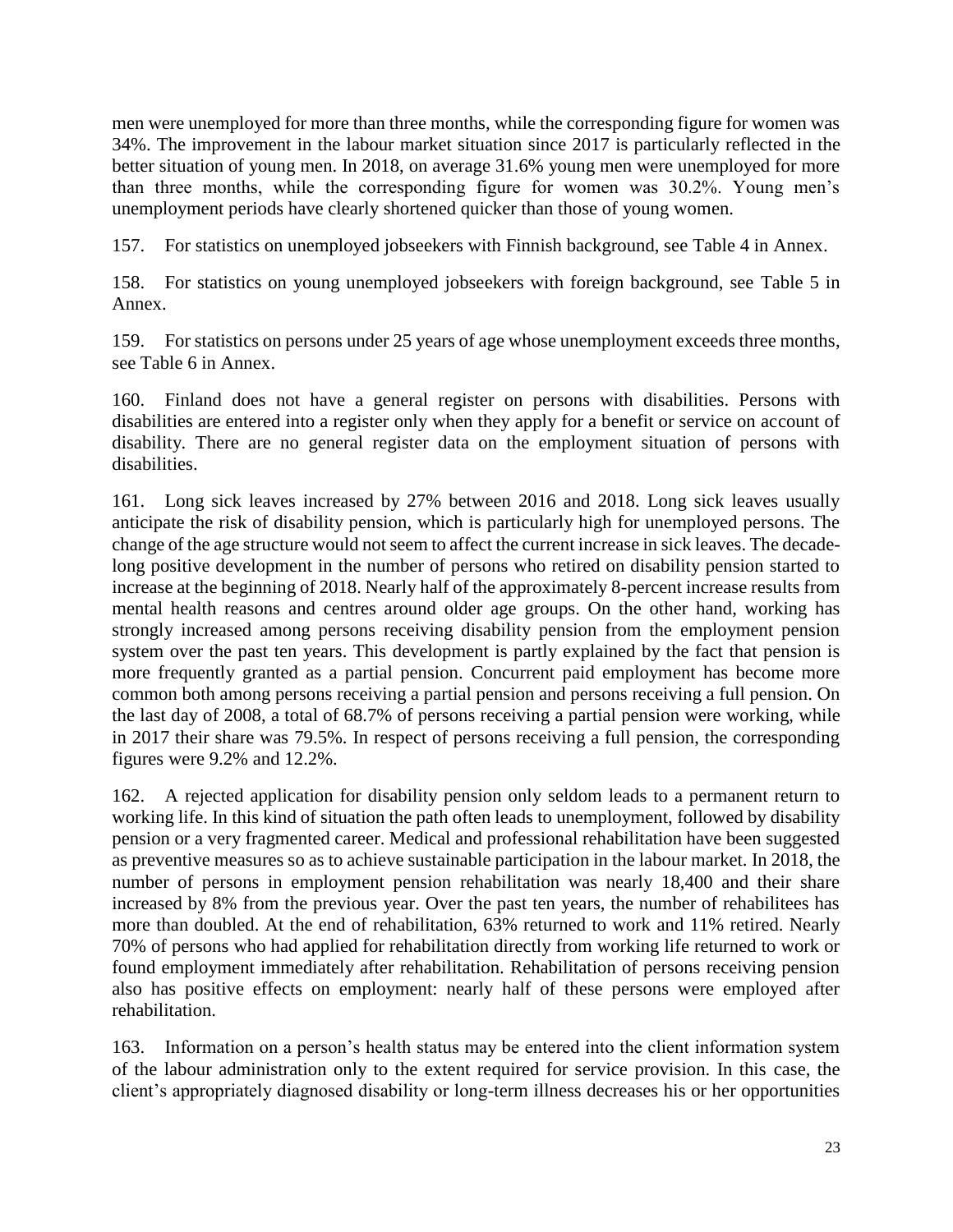men were unemployed for more than three months, while the corresponding figure for women was 34%. The improvement in the labour market situation since 2017 is particularly reflected in the better situation of young men. In 2018, on average 31.6% young men were unemployed for more than three months, while the corresponding figure for women was 30.2%. Young men's unemployment periods have clearly shortened quicker than those of young women.

157. For statistics on unemployed jobseekers with Finnish background, see Table 4 in Annex.

158. For statistics on young unemployed jobseekers with foreign background, see Table 5 in Annex.

159. For statistics on persons under 25 years of age whose unemployment exceeds three months, see Table 6 in Annex.

160. Finland does not have a general register on persons with disabilities. Persons with disabilities are entered into a register only when they apply for a benefit or service on account of disability. There are no general register data on the employment situation of persons with disabilities.

161. Long sick leaves increased by 27% between 2016 and 2018. Long sick leaves usually anticipate the risk of disability pension, which is particularly high for unemployed persons. The change of the age structure would not seem to affect the current increase in sick leaves. The decade-long positive development in the number of persons who retired on disability pension started to increase at the beginning of 2018. Nearly half of the approximately 8-percent increase results from mental health reasons and centres around older age groups. On the other hand, working has strongly increased among persons receiving disability pension from the employment pension system over the past ten years. This development is partly explained by the fact that pension is more frequently granted as a partial pension. Concurrent paid employment has become more common both among persons receiving a partial pension and persons receiving a full pension. On the last day of 2008, a total of 68.7% of persons receiving a partial pension were working, while in 2017 their share was 79.5%. In respect of persons receiving a full pension, the corresponding figures were 9.2% and 12.2%.

162. A rejected application for disability pension only seldom leads to a permanent return to working life. In this kind of situation the path often leads to unemployment, followed by disability pension or a very fragmented career. Medical and professional rehabilitation have been suggested as preventive measures so as to achieve sustainable participation in the labour market. In 2018, the number of persons in employment pension rehabilitation was nearly 18,400 and their share increased by 8% from the previous year. Over the past ten years, the number of rehabilitees has more than doubled. At the end of rehabilitation, 63% returned to work and 11% retired. Nearly 70% of persons who had applied for rehabilitation directly from working life returned to work or found employment immediately after rehabilitation. Rehabilitation of persons receiving pension also has positive effects on employment: nearly half of these persons were employed after rehabilitation.

163. Information on a person's health status may be entered into the client information system of the labour administration only to the extent required for service provision. In this case, the client's appropriately diagnosed disability or long-term illness decreases his or her opportunities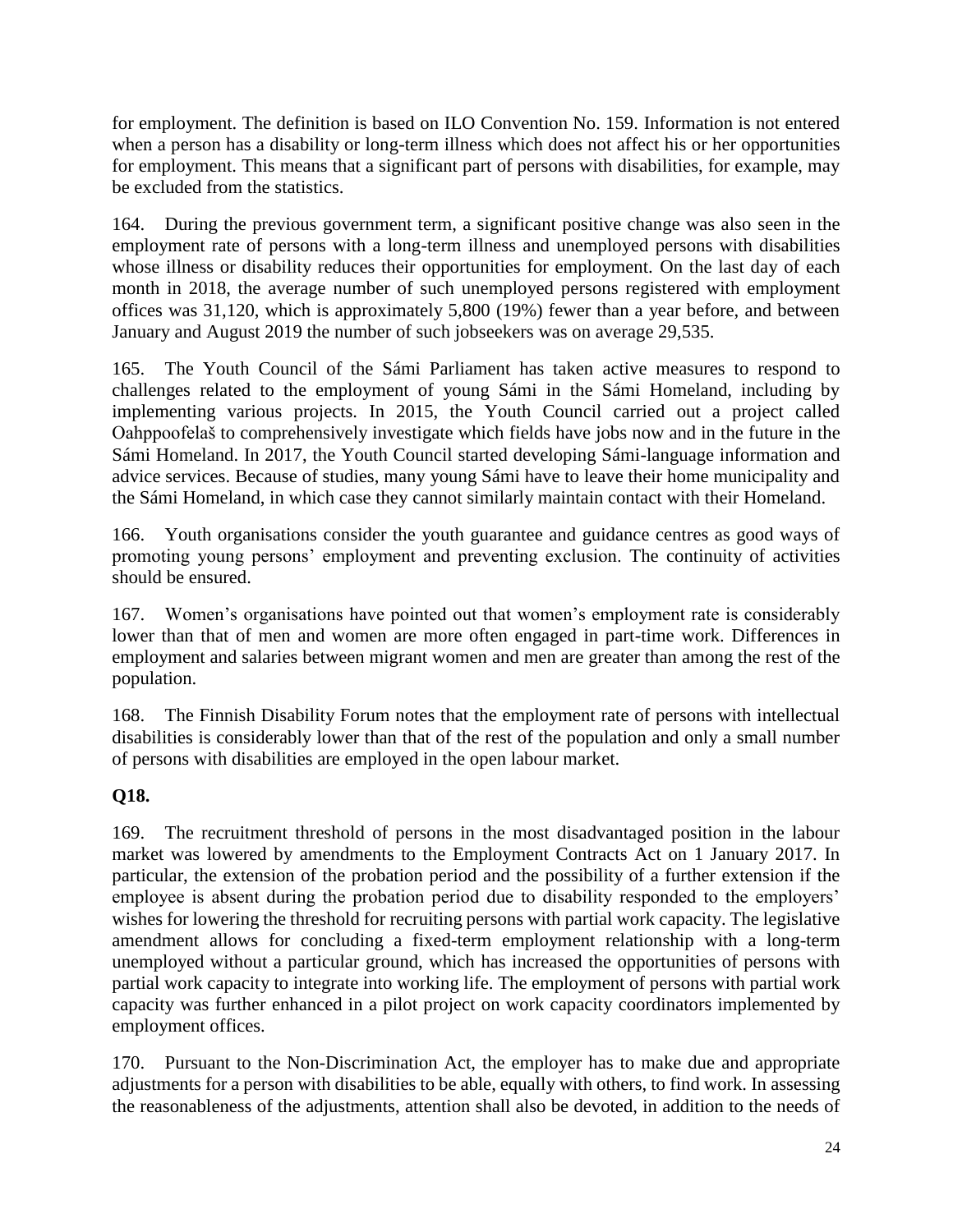for employment. The definition is based on ILO Convention No. 159. Information is not entered when a person has a disability or long-term illness which does not affect his or her opportunities for employment. This means that a significant part of persons with disabilities, for example, may be excluded from the statistics.

164. During the previous government term, a significant positive change was also seen in the employment rate of persons with a long-term illness and unemployed persons with disabilities whose illness or disability reduces their opportunities for employment. On the last day of each month in 2018, the average number of such unemployed persons registered with employment offices was 31,120, which is approximately 5,800 (19%) fewer than a year before, and between January and August 2019 the number of such jobseekers was on average 29,535.

165. The Youth Council of the Sámi Parliament has taken active measures to respond to challenges related to the employment of young Sámi in the Sámi Homeland, including by implementing various projects. In 2015, the Youth Council carried out a project called Oahppoofelaš to comprehensively investigate which fields have jobs now and in the future in the Sámi Homeland. In 2017, the Youth Council started developing Sámi-language information and advice services. Because of studies, many young Sámi have to leave their home municipality and the Sámi Homeland, in which case they cannot similarly maintain contact with their Homeland.

166. Youth organisations consider the youth guarantee and guidance centres as good ways of promoting young persons' employment and preventing exclusion. The continuity of activities should be ensured.

167. Women's organisations have pointed out that women's employment rate is considerably lower than that of men and women are more often engaged in part-time work. Differences in employment and salaries between migrant women and men are greater than among the rest of the population.

168. The Finnish Disability Forum notes that the employment rate of persons with intellectual disabilities is considerably lower than that of the rest of the population and only a small number of persons with disabilities are employed in the open labour market.

**Q18.**

169. The recruitment threshold of persons in the most disadvantaged position in the labour market was lowered by amendments to the Employment Contracts Act on 1 January 2017. In particular, the extension of the probation period and the possibility of a further extension if the employee is absent during the probation period due to disability responded to the employers' wishes for lowering the threshold for recruiting persons with partial work capacity. The legislative amendment allows for concluding a fixed-term employment relationship with a long-term unemployed without a particular ground, which has increased the opportunities of persons with partial work capacity to integrate into working life. The employment of persons with partial work capacity was further enhanced in a pilot project on work capacity coordinators implemented by employment offices.

170. Pursuant to the Non-Discrimination Act, the employer has to make due and appropriate adjustments for a person with disabilities to be able, equally with others, to find work. In assessing the reasonableness of the adjustments, attention shall also be devoted, in addition to the needs of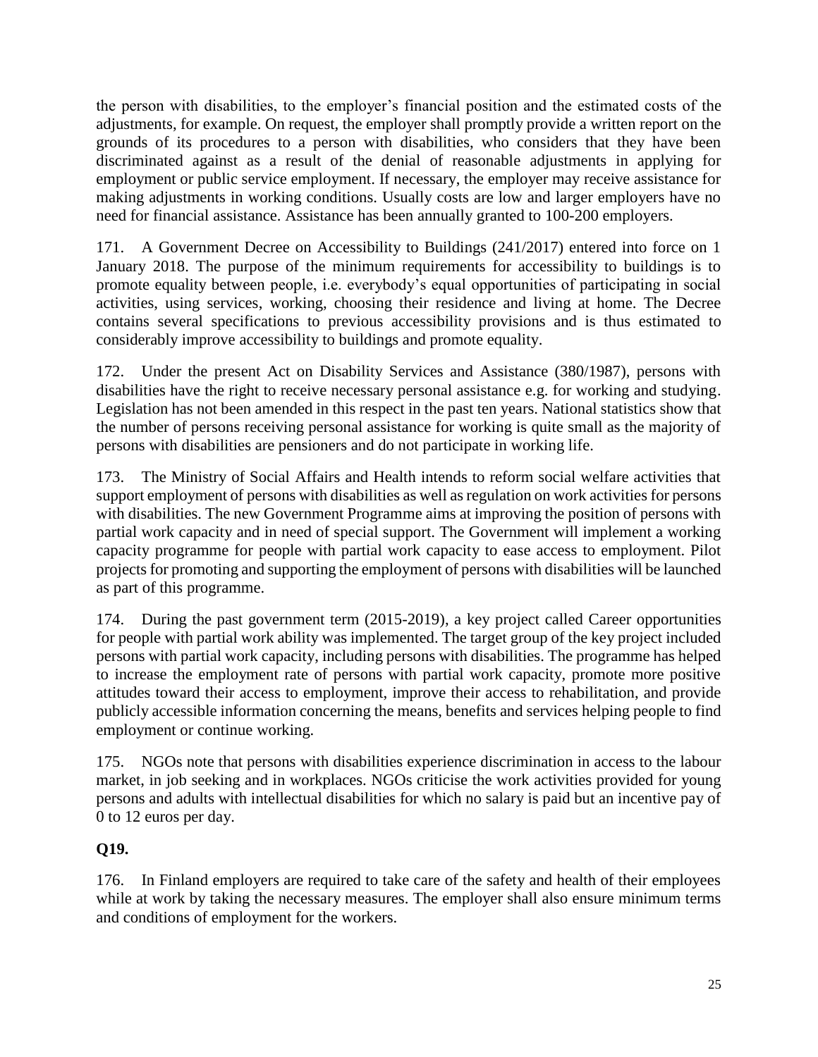the person with disabilities, to the employer's financial position and the estimated costs of the adjustments, for example. On request, the employer shall promptly provide a written report on the grounds of its procedures to a person with disabilities, who considers that they have been discriminated against as a result of the denial of reasonable adjustments in applying for employment or public service employment. If necessary, the employer may receive assistance for making adjustments in working conditions. Usually costs are low and larger employers have no need for financial assistance. Assistance has been annually granted to 100-200 employers.

171. A Government Decree on Accessibility to Buildings (241/2017) entered into force on 1 January 2018. The purpose of the minimum requirements for accessibility to buildings is to promote equality between people, i.e. everybody's equal opportunities of participating in social activities, using services, working, choosing their residence and living at home. The Decree contains several specifications to previous accessibility provisions and is thus estimated to considerably improve accessibility to buildings and promote equality.

172. Under the present Act on Disability Services and Assistance (380/1987), persons with disabilities have the right to receive necessary personal assistance e.g. for working and studying. Legislation has not been amended in this respect in the past ten years. National statistics show that the number of persons receiving personal assistance for working is quite small as the majority of persons with disabilities are pensioners and do not participate in working life.

173. The Ministry of Social Affairs and Health intends to reform social welfare activities that support employment of persons with disabilities as well as regulation on work activities for persons with disabilities. The new Government Programme aims at improving the position of persons with partial work capacity and in need of special support. The Government will implement a working capacity programme for people with partial work capacity to ease access to employment. Pilot projects for promoting and supporting the employment of persons with disabilities will be launched as part of this programme.

174. During the past government term (2015-2019), a key project called Career opportunities for people with partial work ability was implemented. The target group of the key project included persons with partial work capacity, including persons with disabilities. The programme has helped to increase the employment rate of persons with partial work capacity, promote more positive attitudes toward their access to employment, improve their access to rehabilitation, and provide publicly accessible information concerning the means, benefits and services helping people to find employment or continue working.

175. NGOs note that persons with disabilities experience discrimination in access to the labour market, in job seeking and in workplaces. NGOs criticise the work activities provided for young persons and adults with intellectual disabilities for which no salary is paid but an incentive pay of 0 to 12 euros per day.

**Q19.**

176. In Finland employers are required to take care of the safety and health of their employees while at work by taking the necessary measures. The employer shall also ensure minimum terms and conditions of employment for the workers.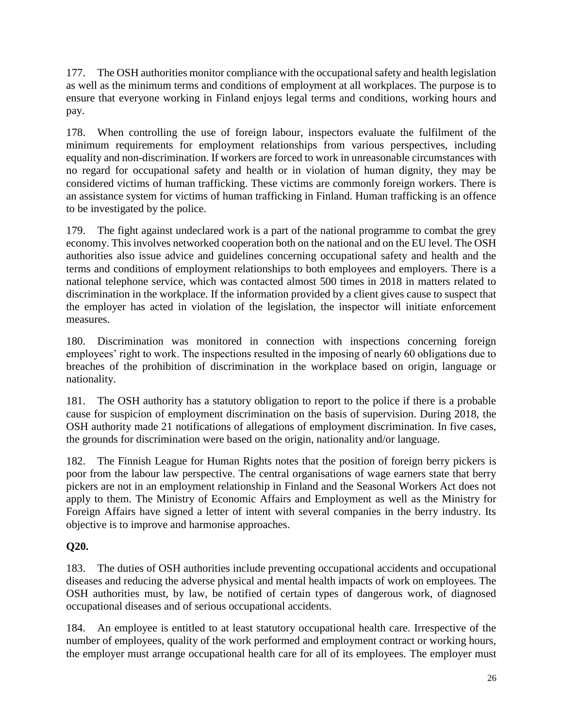177. The OSH authorities monitor compliance with the occupational safety and health legislation as well as the minimum terms and conditions of employment at all workplaces. The purpose is to ensure that everyone working in Finland enjoys legal terms and conditions, working hours and pay.

178. When controlling the use of foreign labour, inspectors evaluate the fulfilment of the minimum requirements for employment relationships from various perspectives, including equality and non-discrimination. If workers are forced to work in unreasonable circumstances with no regard for occupational safety and health or in violation of human dignity, they may be considered victims of human trafficking. These victims are commonly foreign workers. There is an assistance system for victims of human trafficking in Finland. Human trafficking is an offence to be investigated by the police.

179. The fight against undeclared work is a part of the national programme to combat the grey economy. This involves networked cooperation both on the national and on the EU level. The OSH authorities also issue advice and guidelines concerning occupational safety and health and the terms and conditions of employment relationships to both employees and employers. There is a national telephone service, which was contacted almost 500 times in 2018 in matters related to discrimination in the workplace. If the information provided by a client gives cause to suspect that the employer has acted in violation of the legislation, the inspector will initiate enforcement measures.

180. Discrimination was monitored in connection with inspections concerning foreign employees' right to work. The inspections resulted in the imposing of nearly 60 obligations due to breaches of the prohibition of discrimination in the workplace based on origin, language or nationality.

181. The OSH authority has a statutory obligation to report to the police if there is a probable cause for suspicion of employment discrimination on the basis of supervision. During 2018, the OSH authority made 21 notifications of allegations of employment discrimination. In five cases, the grounds for discrimination were based on the origin, nationality and/or language.

182. The Finnish League for Human Rights notes that the position of foreign berry pickers is poor from the labour law perspective. The central organisations of wage earners state that berry pickers are not in an employment relationship in Finland and the Seasonal Workers Act does not apply to them. The Ministry of Economic Affairs and Employment as well as the Ministry for Foreign Affairs have signed a letter of intent with several companies in the berry industry. Its objective is to improve and harmonise approaches.

**Q20.**

183. The duties of OSH authorities include preventing occupational accidents and occupational diseases and reducing the adverse physical and mental health impacts of work on employees. The OSH authorities must, by law, be notified of certain types of dangerous work, of diagnosed occupational diseases and of serious occupational accidents.

184. An employee is entitled to at least statutory occupational health care. Irrespective of the number of employees, quality of the work performed and employment contract or working hours, the employer must arrange occupational health care for all of its employees. The employer must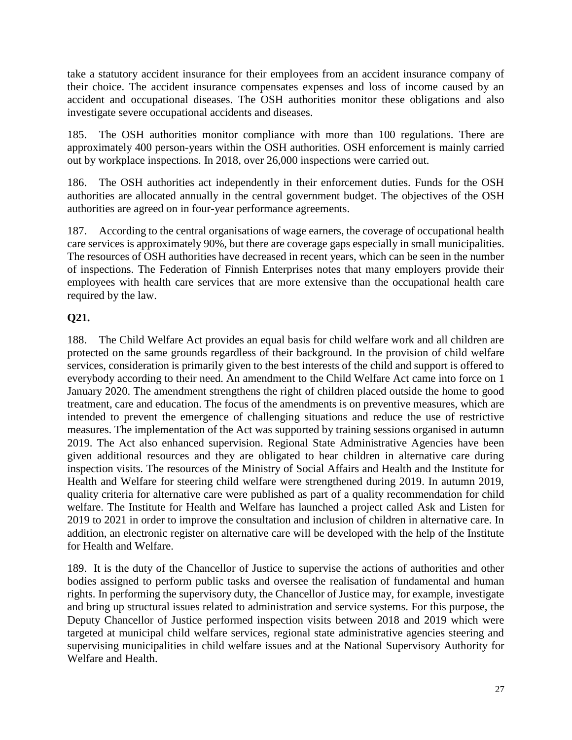take a statutory accident insurance for their employees from an accident insurance company of their choice. The accident insurance compensates expenses and loss of income caused by an accident and occupational diseases. The OSH authorities monitor these obligations and also investigate severe occupational accidents and diseases.

185. The OSH authorities monitor compliance with more than 100 regulations. There are approximately 400 person-years within the OSH authorities. OSH enforcement is mainly carried out by workplace inspections. In 2018, over 26,000 inspections were carried out.

186. The OSH authorities act independently in their enforcement duties. Funds for the OSH authorities are allocated annually in the central government budget. The objectives of the OSH authorities are agreed on in four-year performance agreements.

187. According to the central organisations of wage earners, the coverage of occupational health care services is approximately 90%, but there are coverage gaps especially in small municipalities. The resources of OSH authorities have decreased in recent years, which can be seen in the number of inspections. The Federation of Finnish Enterprises notes that many employers provide their employees with health care services that are more extensive than the occupational health care required by the law.

**Q21.**

188. The Child Welfare Act provides an equal basis for child welfare work and all children are protected on the same grounds regardless of their background. In the provision of child welfare services, consideration is primarily given to the best interests of the child and support is offered to everybody according to their need. An amendment to the Child Welfare Act came into force on 1 January 2020. The amendment strengthens the right of children placed outside the home to good treatment, care and education. The focus of the amendments is on preventive measures, which are intended to prevent the emergence of challenging situations and reduce the use of restrictive measures. The implementation of the Act was supported by training sessions organised in autumn 2019. The Act also enhanced supervision. Regional State Administrative Agencies have been given additional resources and they are obligated to hear children in alternative care during inspection visits. The resources of the Ministry of Social Affairs and Health and the Institute for Health and Welfare for steering child welfare were strengthened during 2019. In autumn 2019, quality criteria for alternative care were published as part of a quality recommendation for child welfare. The Institute for Health and Welfare has launched a project called Ask and Listen for 2019 to 2021 in order to improve the consultation and inclusion of children in alternative care. In addition, an electronic register on alternative care will be developed with the help of the Institute for Health and Welfare.

189. It is the duty of the Chancellor of Justice to supervise the actions of authorities and other bodies assigned to perform public tasks and oversee the realisation of fundamental and human rights. In performing the supervisory duty, the Chancellor of Justice may, for example, investigate and bring up structural issues related to administration and service systems. For this purpose, the Deputy Chancellor of Justice performed inspection visits between 2018 and 2019 which were targeted at municipal child welfare services, regional state administrative agencies steering and supervising municipalities in child welfare issues and at the National Supervisory Authority for Welfare and Health.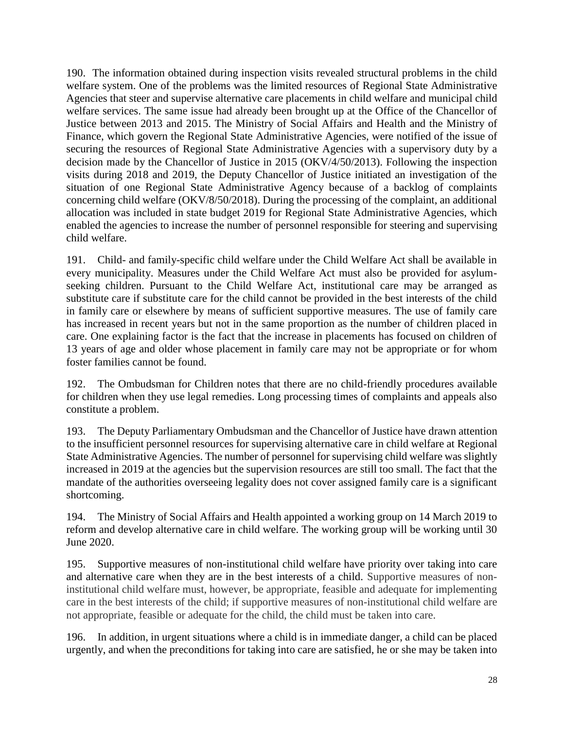190. The information obtained during inspection visits revealed structural problems in the child welfare system. One of the problems was the limited resources of Regional State Administrative Agencies that steer and supervise alternative care placements in child welfare and municipal child welfare services. The same issue had already been brought up at the Office of the Chancellor of Justice between 2013 and 2015. The Ministry of Social Affairs and Health and the Ministry of Finance, which govern the Regional State Administrative Agencies, were notified of the issue of securing the resources of Regional State Administrative Agencies with a supervisory duty by a decision made by the Chancellor of Justice in 2015 (OKV/4/50/2013). Following the inspection visits during 2018 and 2019, the Deputy Chancellor of Justice initiated an investigation of the situation of one Regional State Administrative Agency because of a backlog of complaints concerning child welfare (OKV/8/50/2018). During the processing of the complaint, an additional allocation was included in state budget 2019 for Regional State Administrative Agencies, which enabled the agencies to increase the number of personnel responsible for steering and supervising child welfare.

191. Child- and family-specific child welfare under the Child Welfare Act shall be available in every municipality. Measures under the Child Welfare Act must also be provided for asylum-seeking children. Pursuant to the Child Welfare Act, institutional care may be arranged as substitute care if substitute care for the child cannot be provided in the best interests of the child in family care or elsewhere by means of sufficient supportive measures. The use of family care has increased in recent years but not in the same proportion as the number of children placed in care. One explaining factor is the fact that the increase in placements has focused on children of 13 years of age and older whose placement in family care may not be appropriate or for whom foster families cannot be found.

192. The Ombudsman for Children notes that there are no child-friendly procedures available for children when they use legal remedies. Long processing times of complaints and appeals also constitute a problem.

193. The Deputy Parliamentary Ombudsman and the Chancellor of Justice have drawn attention to the insufficient personnel resources for supervising alternative care in child welfare at Regional State Administrative Agencies. The number of personnel for supervising child welfare was slightly increased in 2019 at the agencies but the supervision resources are still too small. The fact that the mandate of the authorities overseeing legality does not cover assigned family care is a significant shortcoming.

194. The Ministry of Social Affairs and Health appointed a working group on 14 March 2019 to reform and develop alternative care in child welfare. The working group will be working until 30 June 2020.

195. Supportive measures of non-institutional child welfare have priority over taking into care and alternative care when they are in the best interests of a child. Supportive measures of non-institutional child welfare must, however, be appropriate, feasible and adequate for implementing care in the best interests of the child; if supportive measures of non-institutional child welfare are not appropriate, feasible or adequate for the child, the child must be taken into care.

196. In addition, in urgent situations where a child is in immediate danger, a child can be placed urgently, and when the preconditions for taking into care are satisfied, he or she may be taken into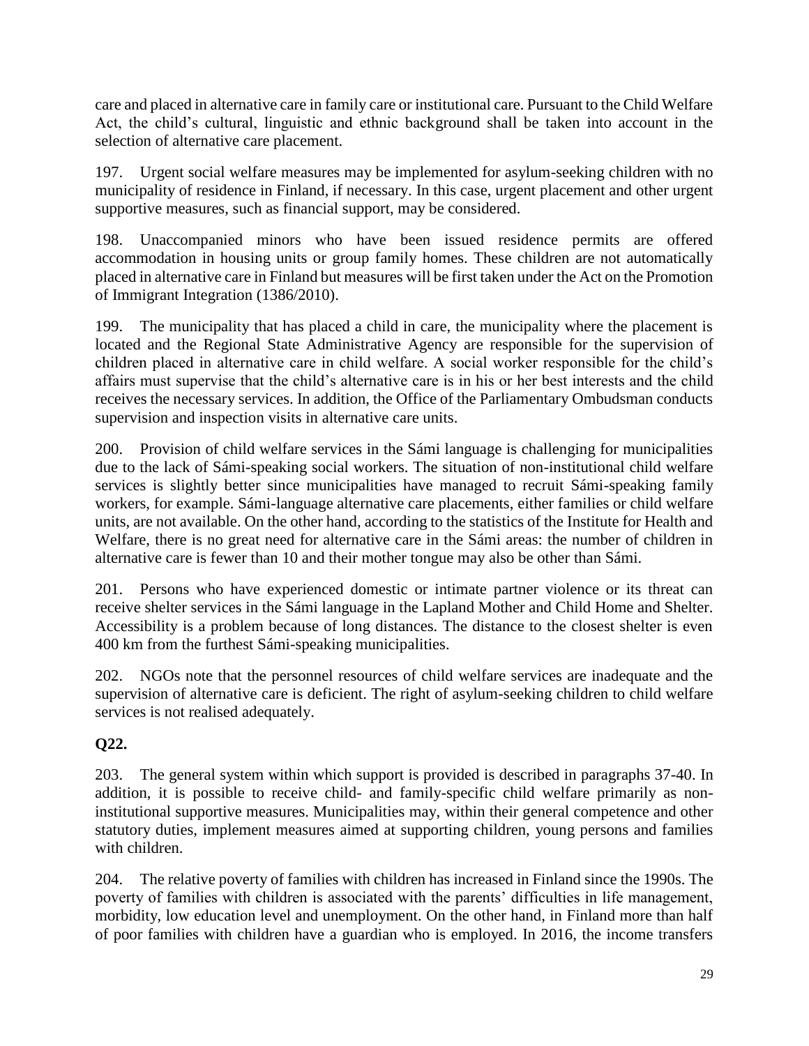care and placed in alternative care in family care or institutional care. Pursuant to the Child Welfare Act, the child's cultural, linguistic and ethnic background shall be taken into account in the selection of alternative care placement.

197. Urgent social welfare measures may be implemented for asylum-seeking children with no municipality of residence in Finland, if necessary. In this case, urgent placement and other urgent supportive measures, such as financial support, may be considered.

198. Unaccompanied minors who have been issued residence permits are offered accommodation in housing units or group family homes. These children are not automatically placed in alternative care in Finland but measures will be first taken under the Act on the Promotion of Immigrant Integration (1386/2010).

199. The municipality that has placed a child in care, the municipality where the placement is located and the Regional State Administrative Agency are responsible for the supervision of children placed in alternative care in child welfare. A social worker responsible for the child's affairs must supervise that the child's alternative care is in his or her best interests and the child receives the necessary services. In addition, the Office of the Parliamentary Ombudsman conducts supervision and inspection visits in alternative care units.

200. Provision of child welfare services in the Sámi language is challenging for municipalities due to the lack of Sámi-speaking social workers. The situation of non-institutional child welfare services is slightly better since municipalities have managed to recruit Sámi-speaking family workers, for example. Sámi-language alternative care placements, either families or child welfare units, are not available. On the other hand, according to the statistics of the Institute for Health and Welfare, there is no great need for alternative care in the Sámi areas: the number of children in alternative care is fewer than 10 and their mother tongue may also be other than Sámi.

201. Persons who have experienced domestic or intimate partner violence or its threat can receive shelter services in the Sámi language in the Lapland Mother and Child Home and Shelter. Accessibility is a problem because of long distances. The distance to the closest shelter is even 400 km from the furthest Sámi-speaking municipalities.

202. NGOs note that the personnel resources of child welfare services are inadequate and the supervision of alternative care is deficient. The right of asylum-seeking children to child welfare services is not realised adequately.

**Q22.**

203. The general system within which support is provided is described in paragraphs 37-40. In addition, it is possible to receive child- and family-specific child welfare primarily as non-institutional supportive measures. Municipalities may, within their general competence and other statutory duties, implement measures aimed at supporting children, young persons and families with children.

204. The relative poverty of families with children has increased in Finland since the 1990s. The poverty of families with children is associated with the parents' difficulties in life management, morbidity, low education level and unemployment. On the other hand, in Finland more than half of poor families with children have a guardian who is employed. In 2016, the income transfers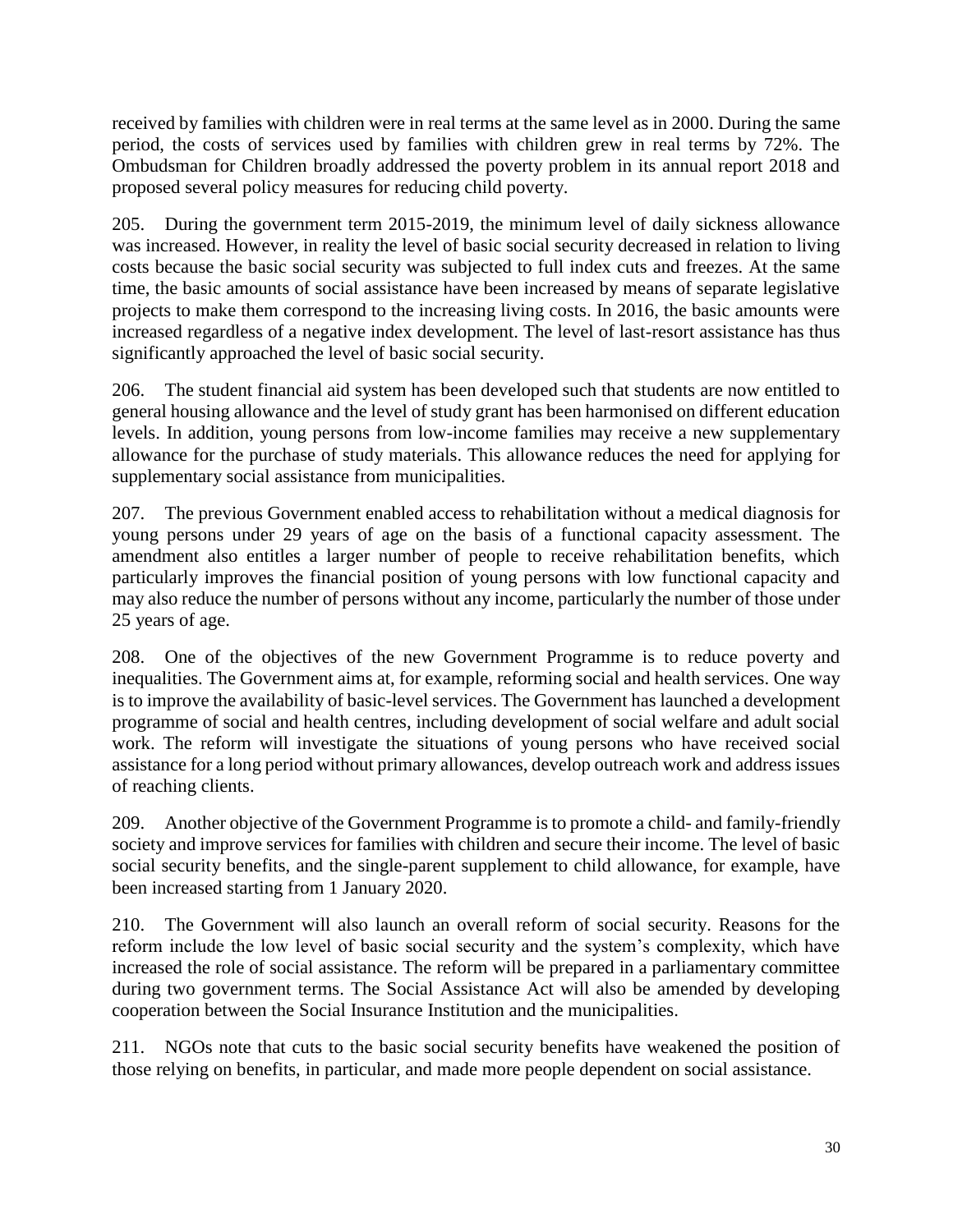received by families with children were in real terms at the same level as in 2000. During the same period, the costs of services used by families with children grew in real terms by 72%. The Ombudsman for Children broadly addressed the poverty problem in its annual report 2018 and proposed several policy measures for reducing child poverty.

205. During the government term 2015-2019, the minimum level of daily sickness allowance was increased. However, in reality the level of basic social security decreased in relation to living costs because the basic social security was subjected to full index cuts and freezes. At the same time, the basic amounts of social assistance have been increased by means of separate legislative projects to make them correspond to the increasing living costs. In 2016, the basic amounts were increased regardless of a negative index development. The level of last-resort assistance has thus significantly approached the level of basic social security.

206. The student financial aid system has been developed such that students are now entitled to general housing allowance and the level of study grant has been harmonised on different education levels. In addition, young persons from low-income families may receive a new supplementary allowance for the purchase of study materials. This allowance reduces the need for applying for supplementary social assistance from municipalities.

207. The previous Government enabled access to rehabilitation without a medical diagnosis for young persons under 29 years of age on the basis of a functional capacity assessment. The amendment also entitles a larger number of people to receive rehabilitation benefits, which particularly improves the financial position of young persons with low functional capacity and may also reduce the number of persons without any income, particularly the number of those under 25 years of age.

208. One of the objectives of the new Government Programme is to reduce poverty and inequalities. The Government aims at, for example, reforming social and health services. One way is to improve the availability of basic-level services. The Government has launched a development programme of social and health centres, including development of social welfare and adult social work. The reform will investigate the situations of young persons who have received social assistance for a long period without primary allowances, develop outreach work and address issues of reaching clients.

209. Another objective of the Government Programme is to promote a child- and family-friendly society and improve services for families with children and secure their income. The level of basic social security benefits, and the single-parent supplement to child allowance, for example, have been increased starting from 1 January 2020.

210. The Government will also launch an overall reform of social security. Reasons for the reform include the low level of basic social security and the system's complexity, which have increased the role of social assistance. The reform will be prepared in a parliamentary committee during two government terms. The Social Assistance Act will also be amended by developing cooperation between the Social Insurance Institution and the municipalities.

211. NGOs note that cuts to the basic social security benefits have weakened the position of those relying on benefits, in particular, and made more people dependent on social assistance.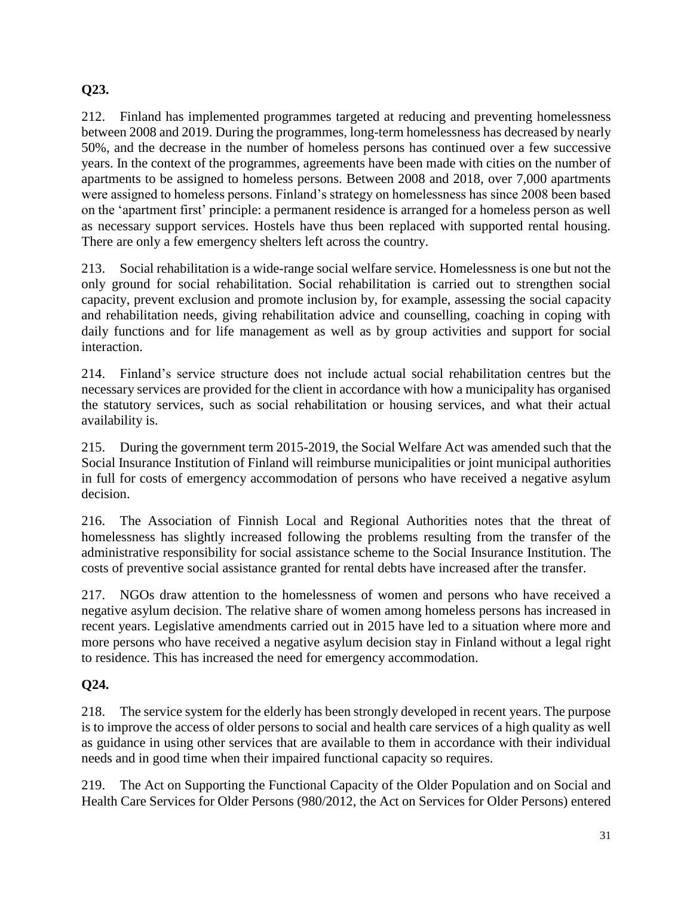**Q23.**

212. Finland has implemented programmes targeted at reducing and preventing homelessness between 2008 and 2019. During the programmes, long-term homelessness has decreased by nearly 50%, and the decrease in the number of homeless persons has continued over a few successive years. In the context of the programmes, agreements have been made with cities on the number of apartments to be assigned to homeless persons. Between 2008 and 2018, over 7,000 apartments were assigned to homeless persons. Finland's strategy on homelessness has since 2008 been based on the 'apartment first' principle: a permanent residence is arranged for a homeless person as well as necessary support services. Hostels have thus been replaced with supported rental housing. There are only a few emergency shelters left across the country.

213. Social rehabilitation is a wide-range social welfare service. Homelessness is one but not the only ground for social rehabilitation. Social rehabilitation is carried out to strengthen social capacity, prevent exclusion and promote inclusion by, for example, assessing the social capacity and rehabilitation needs, giving rehabilitation advice and counselling, coaching in coping with daily functions and for life management as well as by group activities and support for social interaction.

214. Finland's service structure does not include actual social rehabilitation centres but the necessary services are provided for the client in accordance with how a municipality has organised the statutory services, such as social rehabilitation or housing services, and what their actual availability is.

215. During the government term 2015-2019, the Social Welfare Act was amended such that the Social Insurance Institution of Finland will reimburse municipalities or joint municipal authorities in full for costs of emergency accommodation of persons who have received a negative asylum decision.

216. The Association of Finnish Local and Regional Authorities notes that the threat of homelessness has slightly increased following the problems resulting from the transfer of the administrative responsibility for social assistance scheme to the Social Insurance Institution. The costs of preventive social assistance granted for rental debts have increased after the transfer.

217. NGOs draw attention to the homelessness of women and persons who have received a negative asylum decision. The relative share of women among homeless persons has increased in recent years. Legislative amendments carried out in 2015 have led to a situation where more and more persons who have received a negative asylum decision stay in Finland without a legal right to residence. This has increased the need for emergency accommodation.

**Q24.**

218. The service system for the elderly has been strongly developed in recent years. The purpose is to improve the access of older persons to social and health care services of a high quality as well as guidance in using other services that are available to them in accordance with their individual needs and in good time when their impaired functional capacity so requires.

219. The Act on Supporting the Functional Capacity of the Older Population and on Social and Health Care Services for Older Persons (980/2012, the Act on Services for Older Persons) entered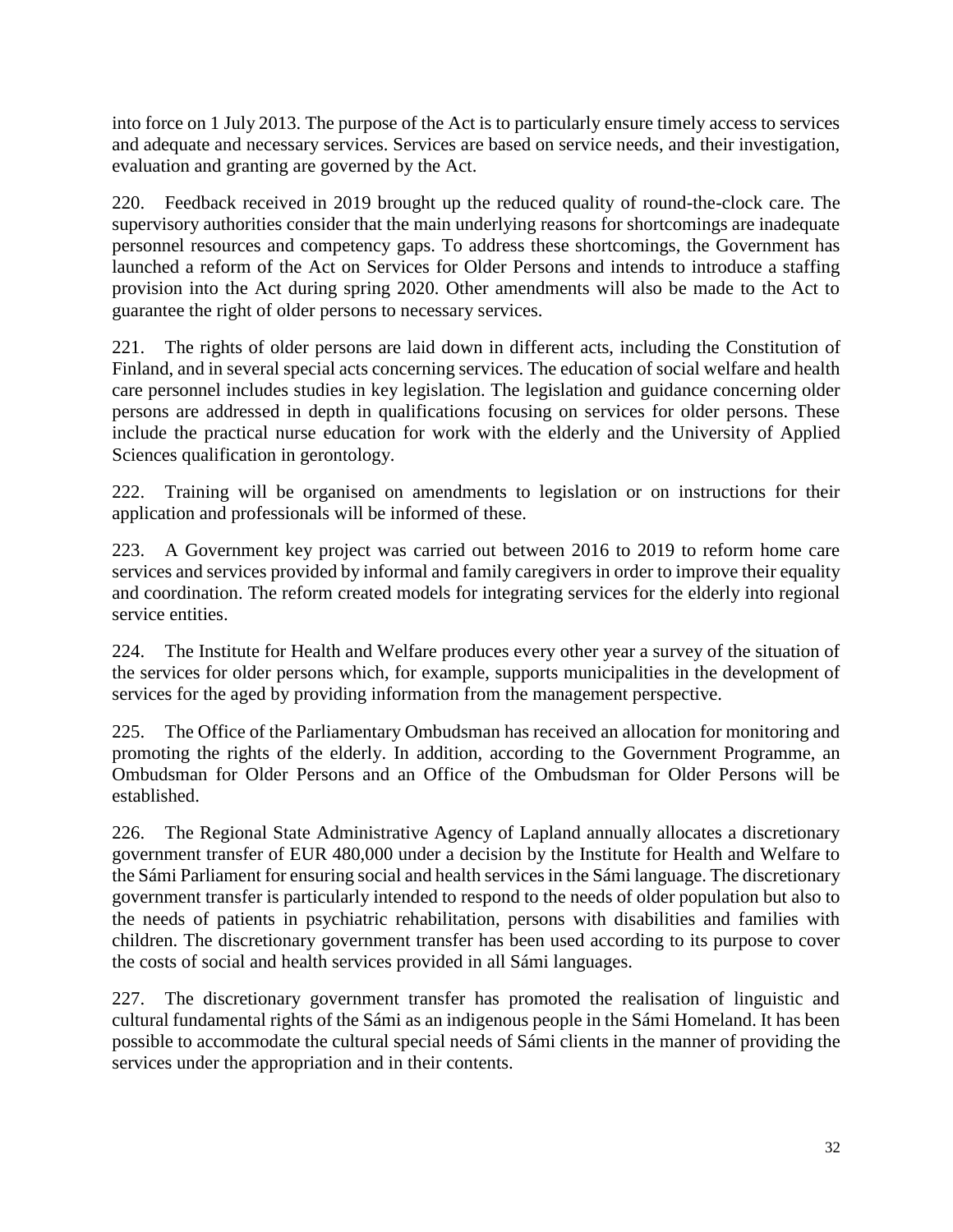into force on 1 July 2013. The purpose of the Act is to particularly ensure timely access to services and adequate and necessary services. Services are based on service needs, and their investigation, evaluation and granting are governed by the Act.

220. Feedback received in 2019 brought up the reduced quality of round-the-clock care. The supervisory authorities consider that the main underlying reasons for shortcomings are inadequate personnel resources and competency gaps. To address these shortcomings, the Government has launched a reform of the Act on Services for Older Persons and intends to introduce a staffing provision into the Act during spring 2020. Other amendments will also be made to the Act to guarantee the right of older persons to necessary services.

221. The rights of older persons are laid down in different acts, including the Constitution of Finland, and in several special acts concerning services. The education of social welfare and health care personnel includes studies in key legislation. The legislation and guidance concerning older persons are addressed in depth in qualifications focusing on services for older persons. These include the practical nurse education for work with the elderly and the University of Applied Sciences qualification in gerontology.

222. Training will be organised on amendments to legislation or on instructions for their application and professionals will be informed of these.

223. A Government key project was carried out between 2016 to 2019 to reform home care services and services provided by informal and family caregivers in order to improve their equality and coordination. The reform created models for integrating services for the elderly into regional service entities.

224. The Institute for Health and Welfare produces every other year a survey of the situation of the services for older persons which, for example, supports municipalities in the development of services for the aged by providing information from the management perspective.

225. The Office of the Parliamentary Ombudsman has received an allocation for monitoring and promoting the rights of the elderly. In addition, according to the Government Programme, an Ombudsman for Older Persons and an Office of the Ombudsman for Older Persons will be established.

226. The Regional State Administrative Agency of Lapland annually allocates a discretionary government transfer of EUR 480,000 under a decision by the Institute for Health and Welfare to the Sámi Parliament for ensuring social and health services in the Sámi language. The discretionary government transfer is particularly intended to respond to the needs of older population but also to the needs of patients in psychiatric rehabilitation, persons with disabilities and families with children. The discretionary government transfer has been used according to its purpose to cover the costs of social and health services provided in all Sámi languages.

227. The discretionary government transfer has promoted the realisation of linguistic and cultural fundamental rights of the Sámi as an indigenous people in the Sámi Homeland. It has been possible to accommodate the cultural special needs of Sámi clients in the manner of providing the services under the appropriation and in their contents.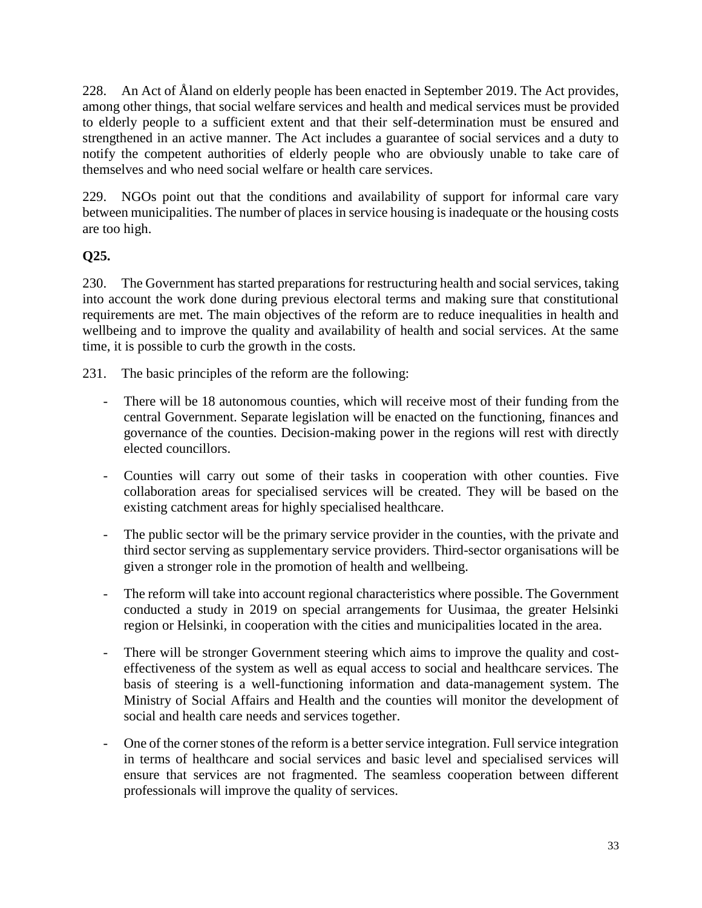228. An Act of Åland on elderly people has been enacted in September 2019. The Act provides, among other things, that social welfare services and health and medical services must be provided to elderly people to a sufficient extent and that their self-determination must be ensured and strengthened in an active manner. The Act includes a guarantee of social services and a duty to notify the competent authorities of elderly people who are obviously unable to take care of themselves and who need social welfare or health care services.

229. NGOs point out that the conditions and availability of support for informal care vary between municipalities. The number of places in service housing is inadequate or the housing costs are too high.

**Q25.**

230. The Government has started preparations for restructuring health and social services, taking into account the work done during previous electoral terms and making sure that constitutional requirements are met. The main objectives of the reform are to reduce inequalities in health and wellbeing and to improve the quality and availability of health and social services. At the same time, it is possible to curb the growth in the costs.

231. The basic principles of the reform are the following:

- There will be 18 autonomous counties, which will receive most of their funding from the central Government. Separate legislation will be enacted on the functioning, finances and governance of the counties. Decision-making power in the regions will rest with directly elected councillors.
- Counties will carry out some of their tasks in cooperation with other counties. Five collaboration areas for specialised services will be created. They will be based on the existing catchment areas for highly specialised healthcare.
- The public sector will be the primary service provider in the counties, with the private and third sector serving as supplementary service providers. Third-sector organisations will be given a stronger role in the promotion of health and wellbeing.
- The reform will take into account regional characteristics where possible. The Government conducted a study in 2019 on special arrangements for Uusimaa, the greater Helsinki region or Helsinki, in cooperation with the cities and municipalities located in the area.
- There will be stronger Government steering which aims to improve the quality and cost-effectiveness of the system as well as equal access to social and healthcare services. The basis of steering is a well-functioning information and data-management system. The Ministry of Social Affairs and Health and the counties will monitor the development of social and health care needs and services together.
- One of the corner stones of the reform is a better service integration. Full service integration in terms of healthcare and social services and basic level and specialised services will ensure that services are not fragmented. The seamless cooperation between different professionals will improve the quality of services.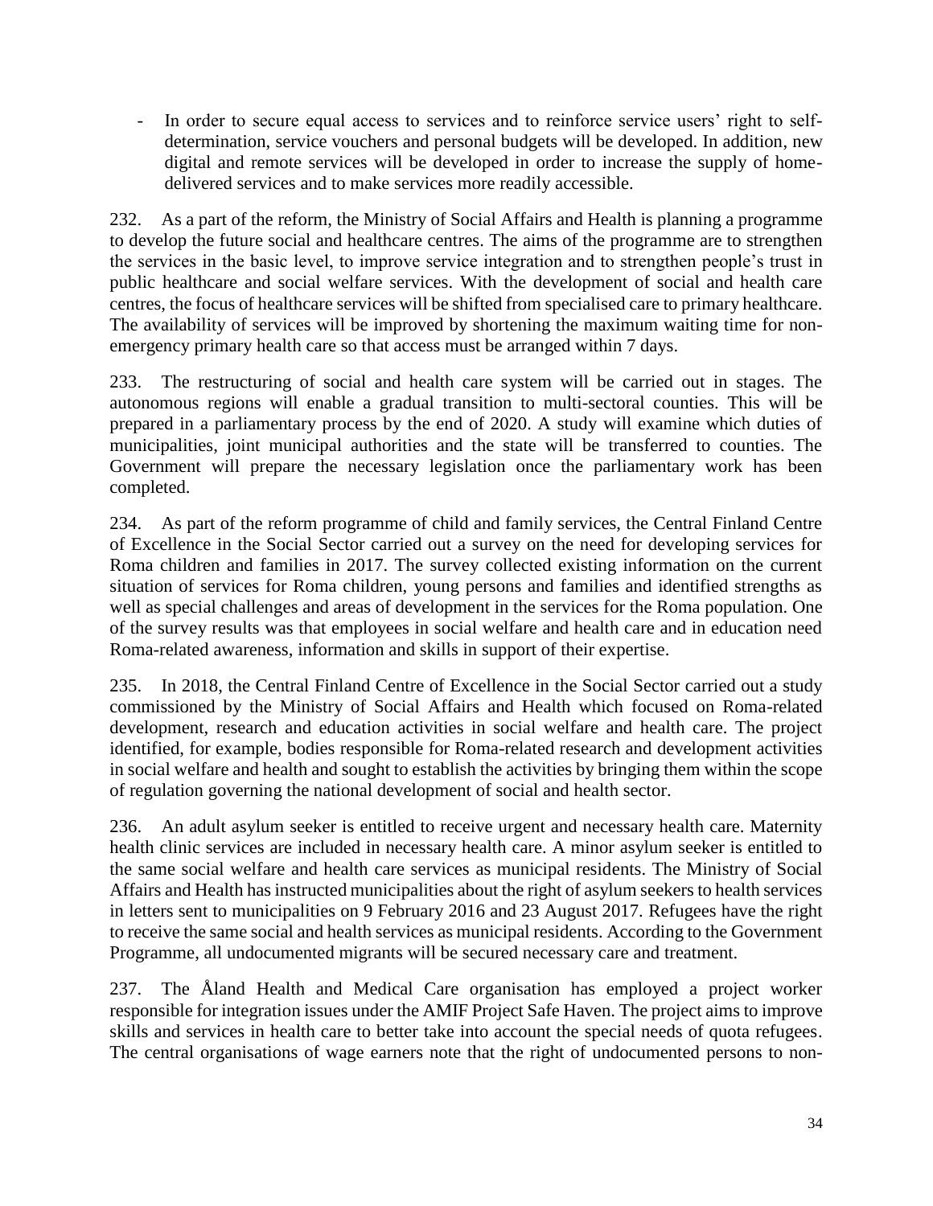- In order to secure equal access to services and to reinforce service users' right to self-determination, service vouchers and personal budgets will be developed. In addition, new digital and remote services will be developed in order to increase the supply of home-delivered services and to make services more readily accessible.

232. As a part of the reform, the Ministry of Social Affairs and Health is planning a programme to develop the future social and healthcare centres. The aims of the programme are to strengthen the services in the basic level, to improve service integration and to strengthen people's trust in public healthcare and social welfare services. With the development of social and health care centres, the focus of healthcare services will be shifted from specialised care to primary healthcare. The availability of services will be improved by shortening the maximum waiting time for non-emergency primary health care so that access must be arranged within 7 days.

233. The restructuring of social and health care system will be carried out in stages. The autonomous regions will enable a gradual transition to multi-sectoral counties. This will be prepared in a parliamentary process by the end of 2020. A study will examine which duties of municipalities, joint municipal authorities and the state will be transferred to counties. The Government will prepare the necessary legislation once the parliamentary work has been completed.

234. As part of the reform programme of child and family services, the Central Finland Centre of Excellence in the Social Sector carried out a survey on the need for developing services for Roma children and families in 2017. The survey collected existing information on the current situation of services for Roma children, young persons and families and identified strengths as well as special challenges and areas of development in the services for the Roma population. One of the survey results was that employees in social welfare and health care and in education need Roma-related awareness, information and skills in support of their expertise.

235. In 2018, the Central Finland Centre of Excellence in the Social Sector carried out a study commissioned by the Ministry of Social Affairs and Health which focused on Roma-related development, research and education activities in social welfare and health care. The project identified, for example, bodies responsible for Roma-related research and development activities in social welfare and health and sought to establish the activities by bringing them within the scope of regulation governing the national development of social and health sector.

236. An adult asylum seeker is entitled to receive urgent and necessary health care. Maternity health clinic services are included in necessary health care. A minor asylum seeker is entitled to the same social welfare and health care services as municipal residents. The Ministry of Social Affairs and Health has instructed municipalities about the right of asylum seekers to health services in letters sent to municipalities on 9 February 2016 and 23 August 2017. Refugees have the right to receive the same social and health services as municipal residents. According to the Government Programme, all undocumented migrants will be secured necessary care and treatment.

237. The Åland Health and Medical Care organisation has employed a project worker responsible for integration issues under the AMIF Project Safe Haven. The project aims to improve skills and services in health care to better take into account the special needs of quota refugees. The central organisations of wage earners note that the right of undocumented persons to non-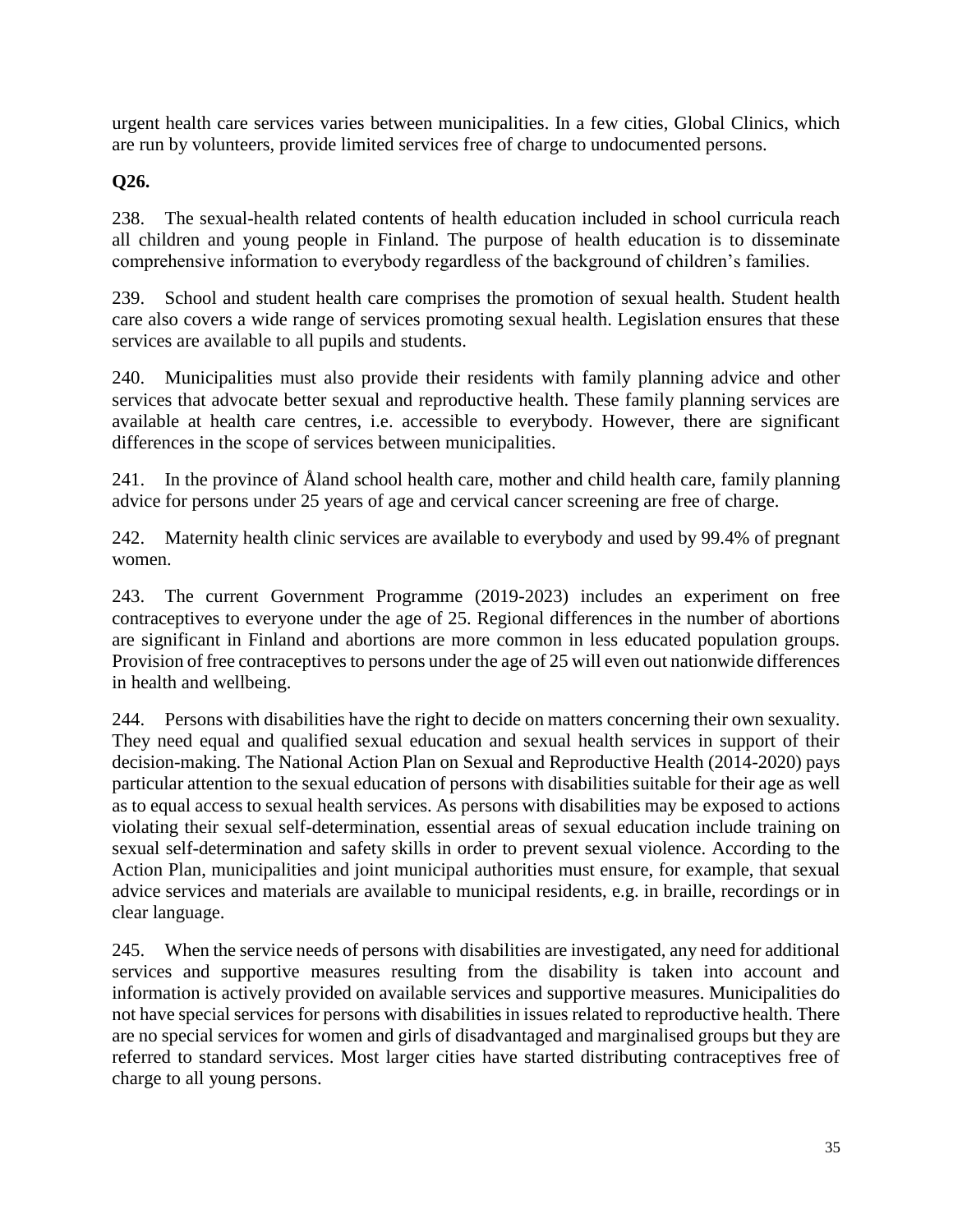urgent health care services varies between municipalities. In a few cities, Global Clinics, which are run by volunteers, provide limited services free of charge to undocumented persons.

**Q26.**

238. The sexual-health related contents of health education included in school curricula reach all children and young people in Finland. The purpose of health education is to disseminate comprehensive information to everybody regardless of the background of children's families.

239. School and student health care comprises the promotion of sexual health. Student health care also covers a wide range of services promoting sexual health. Legislation ensures that these services are available to all pupils and students.

240. Municipalities must also provide their residents with family planning advice and other services that advocate better sexual and reproductive health. These family planning services are available at health care centres, i.e. accessible to everybody. However, there are significant differences in the scope of services between municipalities.

241. In the province of Åland school health care, mother and child health care, family planning advice for persons under 25 years of age and cervical cancer screening are free of charge.

242. Maternity health clinic services are available to everybody and used by 99.4% of pregnant women.

243. The current Government Programme (2019-2023) includes an experiment on free contraceptives to everyone under the age of 25. Regional differences in the number of abortions are significant in Finland and abortions are more common in less educated population groups. Provision of free contraceptives to persons under the age of 25 will even out nationwide differences in health and wellbeing.

244. Persons with disabilities have the right to decide on matters concerning their own sexuality. They need equal and qualified sexual education and sexual health services in support of their decision-making. The National Action Plan on Sexual and Reproductive Health (2014-2020) pays particular attention to the sexual education of persons with disabilities suitable for their age as well as to equal access to sexual health services. As persons with disabilities may be exposed to actions violating their sexual self-determination, essential areas of sexual education include training on sexual self-determination and safety skills in order to prevent sexual violence. According to the Action Plan, municipalities and joint municipal authorities must ensure, for example, that sexual advice services and materials are available to municipal residents, e.g. in braille, recordings or in clear language.

245. When the service needs of persons with disabilities are investigated, any need for additional services and supportive measures resulting from the disability is taken into account and information is actively provided on available services and supportive measures. Municipalities do not have special services for persons with disabilities in issues related to reproductive health. There are no special services for women and girls of disadvantaged and marginalised groups but they are referred to standard services. Most larger cities have started distributing contraceptives free of charge to all young persons.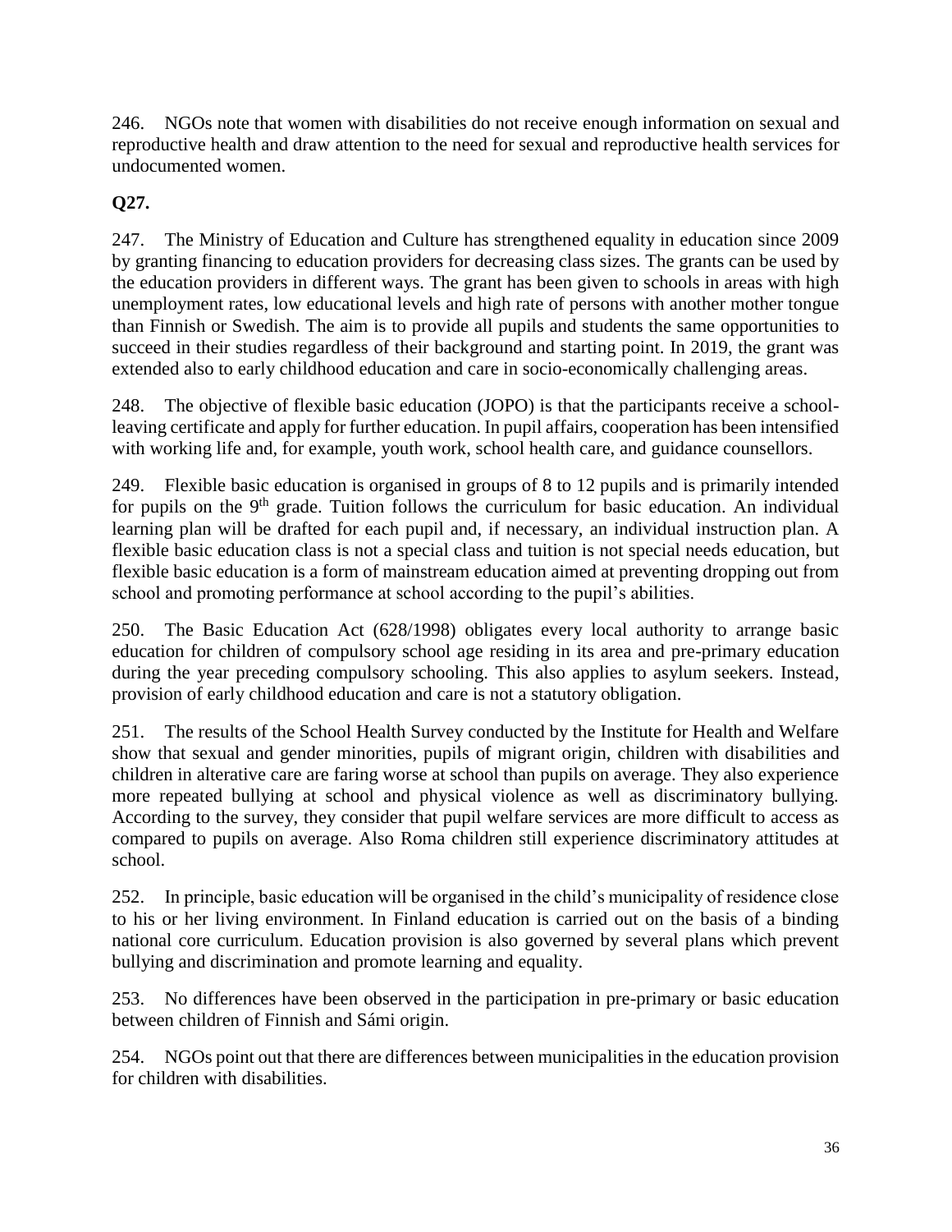246. NGOs note that women with disabilities do not receive enough information on sexual and reproductive health and draw attention to the need for sexual and reproductive health services for undocumented women.

**Q27.**

247. The Ministry of Education and Culture has strengthened equality in education since 2009 by granting financing to education providers for decreasing class sizes. The grants can be used by the education providers in different ways. The grant has been given to schools in areas with high unemployment rates, low educational levels and high rate of persons with another mother tongue than Finnish or Swedish. The aim is to provide all pupils and students the same opportunities to succeed in their studies regardless of their background and starting point. In 2019, the grant was extended also to early childhood education and care in socio-economically challenging areas.

248. The objective of flexible basic education (JOPO) is that the participants receive a school-leaving certificate and apply for further education. In pupil affairs, cooperation has been intensified with working life and, for example, youth work, school health care, and guidance counsellors.

249. Flexible basic education is organised in groups of 8 to 12 pupils and is primarily intended for pupils on the 9th grade. Tuition follows the curriculum for basic education. An individual learning plan will be drafted for each pupil and, if necessary, an individual instruction plan. A flexible basic education class is not a special class and tuition is not special needs education, but flexible basic education is a form of mainstream education aimed at preventing dropping out from school and promoting performance at school according to the pupil's abilities.

250. The Basic Education Act (628/1998) obligates every local authority to arrange basic education for children of compulsory school age residing in its area and pre-primary education during the year preceding compulsory schooling. This also applies to asylum seekers. Instead, provision of early childhood education and care is not a statutory obligation.

251. The results of the School Health Survey conducted by the Institute for Health and Welfare show that sexual and gender minorities, pupils of migrant origin, children with disabilities and children in alterative care are faring worse at school than pupils on average. They also experience more repeated bullying at school and physical violence as well as discriminatory bullying. According to the survey, they consider that pupil welfare services are more difficult to access as compared to pupils on average. Also Roma children still experience discriminatory attitudes at school.

252. In principle, basic education will be organised in the child's municipality of residence close to his or her living environment. In Finland education is carried out on the basis of a binding national core curriculum. Education provision is also governed by several plans which prevent bullying and discrimination and promote learning and equality.

253. No differences have been observed in the participation in pre-primary or basic education between children of Finnish and Sámi origin.

254. NGOs point out that there are differences between municipalities in the education provision for children with disabilities.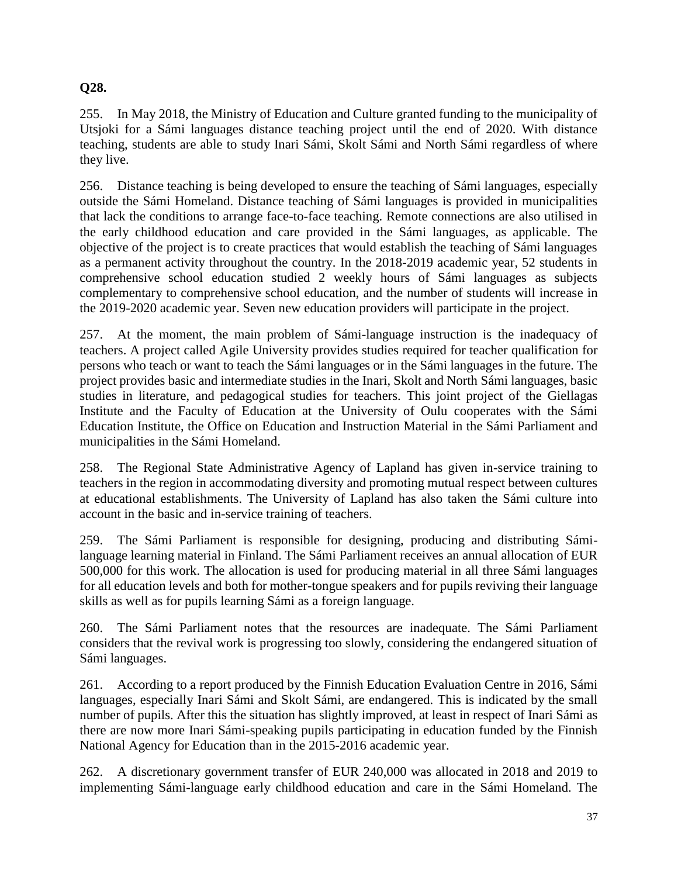**Q28.**

255. In May 2018, the Ministry of Education and Culture granted funding to the municipality of Utsjoki for a Sámi languages distance teaching project until the end of 2020. With distance teaching, students are able to study Inari Sámi, Skolt Sámi and North Sámi regardless of where they live.

256. Distance teaching is being developed to ensure the teaching of Sámi languages, especially outside the Sámi Homeland. Distance teaching of Sámi languages is provided in municipalities that lack the conditions to arrange face-to-face teaching. Remote connections are also utilised in the early childhood education and care provided in the Sámi languages, as applicable. The objective of the project is to create practices that would establish the teaching of Sámi languages as a permanent activity throughout the country. In the 2018-2019 academic year, 52 students in comprehensive school education studied 2 weekly hours of Sámi languages as subjects complementary to comprehensive school education, and the number of students will increase in the 2019-2020 academic year. Seven new education providers will participate in the project.

257. At the moment, the main problem of Sámi-language instruction is the inadequacy of teachers. A project called Agile University provides studies required for teacher qualification for persons who teach or want to teach the Sámi languages or in the Sámi languages in the future. The project provides basic and intermediate studies in the Inari, Skolt and North Sámi languages, basic studies in literature, and pedagogical studies for teachers. This joint project of the Giellagas Institute and the Faculty of Education at the University of Oulu cooperates with the Sámi Education Institute, the Office on Education and Instruction Material in the Sámi Parliament and municipalities in the Sámi Homeland.

258. The Regional State Administrative Agency of Lapland has given in-service training to teachers in the region in accommodating diversity and promoting mutual respect between cultures at educational establishments. The University of Lapland has also taken the Sámi culture into account in the basic and in-service training of teachers.

259. The Sámi Parliament is responsible for designing, producing and distributing Sámi-language learning material in Finland. The Sámi Parliament receives an annual allocation of EUR 500,000 for this work. The allocation is used for producing material in all three Sámi languages for all education levels and both for mother-tongue speakers and for pupils reviving their language skills as well as for pupils learning Sámi as a foreign language.

260. The Sámi Parliament notes that the resources are inadequate. The Sámi Parliament considers that the revival work is progressing too slowly, considering the endangered situation of Sámi languages.

261. According to a report produced by the Finnish Education Evaluation Centre in 2016, Sámi languages, especially Inari Sámi and Skolt Sámi, are endangered. This is indicated by the small number of pupils. After this the situation has slightly improved, at least in respect of Inari Sámi as there are now more Inari Sámi-speaking pupils participating in education funded by the Finnish National Agency for Education than in the 2015-2016 academic year.

262. A discretionary government transfer of EUR 240,000 was allocated in 2018 and 2019 to implementing Sámi-language early childhood education and care in the Sámi Homeland. The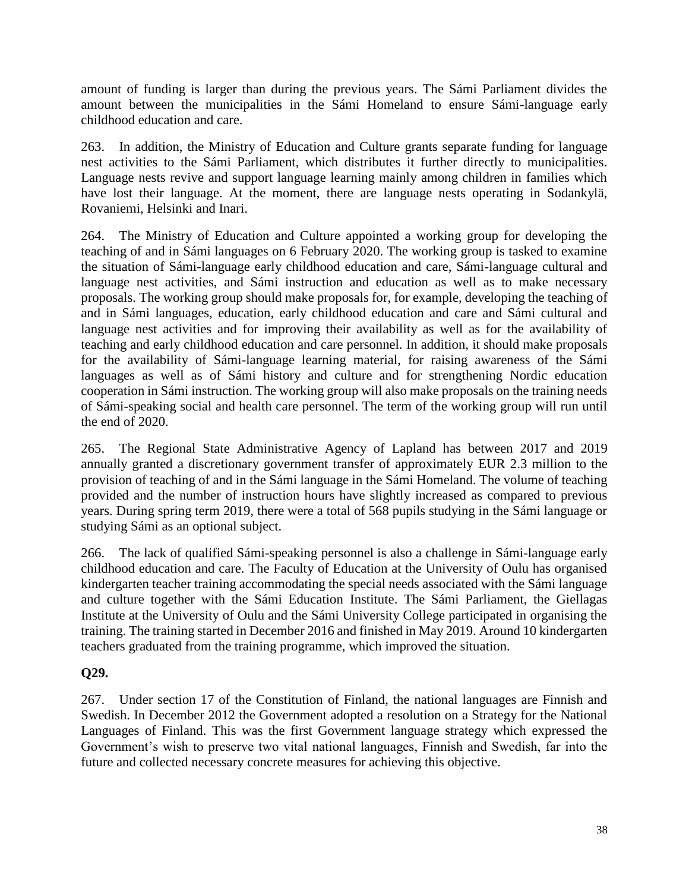amount of funding is larger than during the previous years. The Sámi Parliament divides the amount between the municipalities in the Sámi Homeland to ensure Sámi-language early childhood education and care.

263. In addition, the Ministry of Education and Culture grants separate funding for language nest activities to the Sámi Parliament, which distributes it further directly to municipalities. Language nests revive and support language learning mainly among children in families which have lost their language. At the moment, there are language nests operating in Sodankylä, Rovaniemi, Helsinki and Inari.

264. The Ministry of Education and Culture appointed a working group for developing the teaching of and in Sámi languages on 6 February 2020. The working group is tasked to examine the situation of Sámi-language early childhood education and care, Sámi-language cultural and language nest activities, and Sámi instruction and education as well as to make necessary proposals. The working group should make proposals for, for example, developing the teaching of and in Sámi languages, education, early childhood education and care and Sámi cultural and language nest activities and for improving their availability as well as for the availability of teaching and early childhood education and care personnel. In addition, it should make proposals for the availability of Sámi-language learning material, for raising awareness of the Sámi languages as well as of Sámi history and culture and for strengthening Nordic education cooperation in Sámi instruction. The working group will also make proposals on the training needs of Sámi-speaking social and health care personnel. The term of the working group will run until the end of 2020.

265. The Regional State Administrative Agency of Lapland has between 2017 and 2019 annually granted a discretionary government transfer of approximately EUR 2.3 million to the provision of teaching of and in the Sámi language in the Sámi Homeland. The volume of teaching provided and the number of instruction hours have slightly increased as compared to previous years. During spring term 2019, there were a total of 568 pupils studying in the Sámi language or studying Sámi as an optional subject.

266. The lack of qualified Sámi-speaking personnel is also a challenge in Sámi-language early childhood education and care. The Faculty of Education at the University of Oulu has organised kindergarten teacher training accommodating the special needs associated with the Sámi language and culture together with the Sámi Education Institute. The Sámi Parliament, the Giellagas Institute at the University of Oulu and the Sámi University College participated in organising the training. The training started in December 2016 and finished in May 2019. Around 10 kindergarten teachers graduated from the training programme, which improved the situation.

**Q29.**

267. Under section 17 of the Constitution of Finland, the national languages are Finnish and Swedish. In December 2012 the Government adopted a resolution on a Strategy for the National Languages of Finland. This was the first Government language strategy which expressed the Government's wish to preserve two vital national languages, Finnish and Swedish, far into the future and collected necessary concrete measures for achieving this objective.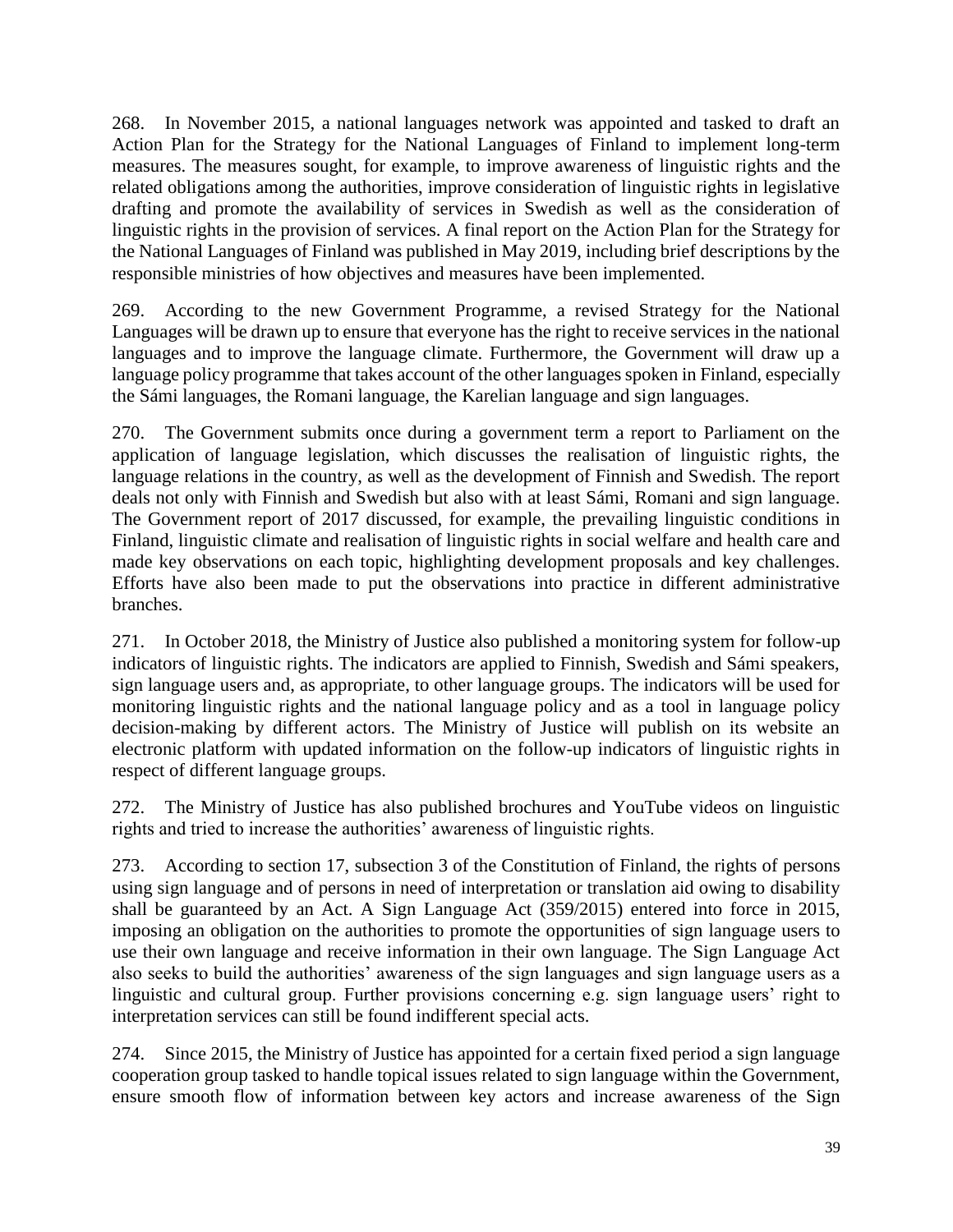268. In November 2015, a national languages network was appointed and tasked to draft an Action Plan for the Strategy for the National Languages of Finland to implement long-term measures. The measures sought, for example, to improve awareness of linguistic rights and the related obligations among the authorities, improve consideration of linguistic rights in legislative drafting and promote the availability of services in Swedish as well as the consideration of linguistic rights in the provision of services. A final report on the Action Plan for the Strategy for the National Languages of Finland was published in May 2019, including brief descriptions by the responsible ministries of how objectives and measures have been implemented.

269. According to the new Government Programme, a revised Strategy for the National Languages will be drawn up to ensure that everyone has the right to receive services in the national languages and to improve the language climate. Furthermore, the Government will draw up a language policy programme that takes account of the other languages spoken in Finland, especially the Sámi languages, the Romani language, the Karelian language and sign languages.

270. The Government submits once during a government term a report to Parliament on the application of language legislation, which discusses the realisation of linguistic rights, the language relations in the country, as well as the development of Finnish and Swedish. The report deals not only with Finnish and Swedish but also with at least Sámi, Romani and sign language. The Government report of 2017 discussed, for example, the prevailing linguistic conditions in Finland, linguistic climate and realisation of linguistic rights in social welfare and health care and made key observations on each topic, highlighting development proposals and key challenges. Efforts have also been made to put the observations into practice in different administrative branches.

271. In October 2018, the Ministry of Justice also published a monitoring system for follow-up indicators of linguistic rights. The indicators are applied to Finnish, Swedish and Sámi speakers, sign language users and, as appropriate, to other language groups. The indicators will be used for monitoring linguistic rights and the national language policy and as a tool in language policy decision-making by different actors. The Ministry of Justice will publish on its website an electronic platform with updated information on the follow-up indicators of linguistic rights in respect of different language groups.

272. The Ministry of Justice has also published brochures and YouTube videos on linguistic rights and tried to increase the authorities' awareness of linguistic rights.

273. According to section 17, subsection 3 of the Constitution of Finland, the rights of persons using sign language and of persons in need of interpretation or translation aid owing to disability shall be guaranteed by an Act. A Sign Language Act (359/2015) entered into force in 2015, imposing an obligation on the authorities to promote the opportunities of sign language users to use their own language and receive information in their own language. The Sign Language Act also seeks to build the authorities' awareness of the sign languages and sign language users as a linguistic and cultural group. Further provisions concerning e.g. sign language users' right to interpretation services can still be found indifferent special acts.

274. Since 2015, the Ministry of Justice has appointed for a certain fixed period a sign language cooperation group tasked to handle topical issues related to sign language within the Government, ensure smooth flow of information between key actors and increase awareness of the Sign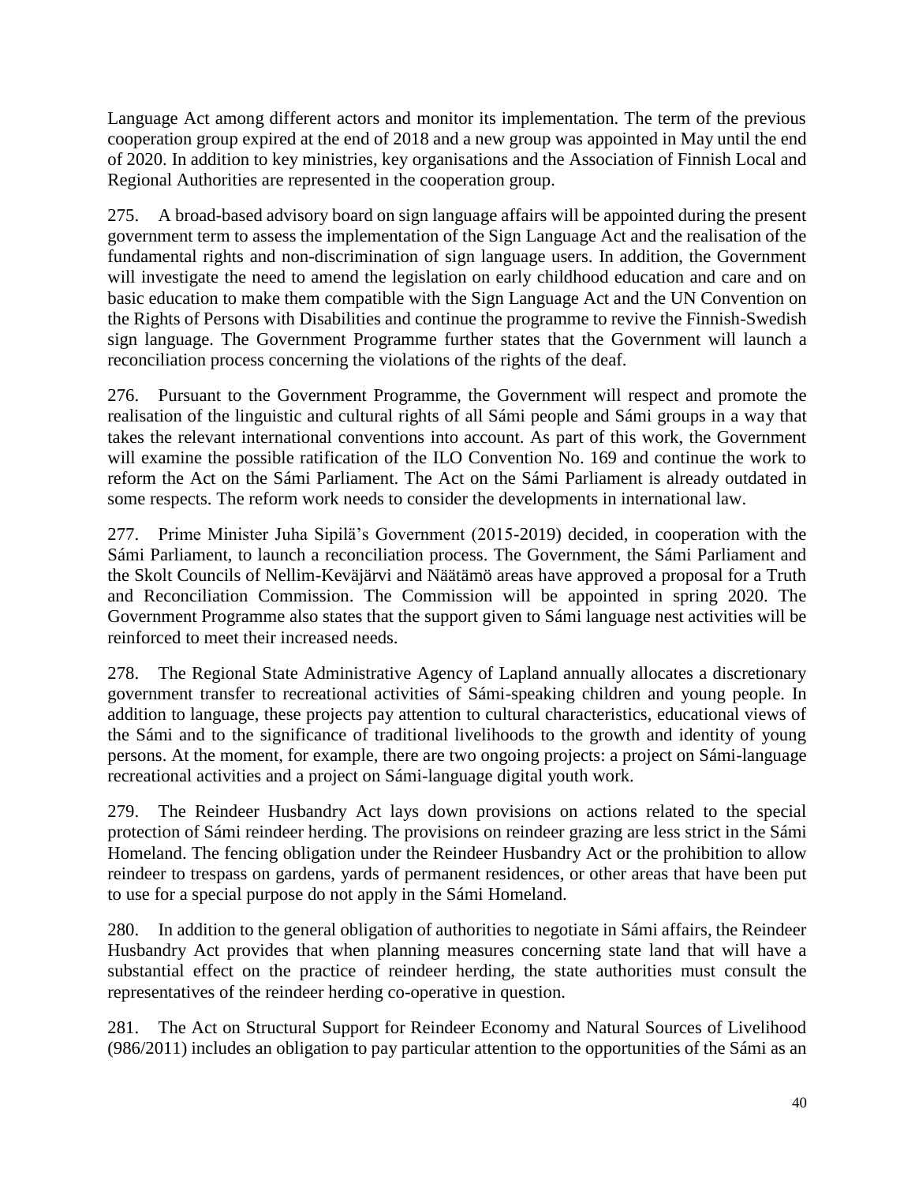Language Act among different actors and monitor its implementation. The term of the previous cooperation group expired at the end of 2018 and a new group was appointed in May until the end of 2020. In addition to key ministries, key organisations and the Association of Finnish Local and Regional Authorities are represented in the cooperation group.

275. A broad-based advisory board on sign language affairs will be appointed during the present government term to assess the implementation of the Sign Language Act and the realisation of the fundamental rights and non-discrimination of sign language users. In addition, the Government will investigate the need to amend the legislation on early childhood education and care and on basic education to make them compatible with the Sign Language Act and the UN Convention on the Rights of Persons with Disabilities and continue the programme to revive the Finnish-Swedish sign language. The Government Programme further states that the Government will launch a reconciliation process concerning the violations of the rights of the deaf.

276. Pursuant to the Government Programme, the Government will respect and promote the realisation of the linguistic and cultural rights of all Sámi people and Sámi groups in a way that takes the relevant international conventions into account. As part of this work, the Government will examine the possible ratification of the ILO Convention No. 169 and continue the work to reform the Act on the Sámi Parliament. The Act on the Sámi Parliament is already outdated in some respects. The reform work needs to consider the developments in international law.

277. Prime Minister Juha Sipilä's Government (2015-2019) decided, in cooperation with the Sámi Parliament, to launch a reconciliation process. The Government, the Sámi Parliament and the Skolt Councils of Nellim-Keväjärvi and Näätämö areas have approved a proposal for a Truth and Reconciliation Commission. The Commission will be appointed in spring 2020. The Government Programme also states that the support given to Sámi language nest activities will be reinforced to meet their increased needs.

278. The Regional State Administrative Agency of Lapland annually allocates a discretionary government transfer to recreational activities of Sámi-speaking children and young people. In addition to language, these projects pay attention to cultural characteristics, educational views of the Sámi and to the significance of traditional livelihoods to the growth and identity of young persons. At the moment, for example, there are two ongoing projects: a project on Sámi-language recreational activities and a project on Sámi-language digital youth work.

279. The Reindeer Husbandry Act lays down provisions on actions related to the special protection of Sámi reindeer herding. The provisions on reindeer grazing are less strict in the Sámi Homeland. The fencing obligation under the Reindeer Husbandry Act or the prohibition to allow reindeer to trespass on gardens, yards of permanent residences, or other areas that have been put to use for a special purpose do not apply in the Sámi Homeland.

280. In addition to the general obligation of authorities to negotiate in Sámi affairs, the Reindeer Husbandry Act provides that when planning measures concerning state land that will have a substantial effect on the practice of reindeer herding, the state authorities must consult the representatives of the reindeer herding co-operative in question.

281. The Act on Structural Support for Reindeer Economy and Natural Sources of Livelihood (986/2011) includes an obligation to pay particular attention to the opportunities of the Sámi as an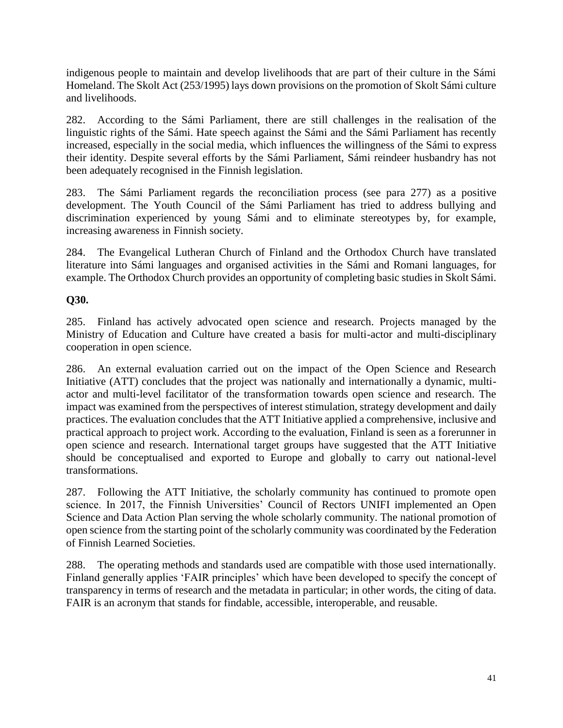indigenous people to maintain and develop livelihoods that are part of their culture in the Sámi Homeland. The Skolt Act (253/1995) lays down provisions on the promotion of Skolt Sámi culture and livelihoods.

282. According to the Sámi Parliament, there are still challenges in the realisation of the linguistic rights of the Sámi. Hate speech against the Sámi and the Sámi Parliament has recently increased, especially in the social media, which influences the willingness of the Sámi to express their identity. Despite several efforts by the Sámi Parliament, Sámi reindeer husbandry has not been adequately recognised in the Finnish legislation.

283. The Sámi Parliament regards the reconciliation process (see para 277) as a positive development. The Youth Council of the Sámi Parliament has tried to address bullying and discrimination experienced by young Sámi and to eliminate stereotypes by, for example, increasing awareness in Finnish society.

284. The Evangelical Lutheran Church of Finland and the Orthodox Church have translated literature into Sámi languages and organised activities in the Sámi and Romani languages, for example. The Orthodox Church provides an opportunity of completing basic studies in Skolt Sámi.

**Q30.**

285. Finland has actively advocated open science and research. Projects managed by the Ministry of Education and Culture have created a basis for multi-actor and multi-disciplinary cooperation in open science.

286. An external evaluation carried out on the impact of the Open Science and Research Initiative (ATT) concludes that the project was nationally and internationally a dynamic, multi-actor and multi-level facilitator of the transformation towards open science and research. The impact was examined from the perspectives of interest stimulation, strategy development and daily practices. The evaluation concludes that the ATT Initiative applied a comprehensive, inclusive and practical approach to project work. According to the evaluation, Finland is seen as a forerunner in open science and research. International target groups have suggested that the ATT Initiative should be conceptualised and exported to Europe and globally to carry out national-level transformations.

287. Following the ATT Initiative, the scholarly community has continued to promote open science. In 2017, the Finnish Universities' Council of Rectors UNIFI implemented an Open Science and Data Action Plan serving the whole scholarly community. The national promotion of open science from the starting point of the scholarly community was coordinated by the Federation of Finnish Learned Societies.

288. The operating methods and standards used are compatible with those used internationally. Finland generally applies 'FAIR principles' which have been developed to specify the concept of transparency in terms of research and the metadata in particular; in other words, the citing of data. FAIR is an acronym that stands for findable, accessible, interoperable, and reusable.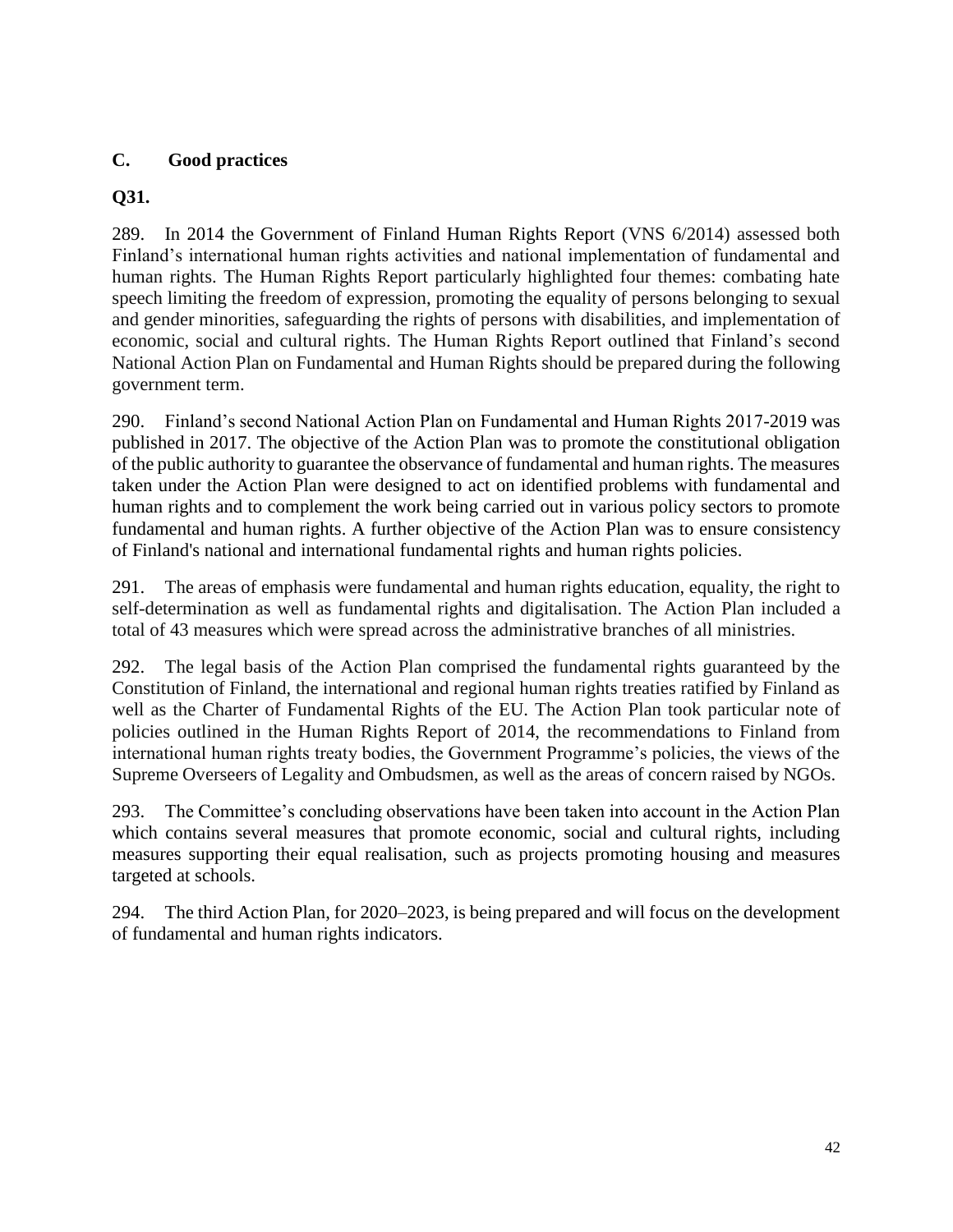## C. Good practices

**Q31.**

289. In 2014 the Government of Finland Human Rights Report (VNS 6/2014) assessed both Finland's international human rights activities and national implementation of fundamental and human rights. The Human Rights Report particularly highlighted four themes: combating hate speech limiting the freedom of expression, promoting the equality of persons belonging to sexual and gender minorities, safeguarding the rights of persons with disabilities, and implementation of economic, social and cultural rights. The Human Rights Report outlined that Finland's second National Action Plan on Fundamental and Human Rights should be prepared during the following government term.

290. Finland's second National Action Plan on Fundamental and Human Rights 2017-2019 was published in 2017. The objective of the Action Plan was to promote the constitutional obligation of the public authority to guarantee the observance of fundamental and human rights. The measures taken under the Action Plan were designed to act on identified problems with fundamental and human rights and to complement the work being carried out in various policy sectors to promote fundamental and human rights. A further objective of the Action Plan was to ensure consistency of Finland's national and international fundamental rights and human rights policies.

291. The areas of emphasis were fundamental and human rights education, equality, the right to self-determination as well as fundamental rights and digitalisation. The Action Plan included a total of 43 measures which were spread across the administrative branches of all ministries.

292. The legal basis of the Action Plan comprised the fundamental rights guaranteed by the Constitution of Finland, the international and regional human rights treaties ratified by Finland as well as the Charter of Fundamental Rights of the EU. The Action Plan took particular note of policies outlined in the Human Rights Report of 2014, the recommendations to Finland from international human rights treaty bodies, the Government Programme's policies, the views of the Supreme Overseers of Legality and Ombudsmen, as well as the areas of concern raised by NGOs.

293. The Committee's concluding observations have been taken into account in the Action Plan which contains several measures that promote economic, social and cultural rights, including measures supporting their equal realisation, such as projects promoting housing and measures targeted at schools.

294. The third Action Plan, for 2020–2023, is being prepared and will focus on the development of fundamental and human rights indicators.